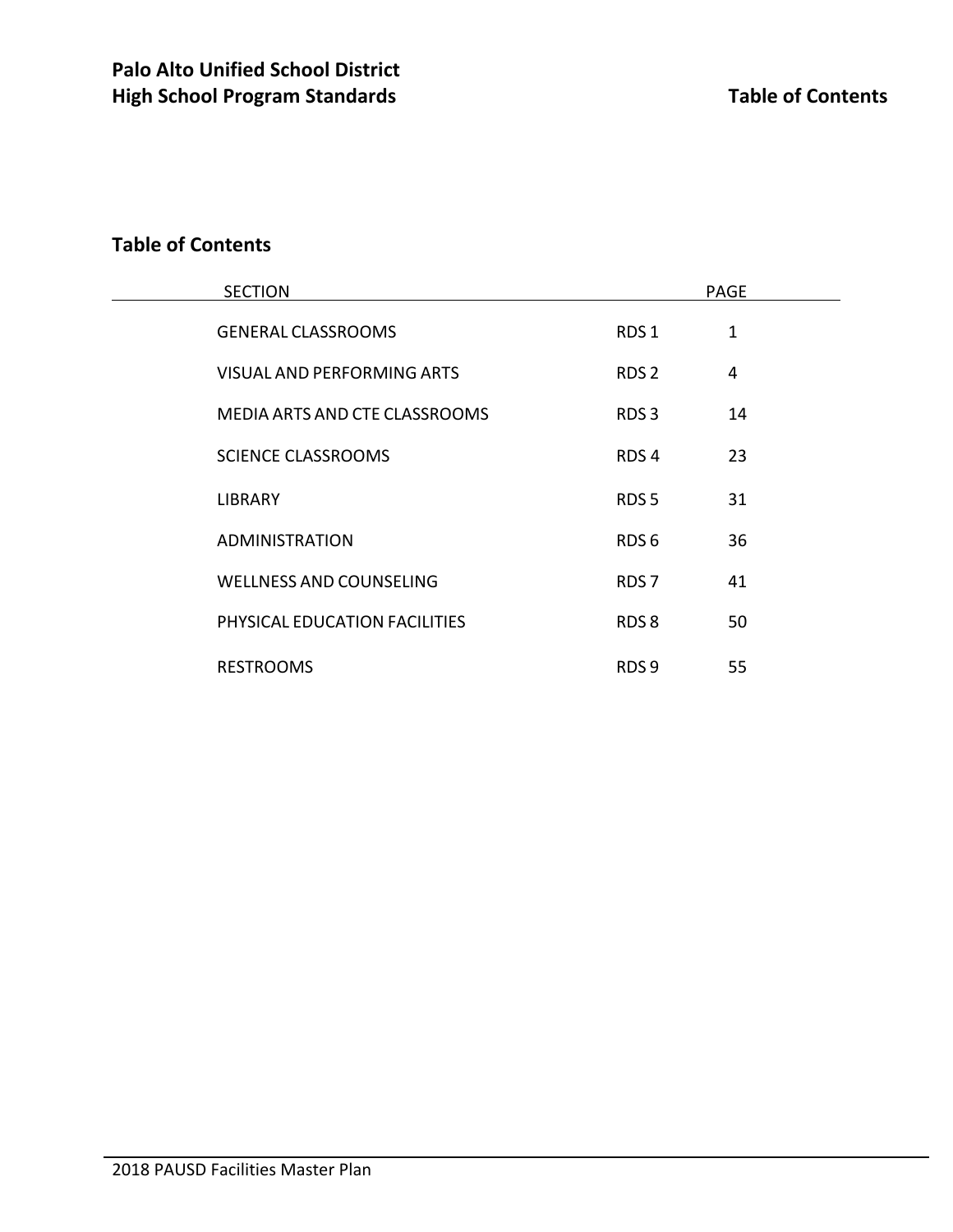## Table of Contents

| SECTION | | PAGE |
|---|---|---|
| GENERAL CLASSROOMS | RDS 1 | 1 |
| VISUAL AND PERFORMING ARTS | RDS 2 | 4 |
| MEDIA ARTS AND CTE CLASSROOMS | RDS 3 | 14 |
| SCIENCE CLASSROOMS | RDS 4 | 23 |
| LIBRARY | RDS 5 | 31 |
| ADMINISTRATION | RDS 6 | 36 |
| WELLNESS AND COUNSELING | RDS 7 | 41 |
| PHYSICAL EDUCATION FACILITIES | RDS 8 | 50 |
| RESTROOMS | RDS 9 | 55 |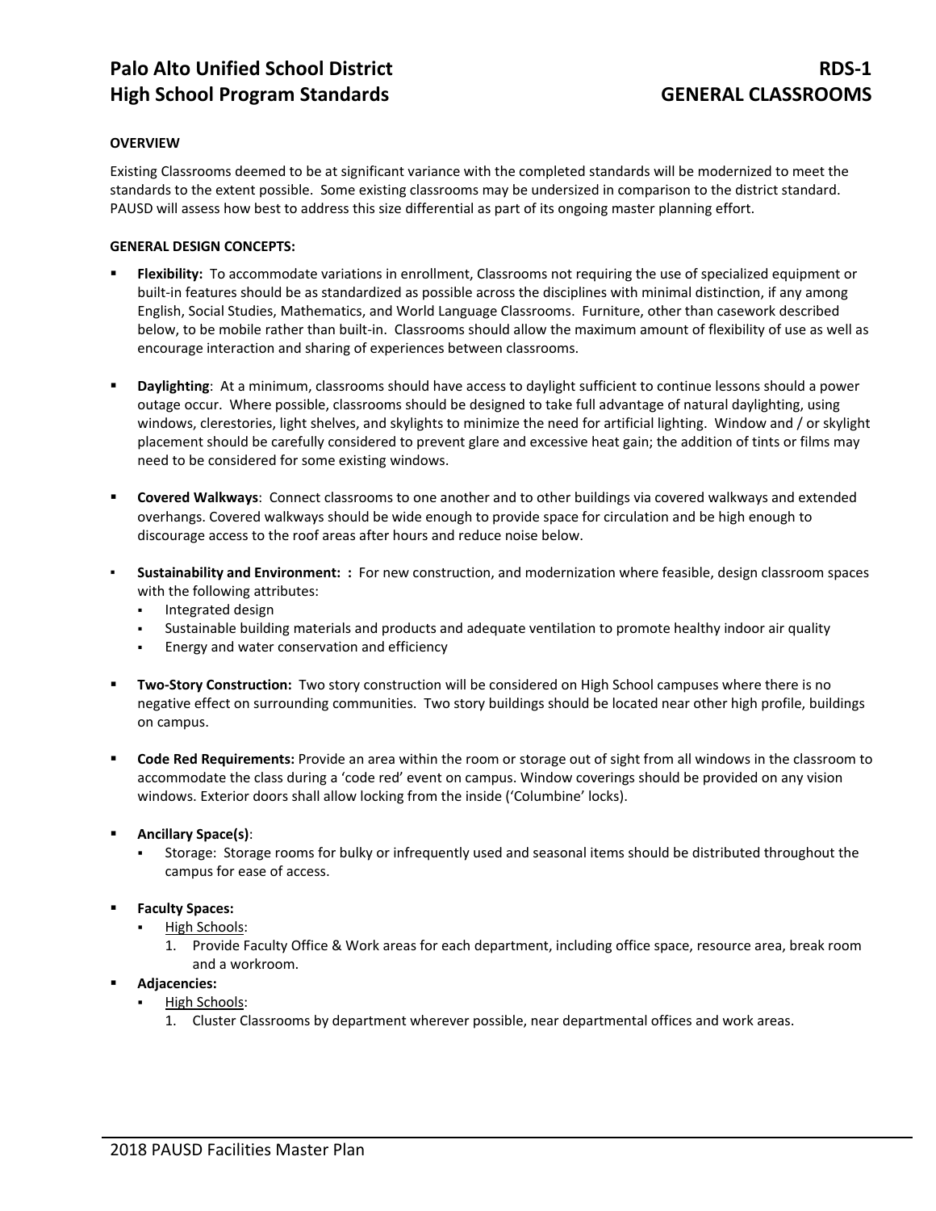# Palo Alto Unified School District — RDS-1
## High School Program Standards — GENERAL CLASSROOMS

**OVERVIEW**

Existing Classrooms deemed to be at significant variance with the completed standards will be modernized to meet the standards to the extent possible. Some existing classrooms may be undersized in comparison to the district standard. PAUSD will assess how best to address this size differential as part of its ongoing master planning effort.

**GENERAL DESIGN CONCEPTS:**

- **Flexibility:** To accommodate variations in enrollment, Classrooms not requiring the use of specialized equipment or built-in features should be as standardized as possible across the disciplines with minimal distinction, if any among English, Social Studies, Mathematics, and World Language Classrooms. Furniture, other than casework described below, to be mobile rather than built-in. Classrooms should allow the maximum amount of flexibility of use as well as encourage interaction and sharing of experiences between classrooms.

- **Daylighting**: At a minimum, classrooms should have access to daylight sufficient to continue lessons should a power outage occur. Where possible, classrooms should be designed to take full advantage of natural daylighting, using windows, clerestories, light shelves, and skylights to minimize the need for artificial lighting. Window and / or skylight placement should be carefully considered to prevent glare and excessive heat gain; the addition of tints or films may need to be considered for some existing windows.

- **Covered Walkways**: Connect classrooms to one another and to other buildings via covered walkways and extended overhangs. Covered walkways should be wide enough to provide space for circulation and be high enough to discourage access to the roof areas after hours and reduce noise below.

- **Sustainability and Environment: :** For new construction, and modernization where feasible, design classroom spaces with the following attributes:
  - Integrated design
  - Sustainable building materials and products and adequate ventilation to promote healthy indoor air quality
  - Energy and water conservation and efficiency

- **Two-Story Construction:** Two story construction will be considered on High School campuses where there is no negative effect on surrounding communities. Two story buildings should be located near other high profile, buildings on campus.

- **Code Red Requirements:** Provide an area within the room or storage out of sight from all windows in the classroom to accommodate the class during a 'code red' event on campus. Window coverings should be provided on any vision windows. Exterior doors shall allow locking from the inside ('Columbine' locks).

- **Ancillary Space(s)**:
  - Storage: Storage rooms for bulky or infrequently used and seasonal items should be distributed throughout the campus for ease of access.

- **Faculty Spaces:**
  - High Schools:
    1. Provide Faculty Office & Work areas for each department, including office space, resource area, break room and a workroom.

- **Adjacencies:**
  - High Schools:
    1. Cluster Classrooms by department wherever possible, near departmental offices and work areas.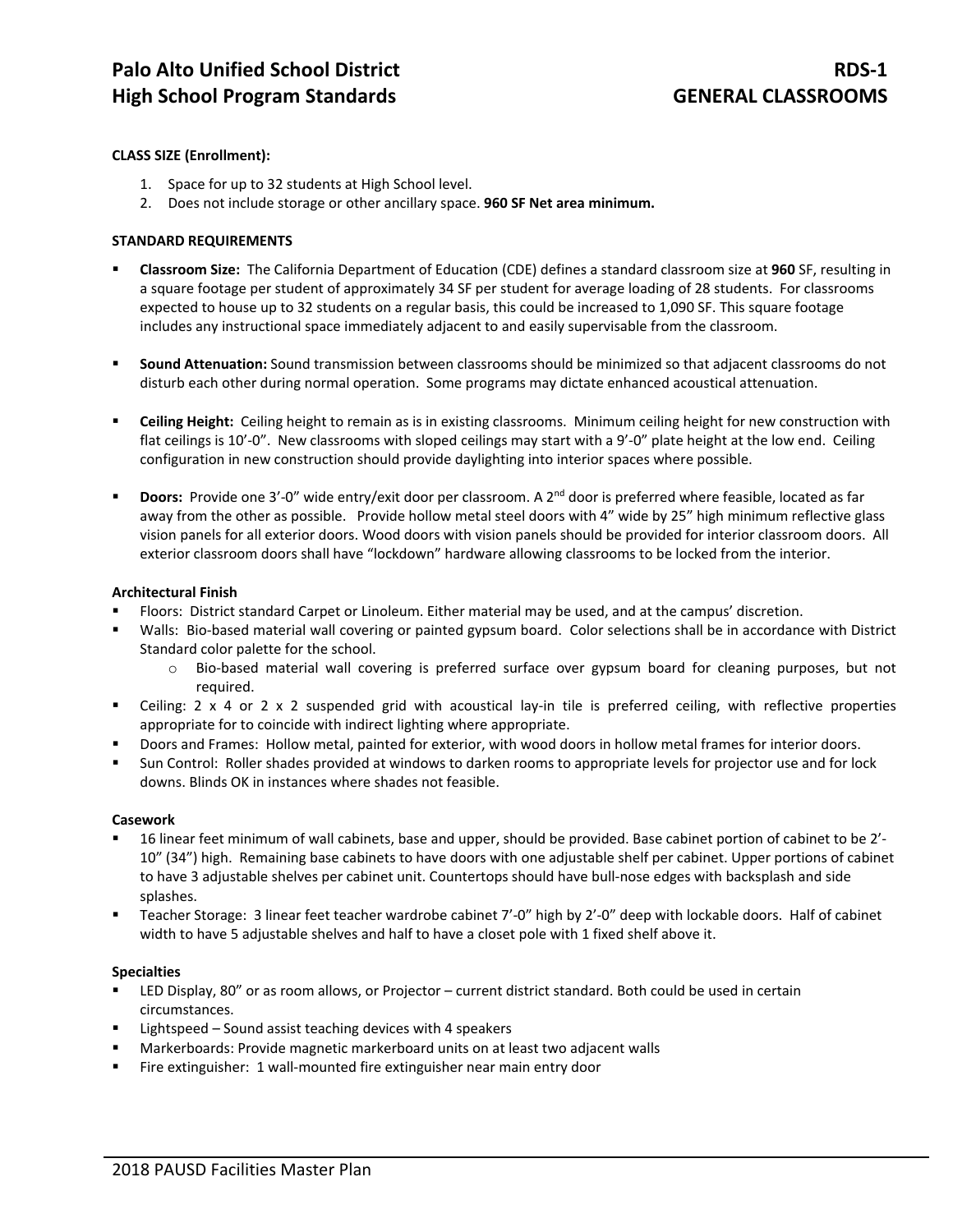# Palo Alto Unified School District — RDS-1
## High School Program Standards — GENERAL CLASSROOMS

**CLASS SIZE (Enrollment):**

1. Space for up to 32 students at High School level.
2. Does not include storage or other ancillary space. **960 SF Net area minimum.**

**STANDARD REQUIREMENTS**

- **Classroom Size:** The California Department of Education (CDE) defines a standard classroom size at **960** SF, resulting in a square footage per student of approximately 34 SF per student for average loading of 28 students. For classrooms expected to house up to 32 students on a regular basis, this could be increased to 1,090 SF. This square footage includes any instructional space immediately adjacent to and easily supervisable from the classroom.

- **Sound Attenuation:** Sound transmission between classrooms should be minimized so that adjacent classrooms do not disturb each other during normal operation. Some programs may dictate enhanced acoustical attenuation.

- **Ceiling Height:** Ceiling height to remain as is in existing classrooms. Minimum ceiling height for new construction with flat ceilings is 10'-0". New classrooms with sloped ceilings may start with a 9'-0" plate height at the low end. Ceiling configuration in new construction should provide daylighting into interior spaces where possible.

- **Doors:** Provide one 3'-0" wide entry/exit door per classroom. A 2nd door is preferred where feasible, located as far away from the other as possible. Provide hollow metal steel doors with 4" wide by 25" high minimum reflective glass vision panels for all exterior doors. Wood doors with vision panels should be provided for interior classroom doors. All exterior classroom doors shall have "lockdown" hardware allowing classrooms to be locked from the interior.

**Architectural Finish**

- Floors: District standard Carpet or Linoleum. Either material may be used, and at the campus' discretion.
- Walls: Bio-based material wall covering or painted gypsum board. Color selections shall be in accordance with District Standard color palette for the school.
  - Bio-based material wall covering is preferred surface over gypsum board for cleaning purposes, but not required.
- Ceiling: 2 x 4 or 2 x 2 suspended grid with acoustical lay-in tile is preferred ceiling, with reflective properties appropriate for to coincide with indirect lighting where appropriate.
- Doors and Frames: Hollow metal, painted for exterior, with wood doors in hollow metal frames for interior doors.
- Sun Control: Roller shades provided at windows to darken rooms to appropriate levels for projector use and for lock downs. Blinds OK in instances where shades not feasible.

**Casework**

- 16 linear feet minimum of wall cabinets, base and upper, should be provided. Base cabinet portion of cabinet to be 2'-10" (34") high. Remaining base cabinets to have doors with one adjustable shelf per cabinet. Upper portions of cabinet to have 3 adjustable shelves per cabinet unit. Countertops should have bull-nose edges with backsplash and side splashes.
- Teacher Storage: 3 linear feet teacher wardrobe cabinet 7'-0" high by 2'-0" deep with lockable doors. Half of cabinet width to have 5 adjustable shelves and half to have a closet pole with 1 fixed shelf above it.

**Specialties**

- LED Display, 80" or as room allows, or Projector – current district standard. Both could be used in certain circumstances.
- Lightspeed – Sound assist teaching devices with 4 speakers
- Markerboards: Provide magnetic markerboard units on at least two adjacent walls
- Fire extinguisher: 1 wall-mounted fire extinguisher near main entry door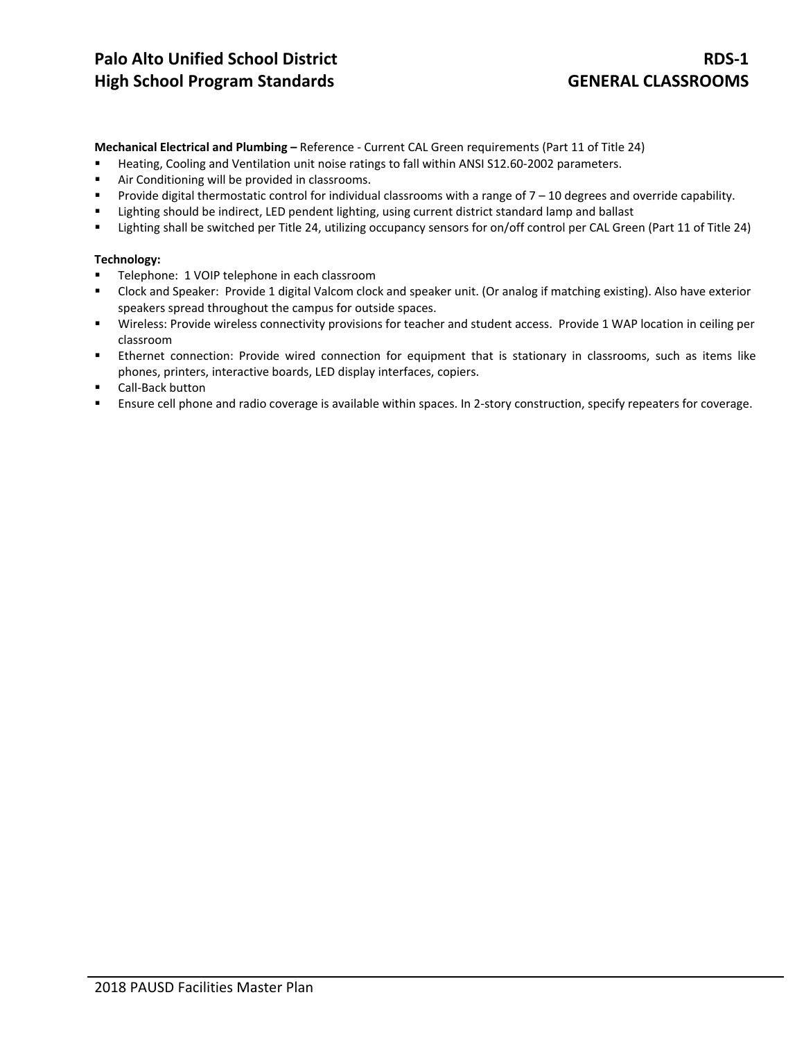**Mechanical Electrical and Plumbing –** Reference - Current CAL Green requirements (Part 11 of Title 24)

- Heating, Cooling and Ventilation unit noise ratings to fall within ANSI S12.60-2002 parameters.
- Air Conditioning will be provided in classrooms.
- Provide digital thermostatic control for individual classrooms with a range of 7 – 10 degrees and override capability.
- Lighting should be indirect, LED pendent lighting, using current district standard lamp and ballast
- Lighting shall be switched per Title 24, utilizing occupancy sensors for on/off control per CAL Green (Part 11 of Title 24)

**Technology:**

- Telephone: 1 VOIP telephone in each classroom
- Clock and Speaker: Provide 1 digital Valcom clock and speaker unit. (Or analog if matching existing). Also have exterior speakers spread throughout the campus for outside spaces.
- Wireless: Provide wireless connectivity provisions for teacher and student access. Provide 1 WAP location in ceiling per classroom
- Ethernet connection: Provide wired connection for equipment that is stationary in classrooms, such as items like phones, printers, interactive boards, LED display interfaces, copiers.
- Call-Back button
- Ensure cell phone and radio coverage is available within spaces. In 2-story construction, specify repeaters for coverage.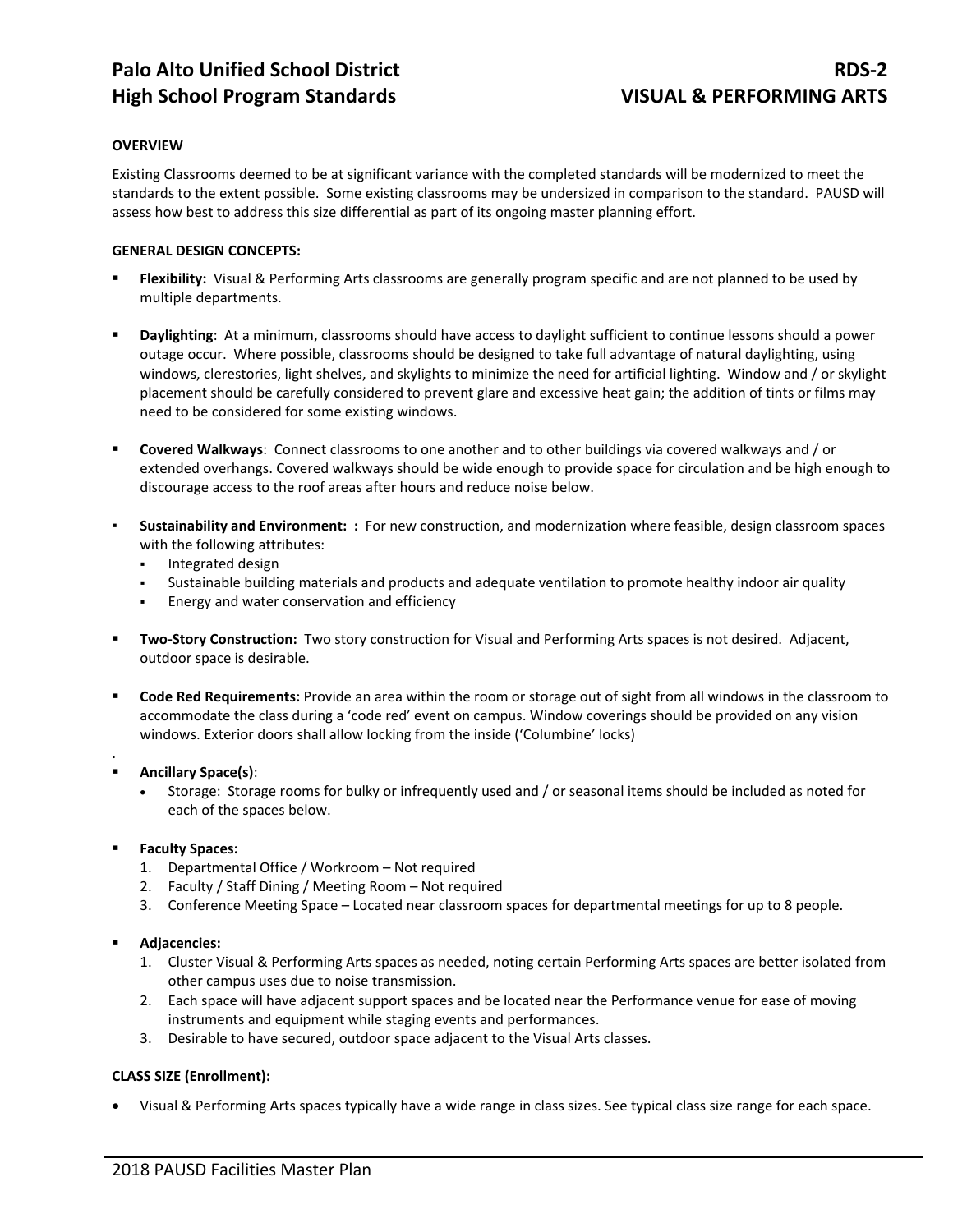# Palo Alto Unified School District — High School Program Standards

# RDS-2 VISUAL & PERFORMING ARTS

**OVERVIEW**

Existing Classrooms deemed to be at significant variance with the completed standards will be modernized to meet the standards to the extent possible. Some existing classrooms may be undersized in comparison to the standard. PAUSD will assess how best to address this size differential as part of its ongoing master planning effort.

**GENERAL DESIGN CONCEPTS:**

- **Flexibility:** Visual & Performing Arts classrooms are generally program specific and are not planned to be used by multiple departments.

- **Daylighting**: At a minimum, classrooms should have access to daylight sufficient to continue lessons should a power outage occur. Where possible, classrooms should be designed to take full advantage of natural daylighting, using windows, clerestories, light shelves, and skylights to minimize the need for artificial lighting. Window and / or skylight placement should be carefully considered to prevent glare and excessive heat gain; the addition of tints or films may need to be considered for some existing windows.

- **Covered Walkways**: Connect classrooms to one another and to other buildings via covered walkways and / or extended overhangs. Covered walkways should be wide enough to provide space for circulation and be high enough to discourage access to the roof areas after hours and reduce noise below.

- **Sustainability and Environment: :** For new construction, and modernization where feasible, design classroom spaces with the following attributes:
  - Integrated design
  - Sustainable building materials and products and adequate ventilation to promote healthy indoor air quality
  - Energy and water conservation and efficiency

- **Two-Story Construction:** Two story construction for Visual and Performing Arts spaces is not desired. Adjacent, outdoor space is desirable.

- **Code Red Requirements:** Provide an area within the room or storage out of sight from all windows in the classroom to accommodate the class during a 'code red' event on campus. Window coverings should be provided on any vision windows. Exterior doors shall allow locking from the inside ('Columbine' locks)

.

- **Ancillary Space(s)**:
  - Storage: Storage rooms for bulky or infrequently used and / or seasonal items should be included as noted for each of the spaces below.

- **Faculty Spaces:**
  1. Departmental Office / Workroom – Not required
  2. Faculty / Staff Dining / Meeting Room – Not required
  3. Conference Meeting Space – Located near classroom spaces for departmental meetings for up to 8 people.

- **Adjacencies:**
  1. Cluster Visual & Performing Arts spaces as needed, noting certain Performing Arts spaces are better isolated from other campus uses due to noise transmission.
  2. Each space will have adjacent support spaces and be located near the Performance venue for ease of moving instruments and equipment while staging events and performances.
  3. Desirable to have secured, outdoor space adjacent to the Visual Arts classes.

**CLASS SIZE (Enrollment):**

- Visual & Performing Arts spaces typically have a wide range in class sizes. See typical class size range for each space.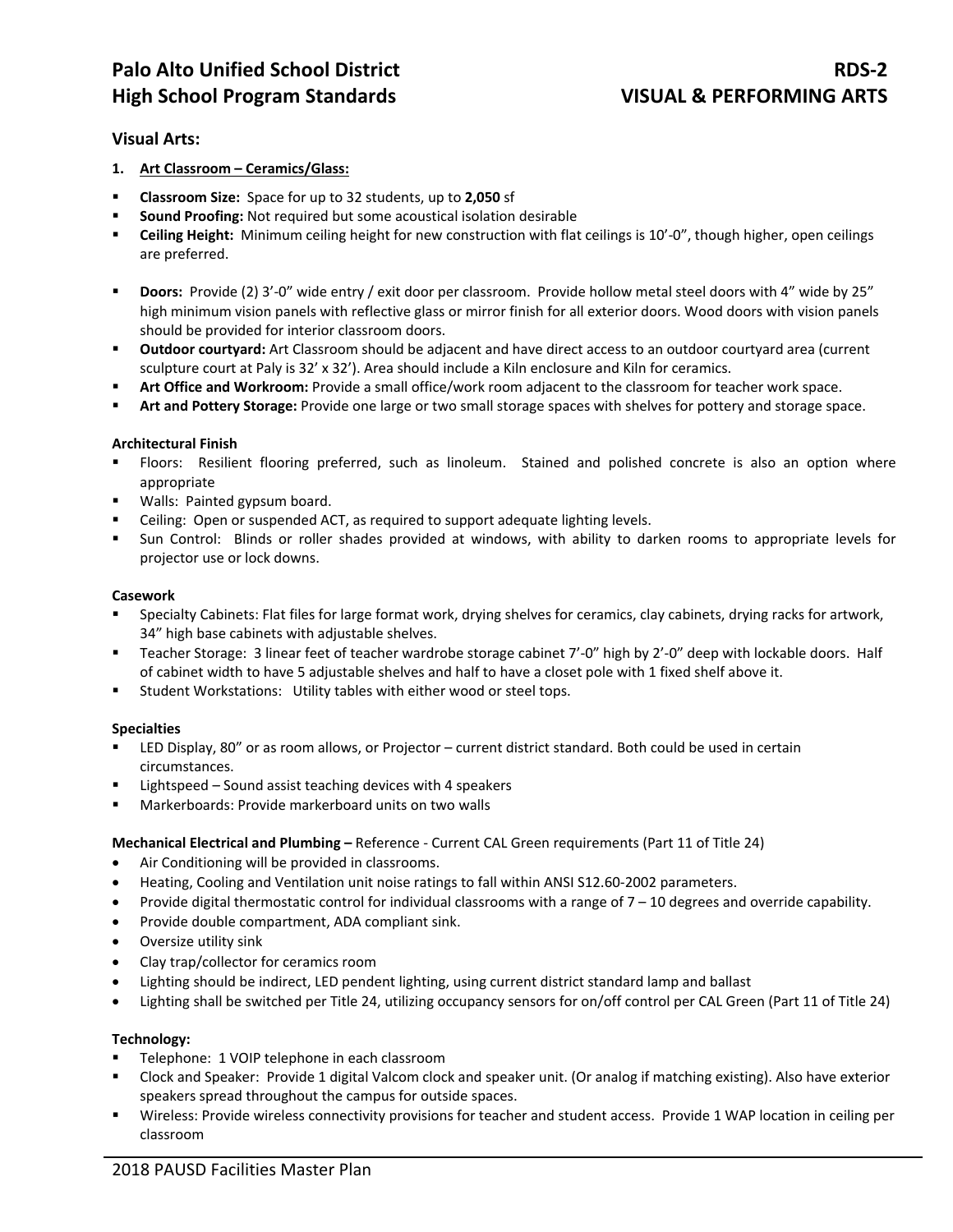# Palo Alto Unified School District — RDS-2
# High School Program Standards — VISUAL & PERFORMING ARTS

## Visual Arts:

### 1. Art Classroom – Ceramics/Glass:

- **Classroom Size:** Space for up to 32 students, up to **2,050** sf
- **Sound Proofing:** Not required but some acoustical isolation desirable
- **Ceiling Height:** Minimum ceiling height for new construction with flat ceilings is 10'-0", though higher, open ceilings are preferred.
- **Doors:** Provide (2) 3'-0" wide entry / exit door per classroom. Provide hollow metal steel doors with 4" wide by 25" high minimum vision panels with reflective glass or mirror finish for all exterior doors. Wood doors with vision panels should be provided for interior classroom doors.
- **Outdoor courtyard:** Art Classroom should be adjacent and have direct access to an outdoor courtyard area (current sculpture court at Paly is 32' x 32'). Area should include a Kiln enclosure and Kiln for ceramics.
- **Art Office and Workroom:** Provide a small office/work room adjacent to the classroom for teacher work space.
- **Art and Pottery Storage:** Provide one large or two small storage spaces with shelves for pottery and storage space.

**Architectural Finish**

- Floors: Resilient flooring preferred, such as linoleum. Stained and polished concrete is also an option where appropriate
- Walls: Painted gypsum board.
- Ceiling: Open or suspended ACT, as required to support adequate lighting levels.
- Sun Control: Blinds or roller shades provided at windows, with ability to darken rooms to appropriate levels for projector use or lock downs.

**Casework**

- Specialty Cabinets: Flat files for large format work, drying shelves for ceramics, clay cabinets, drying racks for artwork, 34" high base cabinets with adjustable shelves.
- Teacher Storage: 3 linear feet of teacher wardrobe storage cabinet 7'-0" high by 2'-0" deep with lockable doors. Half of cabinet width to have 5 adjustable shelves and half to have a closet pole with 1 fixed shelf above it.
- Student Workstations: Utility tables with either wood or steel tops.

**Specialties**

- LED Display, 80" or as room allows, or Projector – current district standard. Both could be used in certain circumstances.
- Lightspeed – Sound assist teaching devices with 4 speakers
- Markerboards: Provide markerboard units on two walls

**Mechanical Electrical and Plumbing –** Reference - Current CAL Green requirements (Part 11 of Title 24)

- Air Conditioning will be provided in classrooms.
- Heating, Cooling and Ventilation unit noise ratings to fall within ANSI S12.60-2002 parameters.
- Provide digital thermostatic control for individual classrooms with a range of 7 – 10 degrees and override capability.
- Provide double compartment, ADA compliant sink.
- Oversize utility sink
- Clay trap/collector for ceramics room
- Lighting should be indirect, LED pendent lighting, using current district standard lamp and ballast
- Lighting shall be switched per Title 24, utilizing occupancy sensors for on/off control per CAL Green (Part 11 of Title 24)

**Technology:**

- Telephone: 1 VOIP telephone in each classroom
- Clock and Speaker: Provide 1 digital Valcom clock and speaker unit. (Or analog if matching existing). Also have exterior speakers spread throughout the campus for outside spaces.
- Wireless: Provide wireless connectivity provisions for teacher and student access. Provide 1 WAP location in ceiling per classroom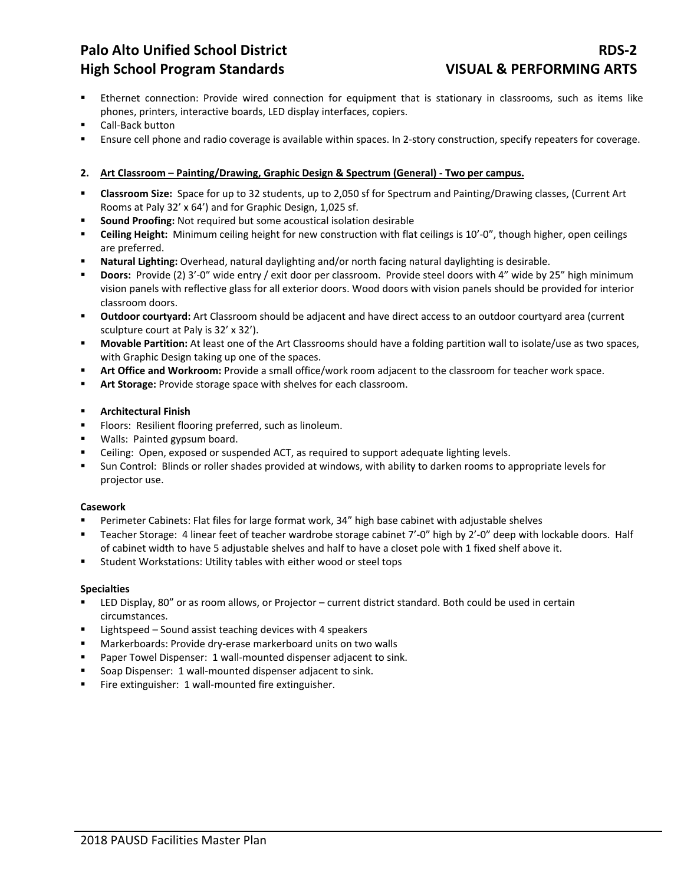- Ethernet connection: Provide wired connection for equipment that is stationary in classrooms, such as items like phones, printers, interactive boards, LED display interfaces, copiers.
- Call-Back button
- Ensure cell phone and radio coverage is available within spaces. In 2-story construction, specify repeaters for coverage.

**2. Art Classroom – Painting/Drawing, Graphic Design & Spectrum (General) - Two per campus.**

- **Classroom Size:** Space for up to 32 students, up to 2,050 sf for Spectrum and Painting/Drawing classes, (Current Art Rooms at Paly 32' x 64') and for Graphic Design, 1,025 sf.
- **Sound Proofing:** Not required but some acoustical isolation desirable
- **Ceiling Height:** Minimum ceiling height for new construction with flat ceilings is 10'-0", though higher, open ceilings are preferred.
- **Natural Lighting:** Overhead, natural daylighting and/or north facing natural daylighting is desirable.
- **Doors:** Provide (2) 3'-0" wide entry / exit door per classroom. Provide steel doors with 4" wide by 25" high minimum vision panels with reflective glass for all exterior doors. Wood doors with vision panels should be provided for interior classroom doors.
- **Outdoor courtyard:** Art Classroom should be adjacent and have direct access to an outdoor courtyard area (current sculpture court at Paly is 32' x 32').
- **Movable Partition:** At least one of the Art Classrooms should have a folding partition wall to isolate/use as two spaces, with Graphic Design taking up one of the spaces.
- **Art Office and Workroom:** Provide a small office/work room adjacent to the classroom for teacher work space.
- **Art Storage:** Provide storage space with shelves for each classroom.

- **Architectural Finish**
- Floors: Resilient flooring preferred, such as linoleum.
- Walls: Painted gypsum board.
- Ceiling: Open, exposed or suspended ACT, as required to support adequate lighting levels.
- Sun Control: Blinds or roller shades provided at windows, with ability to darken rooms to appropriate levels for projector use.

**Casework**

- Perimeter Cabinets: Flat files for large format work, 34" high base cabinet with adjustable shelves
- Teacher Storage: 4 linear feet of teacher wardrobe storage cabinet 7'-0" high by 2'-0" deep with lockable doors. Half of cabinet width to have 5 adjustable shelves and half to have a closet pole with 1 fixed shelf above it.
- Student Workstations: Utility tables with either wood or steel tops

**Specialties**

- LED Display, 80" or as room allows, or Projector – current district standard. Both could be used in certain circumstances.
- Lightspeed – Sound assist teaching devices with 4 speakers
- Markerboards: Provide dry-erase markerboard units on two walls
- Paper Towel Dispenser: 1 wall-mounted dispenser adjacent to sink.
- Soap Dispenser: 1 wall-mounted dispenser adjacent to sink.
- Fire extinguisher: 1 wall-mounted fire extinguisher.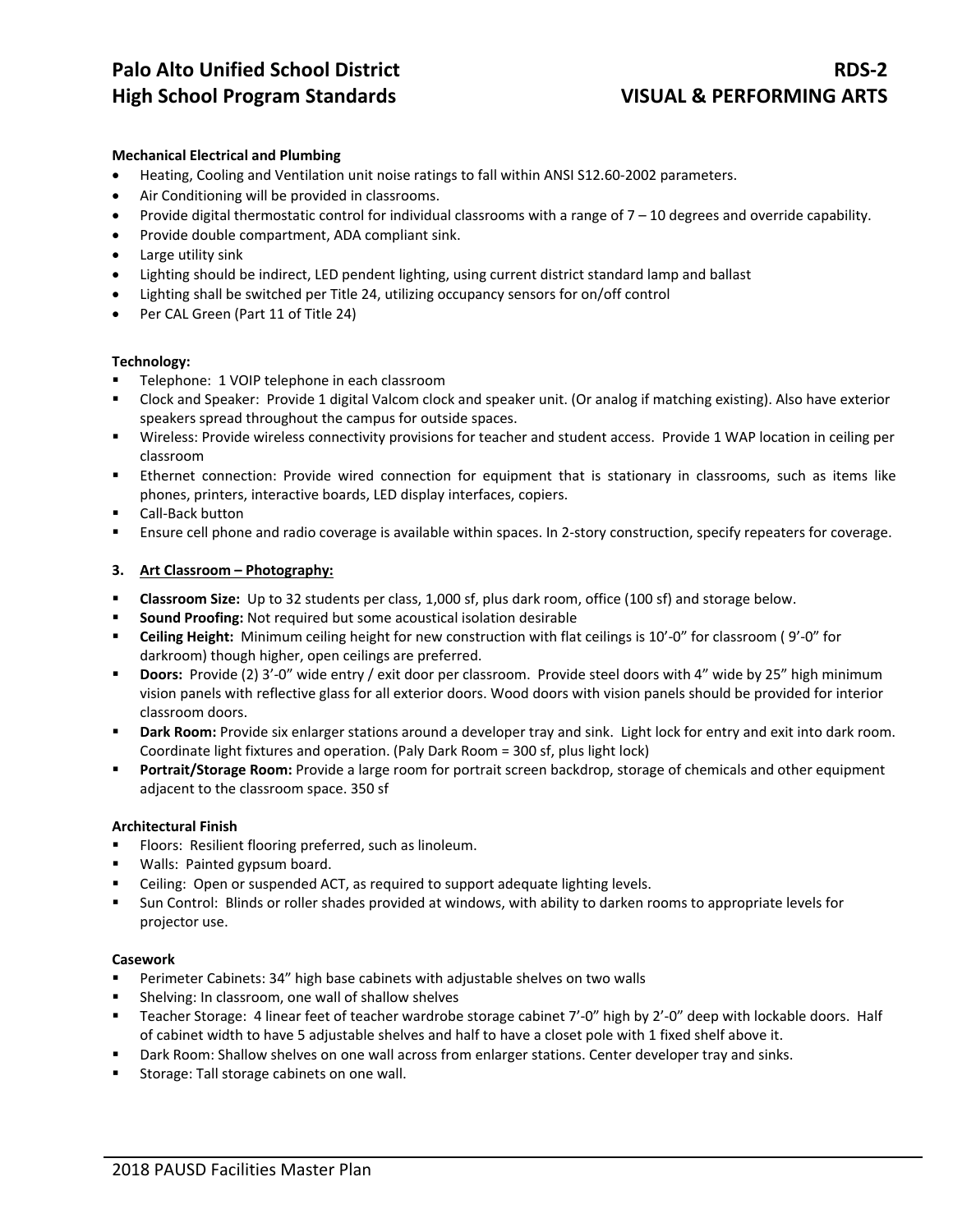**Mechanical Electrical and Plumbing**

- Heating, Cooling and Ventilation unit noise ratings to fall within ANSI S12.60-2002 parameters.
- Air Conditioning will be provided in classrooms.
- Provide digital thermostatic control for individual classrooms with a range of 7 – 10 degrees and override capability.
- Provide double compartment, ADA compliant sink.
- Large utility sink
- Lighting should be indirect, LED pendent lighting, using current district standard lamp and ballast
- Lighting shall be switched per Title 24, utilizing occupancy sensors for on/off control
- Per CAL Green (Part 11 of Title 24)

**Technology:**

- Telephone: 1 VOIP telephone in each classroom
- Clock and Speaker: Provide 1 digital Valcom clock and speaker unit. (Or analog if matching existing). Also have exterior speakers spread throughout the campus for outside spaces.
- Wireless: Provide wireless connectivity provisions for teacher and student access. Provide 1 WAP location in ceiling per classroom
- Ethernet connection: Provide wired connection for equipment that is stationary in classrooms, such as items like phones, printers, interactive boards, LED display interfaces, copiers.
- Call-Back button
- Ensure cell phone and radio coverage is available within spaces. In 2-story construction, specify repeaters for coverage.

**3. Art Classroom – Photography:**

- **Classroom Size:** Up to 32 students per class, 1,000 sf, plus dark room, office (100 sf) and storage below.
- **Sound Proofing:** Not required but some acoustical isolation desirable
- **Ceiling Height:** Minimum ceiling height for new construction with flat ceilings is 10'-0" for classroom ( 9'-0" for darkroom) though higher, open ceilings are preferred.
- **Doors:** Provide (2) 3'-0" wide entry / exit door per classroom. Provide steel doors with 4" wide by 25" high minimum vision panels with reflective glass for all exterior doors. Wood doors with vision panels should be provided for interior classroom doors.
- **Dark Room:** Provide six enlarger stations around a developer tray and sink. Light lock for entry and exit into dark room. Coordinate light fixtures and operation. (Paly Dark Room = 300 sf, plus light lock)
- **Portrait/Storage Room:** Provide a large room for portrait screen backdrop, storage of chemicals and other equipment adjacent to the classroom space. 350 sf

**Architectural Finish**

- Floors: Resilient flooring preferred, such as linoleum.
- Walls: Painted gypsum board.
- Ceiling: Open or suspended ACT, as required to support adequate lighting levels.
- Sun Control: Blinds or roller shades provided at windows, with ability to darken rooms to appropriate levels for projector use.

**Casework**

- Perimeter Cabinets: 34" high base cabinets with adjustable shelves on two walls
- Shelving: In classroom, one wall of shallow shelves
- Teacher Storage: 4 linear feet of teacher wardrobe storage cabinet 7'-0" high by 2'-0" deep with lockable doors. Half of cabinet width to have 5 adjustable shelves and half to have a closet pole with 1 fixed shelf above it.
- Dark Room: Shallow shelves on one wall across from enlarger stations. Center developer tray and sinks.
- Storage: Tall storage cabinets on one wall.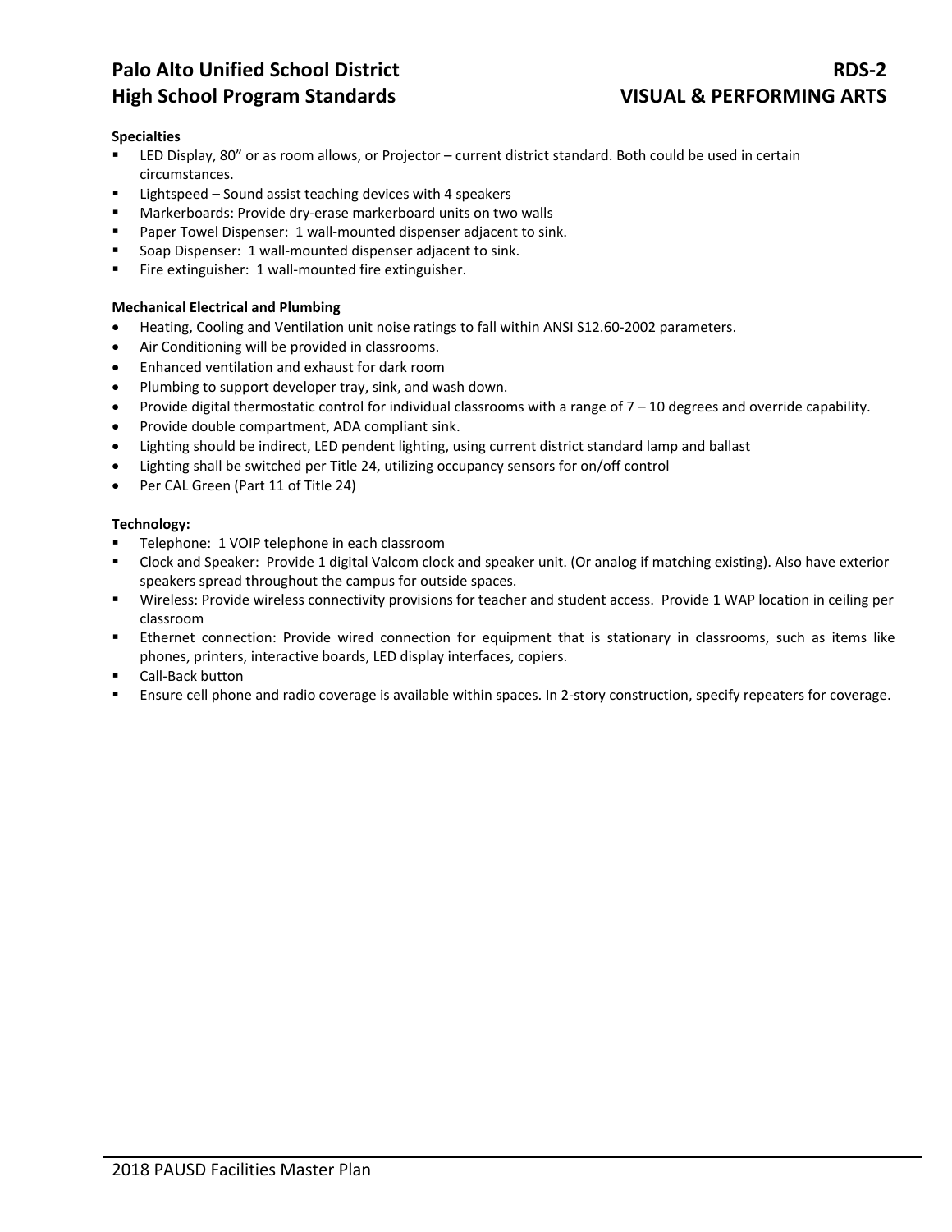**Specialties**

- LED Display, 80" or as room allows, or Projector – current district standard. Both could be used in certain circumstances.
- Lightspeed – Sound assist teaching devices with 4 speakers
- Markerboards: Provide dry-erase markerboard units on two walls
- Paper Towel Dispenser: 1 wall-mounted dispenser adjacent to sink.
- Soap Dispenser: 1 wall-mounted dispenser adjacent to sink.
- Fire extinguisher: 1 wall-mounted fire extinguisher.

**Mechanical Electrical and Plumbing**

- Heating, Cooling and Ventilation unit noise ratings to fall within ANSI S12.60-2002 parameters.
- Air Conditioning will be provided in classrooms.
- Enhanced ventilation and exhaust for dark room
- Plumbing to support developer tray, sink, and wash down.
- Provide digital thermostatic control for individual classrooms with a range of 7 – 10 degrees and override capability.
- Provide double compartment, ADA compliant sink.
- Lighting should be indirect, LED pendent lighting, using current district standard lamp and ballast
- Lighting shall be switched per Title 24, utilizing occupancy sensors for on/off control
- Per CAL Green (Part 11 of Title 24)

**Technology:**

- Telephone: 1 VOIP telephone in each classroom
- Clock and Speaker: Provide 1 digital Valcom clock and speaker unit. (Or analog if matching existing). Also have exterior speakers spread throughout the campus for outside spaces.
- Wireless: Provide wireless connectivity provisions for teacher and student access. Provide 1 WAP location in ceiling per classroom
- Ethernet connection: Provide wired connection for equipment that is stationary in classrooms, such as items like phones, printers, interactive boards, LED display interfaces, copiers.
- Call-Back button
- Ensure cell phone and radio coverage is available within spaces. In 2-story construction, specify repeaters for coverage.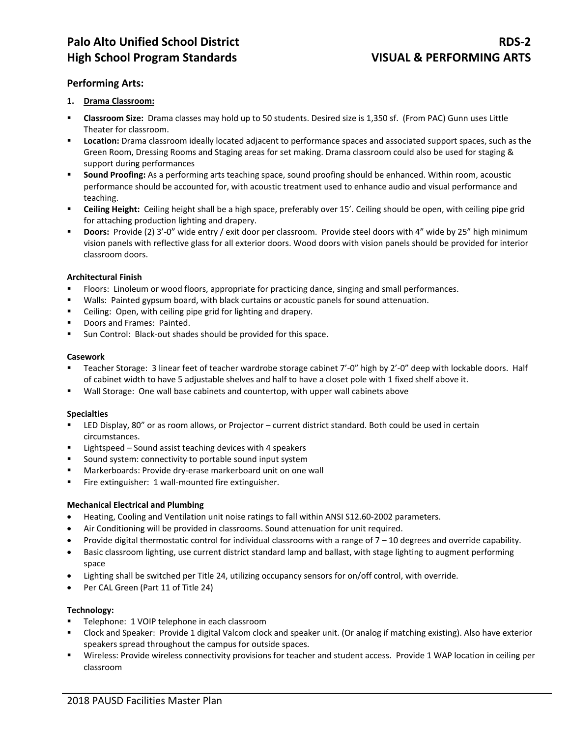## Performing Arts:

1. **Drama Classroom:**

- **Classroom Size:** Drama classes may hold up to 50 students. Desired size is 1,350 sf. (From PAC) Gunn uses Little Theater for classroom.
- **Location:** Drama classroom ideally located adjacent to performance spaces and associated support spaces, such as the Green Room, Dressing Rooms and Staging areas for set making. Drama classroom could also be used for staging & support during performances
- **Sound Proofing:** As a performing arts teaching space, sound proofing should be enhanced. Within room, acoustic performance should be accounted for, with acoustic treatment used to enhance audio and visual performance and teaching.
- **Ceiling Height:** Ceiling height shall be a high space, preferably over 15'. Ceiling should be open, with ceiling pipe grid for attaching production lighting and drapery.
- **Doors:** Provide (2) 3'-0" wide entry / exit door per classroom. Provide steel doors with 4" wide by 25" high minimum vision panels with reflective glass for all exterior doors. Wood doors with vision panels should be provided for interior classroom doors.

**Architectural Finish**

- Floors: Linoleum or wood floors, appropriate for practicing dance, singing and small performances.
- Walls: Painted gypsum board, with black curtains or acoustic panels for sound attenuation.
- Ceiling: Open, with ceiling pipe grid for lighting and drapery.
- Doors and Frames: Painted.
- Sun Control: Black-out shades should be provided for this space.

**Casework**

- Teacher Storage: 3 linear feet of teacher wardrobe storage cabinet 7'-0" high by 2'-0" deep with lockable doors. Half of cabinet width to have 5 adjustable shelves and half to have a closet pole with 1 fixed shelf above it.
- Wall Storage: One wall base cabinets and countertop, with upper wall cabinets above

**Specialties**

- LED Display, 80" or as room allows, or Projector – current district standard. Both could be used in certain circumstances.
- Lightspeed – Sound assist teaching devices with 4 speakers
- Sound system: connectivity to portable sound input system
- Markerboards: Provide dry-erase markerboard unit on one wall
- Fire extinguisher: 1 wall-mounted fire extinguisher.

**Mechanical Electrical and Plumbing**

- Heating, Cooling and Ventilation unit noise ratings to fall within ANSI S12.60-2002 parameters.
- Air Conditioning will be provided in classrooms. Sound attenuation for unit required.
- Provide digital thermostatic control for individual classrooms with a range of 7 – 10 degrees and override capability.
- Basic classroom lighting, use current district standard lamp and ballast, with stage lighting to augment performing space
- Lighting shall be switched per Title 24, utilizing occupancy sensors for on/off control, with override.
- Per CAL Green (Part 11 of Title 24)

**Technology:**

- Telephone: 1 VOIP telephone in each classroom
- Clock and Speaker: Provide 1 digital Valcom clock and speaker unit. (Or analog if matching existing). Also have exterior speakers spread throughout the campus for outside spaces.
- Wireless: Provide wireless connectivity provisions for teacher and student access. Provide 1 WAP location in ceiling per classroom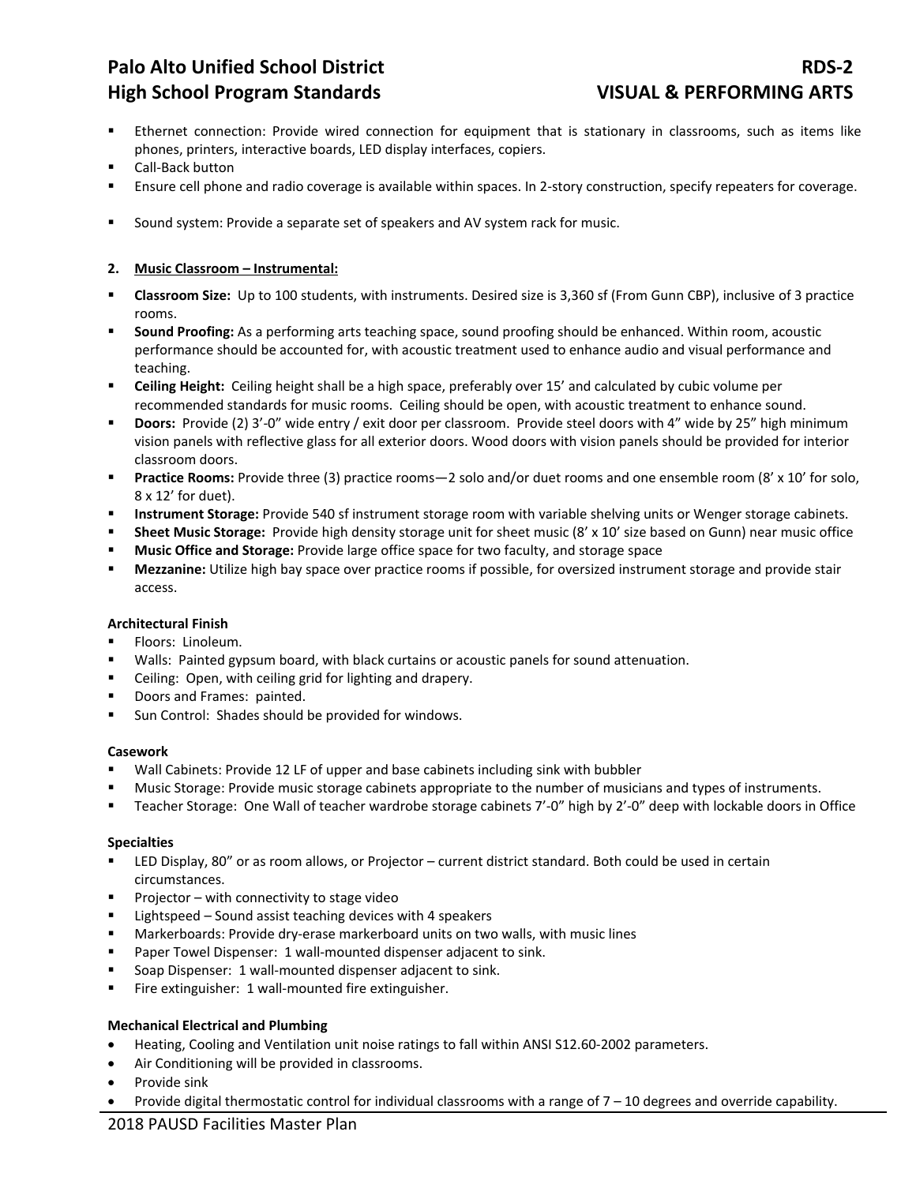- Ethernet connection: Provide wired connection for equipment that is stationary in classrooms, such as items like phones, printers, interactive boards, LED display interfaces, copiers.
- Call-Back button
- Ensure cell phone and radio coverage is available within spaces. In 2-story construction, specify repeaters for coverage.
- Sound system: Provide a separate set of speakers and AV system rack for music.

**2. <u>Music Classroom – Instrumental:</u>**

- **Classroom Size:** Up to 100 students, with instruments. Desired size is 3,360 sf (From Gunn CBP), inclusive of 3 practice rooms.
- **Sound Proofing:** As a performing arts teaching space, sound proofing should be enhanced. Within room, acoustic performance should be accounted for, with acoustic treatment used to enhance audio and visual performance and teaching.
- **Ceiling Height:** Ceiling height shall be a high space, preferably over 15' and calculated by cubic volume per recommended standards for music rooms. Ceiling should be open, with acoustic treatment to enhance sound.
- **Doors:** Provide (2) 3'-0" wide entry / exit door per classroom. Provide steel doors with 4" wide by 25" high minimum vision panels with reflective glass for all exterior doors. Wood doors with vision panels should be provided for interior classroom doors.
- **Practice Rooms:** Provide three (3) practice rooms—2 solo and/or duet rooms and one ensemble room (8' x 10' for solo, 8 x 12' for duet).
- **Instrument Storage:** Provide 540 sf instrument storage room with variable shelving units or Wenger storage cabinets.
- **Sheet Music Storage:** Provide high density storage unit for sheet music (8' x 10' size based on Gunn) near music office
- **Music Office and Storage:** Provide large office space for two faculty, and storage space
- **Mezzanine:** Utilize high bay space over practice rooms if possible, for oversized instrument storage and provide stair access.

**Architectural Finish**

- Floors: Linoleum.
- Walls: Painted gypsum board, with black curtains or acoustic panels for sound attenuation.
- Ceiling: Open, with ceiling grid for lighting and drapery.
- Doors and Frames: painted.
- Sun Control: Shades should be provided for windows.

**Casework**

- Wall Cabinets: Provide 12 LF of upper and base cabinets including sink with bubbler
- Music Storage: Provide music storage cabinets appropriate to the number of musicians and types of instruments.
- Teacher Storage: One Wall of teacher wardrobe storage cabinets 7'-0" high by 2'-0" deep with lockable doors in Office

**Specialties**

- LED Display, 80" or as room allows, or Projector – current district standard. Both could be used in certain circumstances.
- Projector – with connectivity to stage video
- Lightspeed – Sound assist teaching devices with 4 speakers
- Markerboards: Provide dry-erase markerboard units on two walls, with music lines
- Paper Towel Dispenser: 1 wall-mounted dispenser adjacent to sink.
- Soap Dispenser: 1 wall-mounted dispenser adjacent to sink.
- Fire extinguisher: 1 wall-mounted fire extinguisher.

**Mechanical Electrical and Plumbing**

- Heating, Cooling and Ventilation unit noise ratings to fall within ANSI S12.60-2002 parameters.
- Air Conditioning will be provided in classrooms.
- Provide sink
- Provide digital thermostatic control for individual classrooms with a range of 7 – 10 degrees and override capability.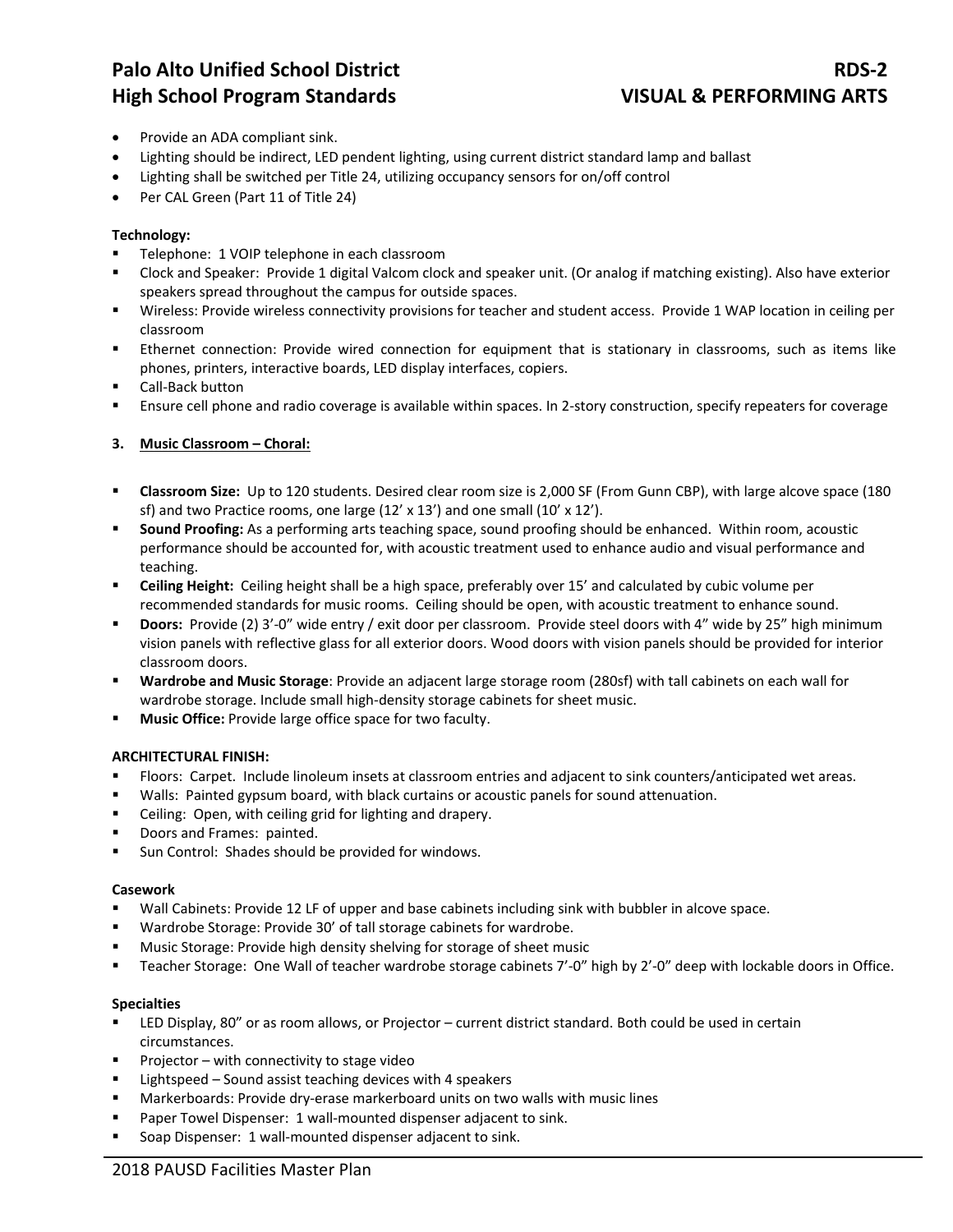- Provide an ADA compliant sink.
- Lighting should be indirect, LED pendent lighting, using current district standard lamp and ballast
- Lighting shall be switched per Title 24, utilizing occupancy sensors for on/off control
- Per CAL Green (Part 11 of Title 24)

**Technology:**

- Telephone: 1 VOIP telephone in each classroom
- Clock and Speaker: Provide 1 digital Valcom clock and speaker unit. (Or analog if matching existing). Also have exterior speakers spread throughout the campus for outside spaces.
- Wireless: Provide wireless connectivity provisions for teacher and student access. Provide 1 WAP location in ceiling per classroom
- Ethernet connection: Provide wired connection for equipment that is stationary in classrooms, such as items like phones, printers, interactive boards, LED display interfaces, copiers.
- Call-Back button
- Ensure cell phone and radio coverage is available within spaces. In 2-story construction, specify repeaters for coverage

### 3. Music Classroom – Choral:

- **Classroom Size:** Up to 120 students. Desired clear room size is 2,000 SF (From Gunn CBP), with large alcove space (180 sf) and two Practice rooms, one large (12' x 13') and one small (10' x 12').
- **Sound Proofing:** As a performing arts teaching space, sound proofing should be enhanced. Within room, acoustic performance should be accounted for, with acoustic treatment used to enhance audio and visual performance and teaching.
- **Ceiling Height:** Ceiling height shall be a high space, preferably over 15' and calculated by cubic volume per recommended standards for music rooms. Ceiling should be open, with acoustic treatment to enhance sound.
- **Doors:** Provide (2) 3'-0" wide entry / exit door per classroom. Provide steel doors with 4" wide by 25" high minimum vision panels with reflective glass for all exterior doors. Wood doors with vision panels should be provided for interior classroom doors.
- **Wardrobe and Music Storage**: Provide an adjacent large storage room (280sf) with tall cabinets on each wall for wardrobe storage. Include small high-density storage cabinets for sheet music.
- **Music Office:** Provide large office space for two faculty.

**ARCHITECTURAL FINISH:**

- Floors: Carpet. Include linoleum insets at classroom entries and adjacent to sink counters/anticipated wet areas.
- Walls: Painted gypsum board, with black curtains or acoustic panels for sound attenuation.
- Ceiling: Open, with ceiling grid for lighting and drapery.
- Doors and Frames: painted.
- Sun Control: Shades should be provided for windows.

**Casework**

- Wall Cabinets: Provide 12 LF of upper and base cabinets including sink with bubbler in alcove space.
- Wardrobe Storage: Provide 30' of tall storage cabinets for wardrobe.
- Music Storage: Provide high density shelving for storage of sheet music
- Teacher Storage: One Wall of teacher wardrobe storage cabinets 7'-0" high by 2'-0" deep with lockable doors in Office.

**Specialties**

- LED Display, 80" or as room allows, or Projector – current district standard. Both could be used in certain circumstances.
- Projector – with connectivity to stage video
- Lightspeed – Sound assist teaching devices with 4 speakers
- Markerboards: Provide dry-erase markerboard units on two walls with music lines
- Paper Towel Dispenser: 1 wall-mounted dispenser adjacent to sink.
- Soap Dispenser: 1 wall-mounted dispenser adjacent to sink.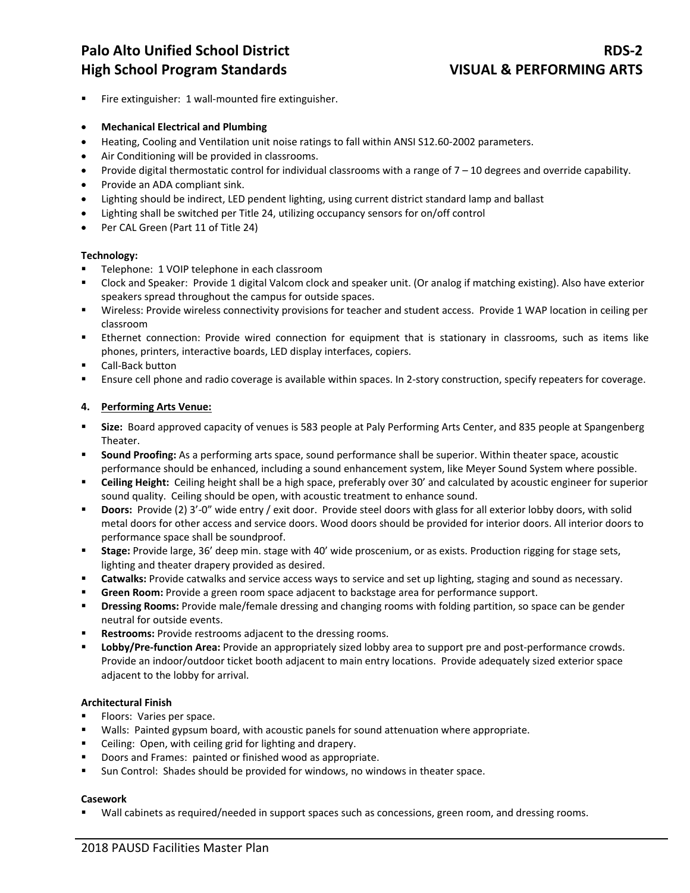- Fire extinguisher: 1 wall-mounted fire extinguisher.

- **Mechanical Electrical and Plumbing**
- Heating, Cooling and Ventilation unit noise ratings to fall within ANSI S12.60-2002 parameters.
- Air Conditioning will be provided in classrooms.
- Provide digital thermostatic control for individual classrooms with a range of 7 – 10 degrees and override capability.
- Provide an ADA compliant sink.
- Lighting should be indirect, LED pendent lighting, using current district standard lamp and ballast
- Lighting shall be switched per Title 24, utilizing occupancy sensors for on/off control
- Per CAL Green (Part 11 of Title 24)

**Technology:**

- Telephone: 1 VOIP telephone in each classroom
- Clock and Speaker: Provide 1 digital Valcom clock and speaker unit. (Or analog if matching existing). Also have exterior speakers spread throughout the campus for outside spaces.
- Wireless: Provide wireless connectivity provisions for teacher and student access. Provide 1 WAP location in ceiling per classroom
- Ethernet connection: Provide wired connection for equipment that is stationary in classrooms, such as items like phones, printers, interactive boards, LED display interfaces, copiers.
- Call-Back button
- Ensure cell phone and radio coverage is available within spaces. In 2-story construction, specify repeaters for coverage.

**4. Performing Arts Venue:**

- **Size:** Board approved capacity of venues is 583 people at Paly Performing Arts Center, and 835 people at Spangenberg Theater.
- **Sound Proofing:** As a performing arts space, sound performance shall be superior. Within theater space, acoustic performance should be enhanced, including a sound enhancement system, like Meyer Sound System where possible.
- **Ceiling Height:** Ceiling height shall be a high space, preferably over 30' and calculated by acoustic engineer for superior sound quality. Ceiling should be open, with acoustic treatment to enhance sound.
- **Doors:** Provide (2) 3'-0" wide entry / exit door. Provide steel doors with glass for all exterior lobby doors, with solid metal doors for other access and service doors. Wood doors should be provided for interior doors. All interior doors to performance space shall be soundproof.
- **Stage:** Provide large, 36' deep min. stage with 40' wide proscenium, or as exists. Production rigging for stage sets, lighting and theater drapery provided as desired.
- **Catwalks:** Provide catwalks and service access ways to service and set up lighting, staging and sound as necessary.
- **Green Room:** Provide a green room space adjacent to backstage area for performance support.
- **Dressing Rooms:** Provide male/female dressing and changing rooms with folding partition, so space can be gender neutral for outside events.
- **Restrooms:** Provide restrooms adjacent to the dressing rooms.
- **Lobby/Pre-function Area:** Provide an appropriately sized lobby area to support pre and post-performance crowds. Provide an indoor/outdoor ticket booth adjacent to main entry locations. Provide adequately sized exterior space adjacent to the lobby for arrival.

**Architectural Finish**

- Floors: Varies per space.
- Walls: Painted gypsum board, with acoustic panels for sound attenuation where appropriate.
- Ceiling: Open, with ceiling grid for lighting and drapery.
- Doors and Frames: painted or finished wood as appropriate.
- Sun Control: Shades should be provided for windows, no windows in theater space.

**Casework**

- Wall cabinets as required/needed in support spaces such as concessions, green room, and dressing rooms.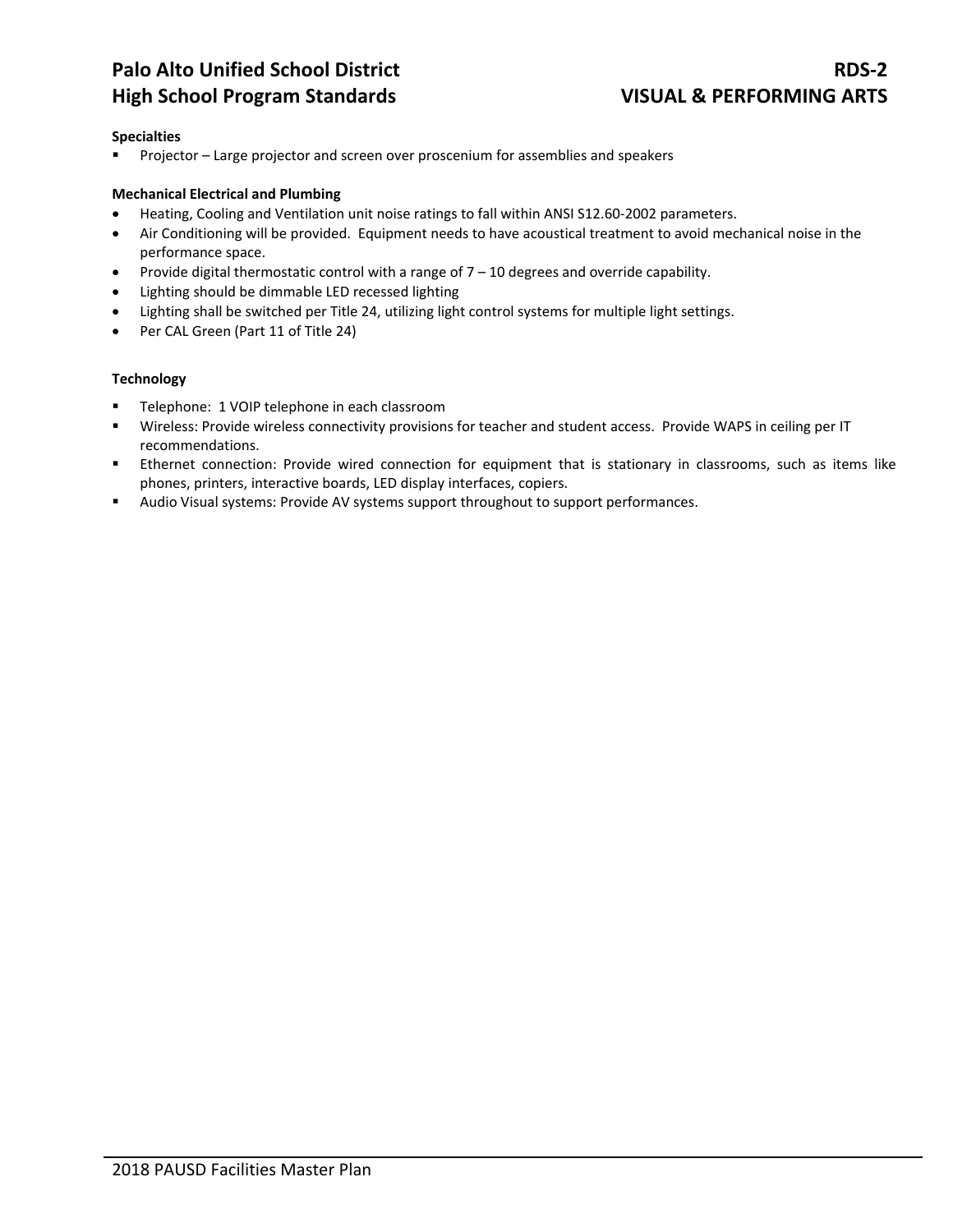**Specialties**

- Projector – Large projector and screen over proscenium for assemblies and speakers

**Mechanical Electrical and Plumbing**

- Heating, Cooling and Ventilation unit noise ratings to fall within ANSI S12.60-2002 parameters.
- Air Conditioning will be provided. Equipment needs to have acoustical treatment to avoid mechanical noise in the performance space.
- Provide digital thermostatic control with a range of 7 – 10 degrees and override capability.
- Lighting should be dimmable LED recessed lighting
- Lighting shall be switched per Title 24, utilizing light control systems for multiple light settings.
- Per CAL Green (Part 11 of Title 24)

**Technology**

- Telephone: 1 VOIP telephone in each classroom
- Wireless: Provide wireless connectivity provisions for teacher and student access. Provide WAPS in ceiling per IT recommendations.
- Ethernet connection: Provide wired connection for equipment that is stationary in classrooms, such as items like phones, printers, interactive boards, LED display interfaces, copiers.
- Audio Visual systems: Provide AV systems support throughout to support performances.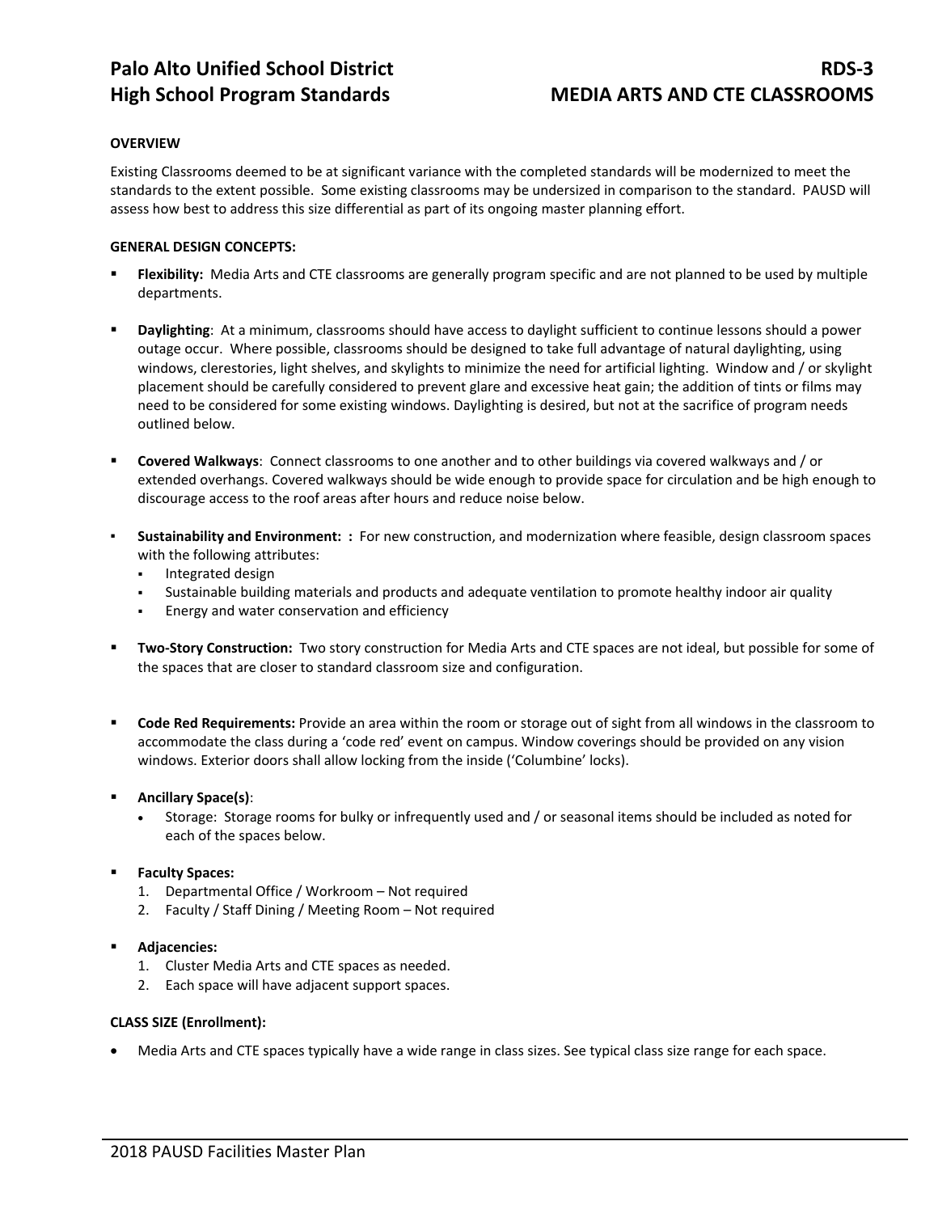# Palo Alto Unified School District — RDS-3
## High School Program Standards — MEDIA ARTS AND CTE CLASSROOMS

**OVERVIEW**

Existing Classrooms deemed to be at significant variance with the completed standards will be modernized to meet the standards to the extent possible. Some existing classrooms may be undersized in comparison to the standard. PAUSD will assess how best to address this size differential as part of its ongoing master planning effort.

**GENERAL DESIGN CONCEPTS:**

- **Flexibility:** Media Arts and CTE classrooms are generally program specific and are not planned to be used by multiple departments.
- **Daylighting**: At a minimum, classrooms should have access to daylight sufficient to continue lessons should a power outage occur. Where possible, classrooms should be designed to take full advantage of natural daylighting, using windows, clerestories, light shelves, and skylights to minimize the need for artificial lighting. Window and / or skylight placement should be carefully considered to prevent glare and excessive heat gain; the addition of tints or films may need to be considered for some existing windows. Daylighting is desired, but not at the sacrifice of program needs outlined below.
- **Covered Walkways**: Connect classrooms to one another and to other buildings via covered walkways and / or extended overhangs. Covered walkways should be wide enough to provide space for circulation and be high enough to discourage access to the roof areas after hours and reduce noise below.
- **Sustainability and Environment: :** For new construction, and modernization where feasible, design classroom spaces with the following attributes:
  - Integrated design
  - Sustainable building materials and products and adequate ventilation to promote healthy indoor air quality
  - Energy and water conservation and efficiency
- **Two-Story Construction:** Two story construction for Media Arts and CTE spaces are not ideal, but possible for some of the spaces that are closer to standard classroom size and configuration.
- **Code Red Requirements:** Provide an area within the room or storage out of sight from all windows in the classroom to accommodate the class during a 'code red' event on campus. Window coverings should be provided on any vision windows. Exterior doors shall allow locking from the inside ('Columbine' locks).
- **Ancillary Space(s)**:
  - Storage: Storage rooms for bulky or infrequently used and / or seasonal items should be included as noted for each of the spaces below.
- **Faculty Spaces:**
  1. Departmental Office / Workroom – Not required
  2. Faculty / Staff Dining / Meeting Room – Not required
- **Adjacencies:**
  1. Cluster Media Arts and CTE spaces as needed.
  2. Each space will have adjacent support spaces.

**CLASS SIZE (Enrollment):**

- Media Arts and CTE spaces typically have a wide range in class sizes. See typical class size range for each space.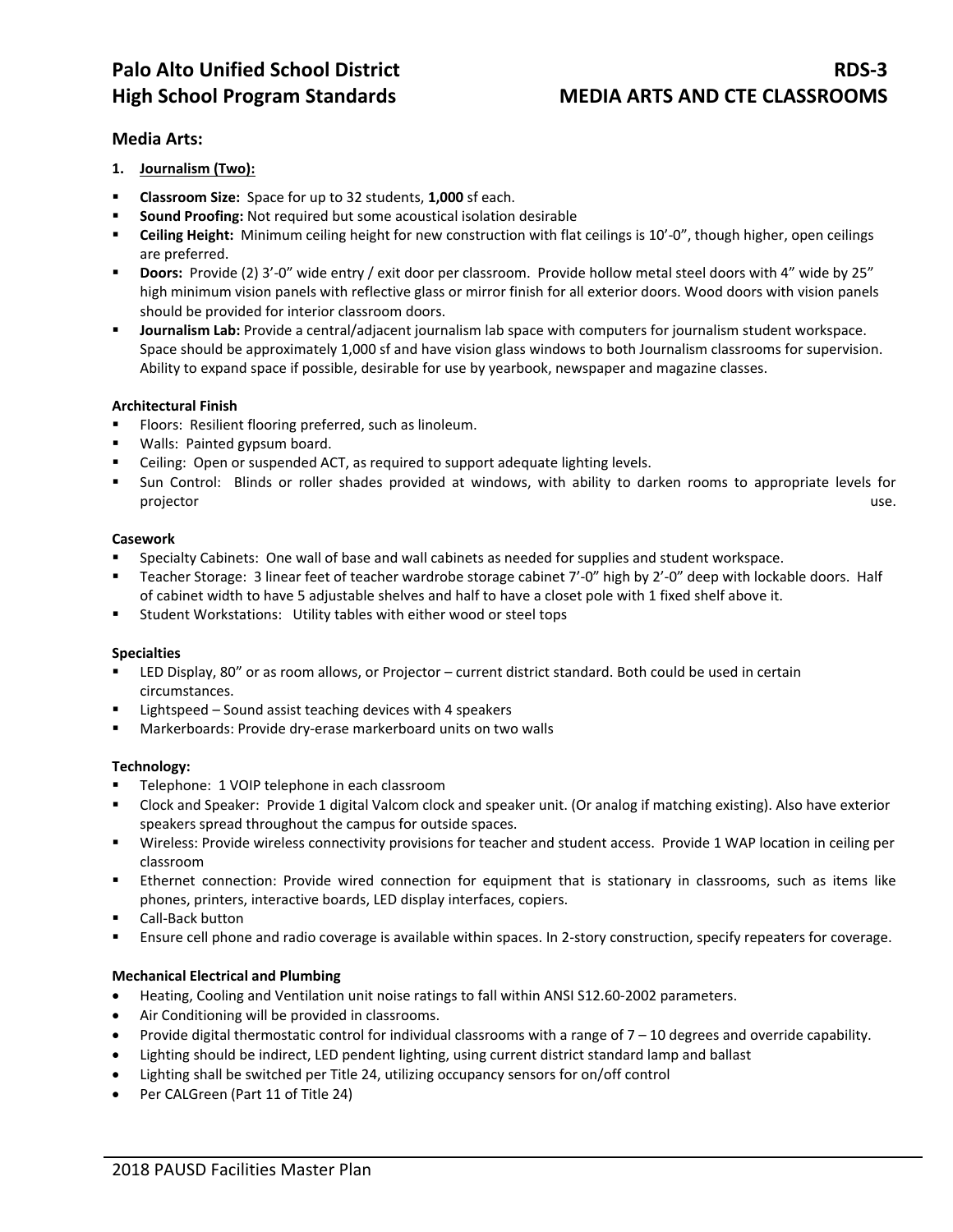# Palo Alto Unified School District — RDS-3
# High School Program Standards — MEDIA ARTS AND CTE CLASSROOMS

## Media Arts:

**1. Journalism (Two):**

- **Classroom Size:** Space for up to 32 students, **1,000** sf each.
- **Sound Proofing:** Not required but some acoustical isolation desirable
- **Ceiling Height:** Minimum ceiling height for new construction with flat ceilings is 10'-0", though higher, open ceilings are preferred.
- **Doors:** Provide (2) 3'-0" wide entry / exit door per classroom. Provide hollow metal steel doors with 4" wide by 25" high minimum vision panels with reflective glass or mirror finish for all exterior doors. Wood doors with vision panels should be provided for interior classroom doors.
- **Journalism Lab:** Provide a central/adjacent journalism lab space with computers for journalism student workspace. Space should be approximately 1,000 sf and have vision glass windows to both Journalism classrooms for supervision. Ability to expand space if possible, desirable for use by yearbook, newspaper and magazine classes.

**Architectural Finish**

- Floors: Resilient flooring preferred, such as linoleum.
- Walls: Painted gypsum board.
- Ceiling: Open or suspended ACT, as required to support adequate lighting levels.
- Sun Control: Blinds or roller shades provided at windows, with ability to darken rooms to appropriate levels for projector use.

**Casework**

- Specialty Cabinets: One wall of base and wall cabinets as needed for supplies and student workspace.
- Teacher Storage: 3 linear feet of teacher wardrobe storage cabinet 7'-0" high by 2'-0" deep with lockable doors. Half of cabinet width to have 5 adjustable shelves and half to have a closet pole with 1 fixed shelf above it.
- Student Workstations: Utility tables with either wood or steel tops

**Specialties**

- LED Display, 80" or as room allows, or Projector – current district standard. Both could be used in certain circumstances.
- Lightspeed – Sound assist teaching devices with 4 speakers
- Markerboards: Provide dry-erase markerboard units on two walls

**Technology:**

- Telephone: 1 VOIP telephone in each classroom
- Clock and Speaker: Provide 1 digital Valcom clock and speaker unit. (Or analog if matching existing). Also have exterior speakers spread throughout the campus for outside spaces.
- Wireless: Provide wireless connectivity provisions for teacher and student access. Provide 1 WAP location in ceiling per classroom
- Ethernet connection: Provide wired connection for equipment that is stationary in classrooms, such as items like phones, printers, interactive boards, LED display interfaces, copiers.
- Call-Back button
- Ensure cell phone and radio coverage is available within spaces. In 2-story construction, specify repeaters for coverage.

**Mechanical Electrical and Plumbing**

- Heating, Cooling and Ventilation unit noise ratings to fall within ANSI S12.60-2002 parameters.
- Air Conditioning will be provided in classrooms.
- Provide digital thermostatic control for individual classrooms with a range of 7 – 10 degrees and override capability.
- Lighting should be indirect, LED pendent lighting, using current district standard lamp and ballast
- Lighting shall be switched per Title 24, utilizing occupancy sensors for on/off control
- Per CALGreen (Part 11 of Title 24)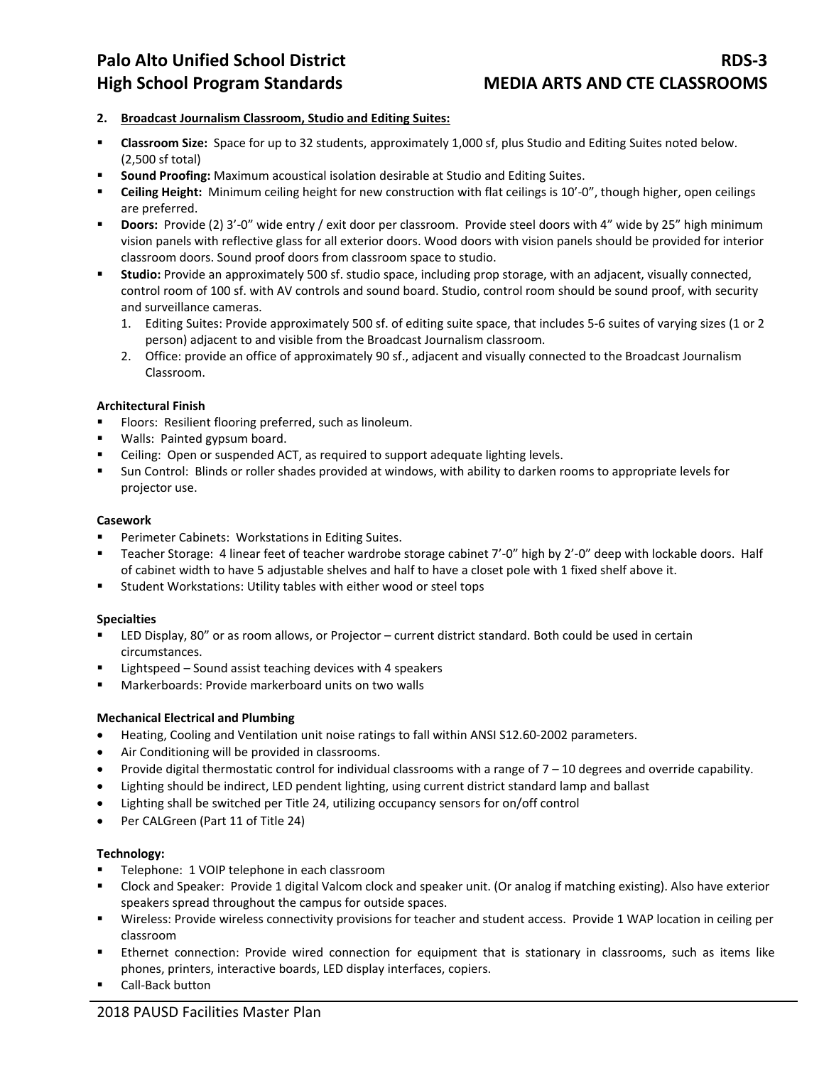**2. Broadcast Journalism Classroom, Studio and Editing Suites:**

- **Classroom Size:** Space for up to 32 students, approximately 1,000 sf, plus Studio and Editing Suites noted below. (2,500 sf total)
- **Sound Proofing:** Maximum acoustical isolation desirable at Studio and Editing Suites.
- **Ceiling Height:** Minimum ceiling height for new construction with flat ceilings is 10'-0", though higher, open ceilings are preferred.
- **Doors:** Provide (2) 3'-0" wide entry / exit door per classroom. Provide steel doors with 4" wide by 25" high minimum vision panels with reflective glass for all exterior doors. Wood doors with vision panels should be provided for interior classroom doors. Sound proof doors from classroom space to studio.
- **Studio:** Provide an approximately 500 sf. studio space, including prop storage, with an adjacent, visually connected, control room of 100 sf. with AV controls and sound board. Studio, control room should be sound proof, with security and surveillance cameras.
  1. Editing Suites: Provide approximately 500 sf. of editing suite space, that includes 5-6 suites of varying sizes (1 or 2 person) adjacent to and visible from the Broadcast Journalism classroom.
  2. Office: provide an office of approximately 90 sf., adjacent and visually connected to the Broadcast Journalism Classroom.

**Architectural Finish**

- Floors: Resilient flooring preferred, such as linoleum.
- Walls: Painted gypsum board.
- Ceiling: Open or suspended ACT, as required to support adequate lighting levels.
- Sun Control: Blinds or roller shades provided at windows, with ability to darken rooms to appropriate levels for projector use.

**Casework**

- Perimeter Cabinets: Workstations in Editing Suites.
- Teacher Storage: 4 linear feet of teacher wardrobe storage cabinet 7'-0" high by 2'-0" deep with lockable doors. Half of cabinet width to have 5 adjustable shelves and half to have a closet pole with 1 fixed shelf above it.
- Student Workstations: Utility tables with either wood or steel tops

**Specialties**

- LED Display, 80" or as room allows, or Projector – current district standard. Both could be used in certain circumstances.
- Lightspeed – Sound assist teaching devices with 4 speakers
- Markerboards: Provide markerboard units on two walls

**Mechanical Electrical and Plumbing**

- Heating, Cooling and Ventilation unit noise ratings to fall within ANSI S12.60-2002 parameters.
- Air Conditioning will be provided in classrooms.
- Provide digital thermostatic control for individual classrooms with a range of 7 – 10 degrees and override capability.
- Lighting should be indirect, LED pendent lighting, using current district standard lamp and ballast
- Lighting shall be switched per Title 24, utilizing occupancy sensors for on/off control
- Per CALGreen (Part 11 of Title 24)

**Technology:**

- Telephone: 1 VOIP telephone in each classroom
- Clock and Speaker: Provide 1 digital Valcom clock and speaker unit. (Or analog if matching existing). Also have exterior speakers spread throughout the campus for outside spaces.
- Wireless: Provide wireless connectivity provisions for teacher and student access. Provide 1 WAP location in ceiling per classroom
- Ethernet connection: Provide wired connection for equipment that is stationary in classrooms, such as items like phones, printers, interactive boards, LED display interfaces, copiers.
- Call-Back button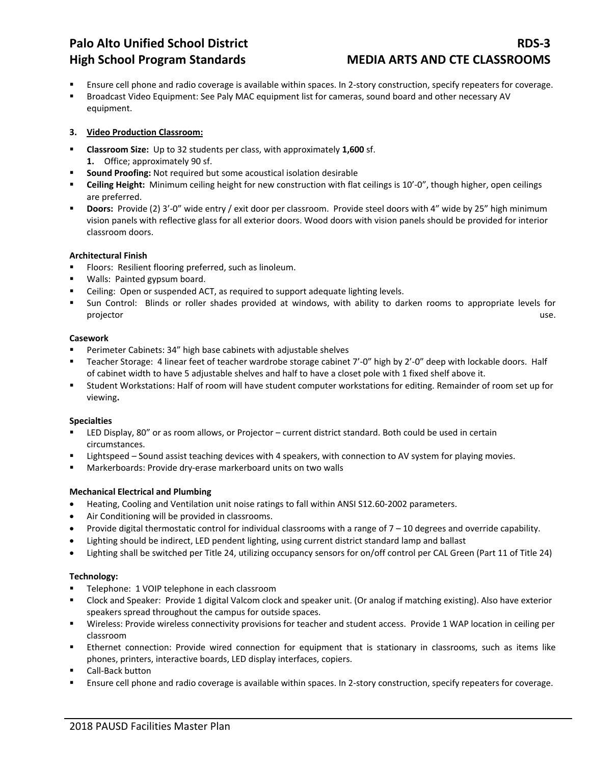- Ensure cell phone and radio coverage is available within spaces. In 2-story construction, specify repeaters for coverage.
- Broadcast Video Equipment: See Paly MAC equipment list for cameras, sound board and other necessary AV equipment.

**3. Video Production Classroom:**

- **Classroom Size:** Up to 32 students per class, with approximately **1,600** sf.
  1. Office; approximately 90 sf.
- **Sound Proofing:** Not required but some acoustical isolation desirable
- **Ceiling Height:** Minimum ceiling height for new construction with flat ceilings is 10'-0", though higher, open ceilings are preferred.
- **Doors:** Provide (2) 3'-0" wide entry / exit door per classroom. Provide steel doors with 4" wide by 25" high minimum vision panels with reflective glass for all exterior doors. Wood doors with vision panels should be provided for interior classroom doors.

**Architectural Finish**

- Floors: Resilient flooring preferred, such as linoleum.
- Walls: Painted gypsum board.
- Ceiling: Open or suspended ACT, as required to support adequate lighting levels.
- Sun Control: Blinds or roller shades provided at windows, with ability to darken rooms to appropriate levels for projector use.

**Casework**

- Perimeter Cabinets: 34" high base cabinets with adjustable shelves
- Teacher Storage: 4 linear feet of teacher wardrobe storage cabinet 7'-0" high by 2'-0" deep with lockable doors. Half of cabinet width to have 5 adjustable shelves and half to have a closet pole with 1 fixed shelf above it.
- Student Workstations: Half of room will have student computer workstations for editing. Remainder of room set up for viewing**.**

**Specialties**

- LED Display, 80" or as room allows, or Projector – current district standard. Both could be used in certain circumstances.
- Lightspeed – Sound assist teaching devices with 4 speakers, with connection to AV system for playing movies.
- Markerboards: Provide dry-erase markerboard units on two walls

**Mechanical Electrical and Plumbing**

- Heating, Cooling and Ventilation unit noise ratings to fall within ANSI S12.60-2002 parameters.
- Air Conditioning will be provided in classrooms.
- Provide digital thermostatic control for individual classrooms with a range of 7 – 10 degrees and override capability.
- Lighting should be indirect, LED pendent lighting, using current district standard lamp and ballast
- Lighting shall be switched per Title 24, utilizing occupancy sensors for on/off control per CAL Green (Part 11 of Title 24)

**Technology:**

- Telephone: 1 VOIP telephone in each classroom
- Clock and Speaker: Provide 1 digital Valcom clock and speaker unit. (Or analog if matching existing). Also have exterior speakers spread throughout the campus for outside spaces.
- Wireless: Provide wireless connectivity provisions for teacher and student access. Provide 1 WAP location in ceiling per classroom
- Ethernet connection: Provide wired connection for equipment that is stationary in classrooms, such as items like phones, printers, interactive boards, LED display interfaces, copiers.
- Call-Back button
- Ensure cell phone and radio coverage is available within spaces. In 2-story construction, specify repeaters for coverage.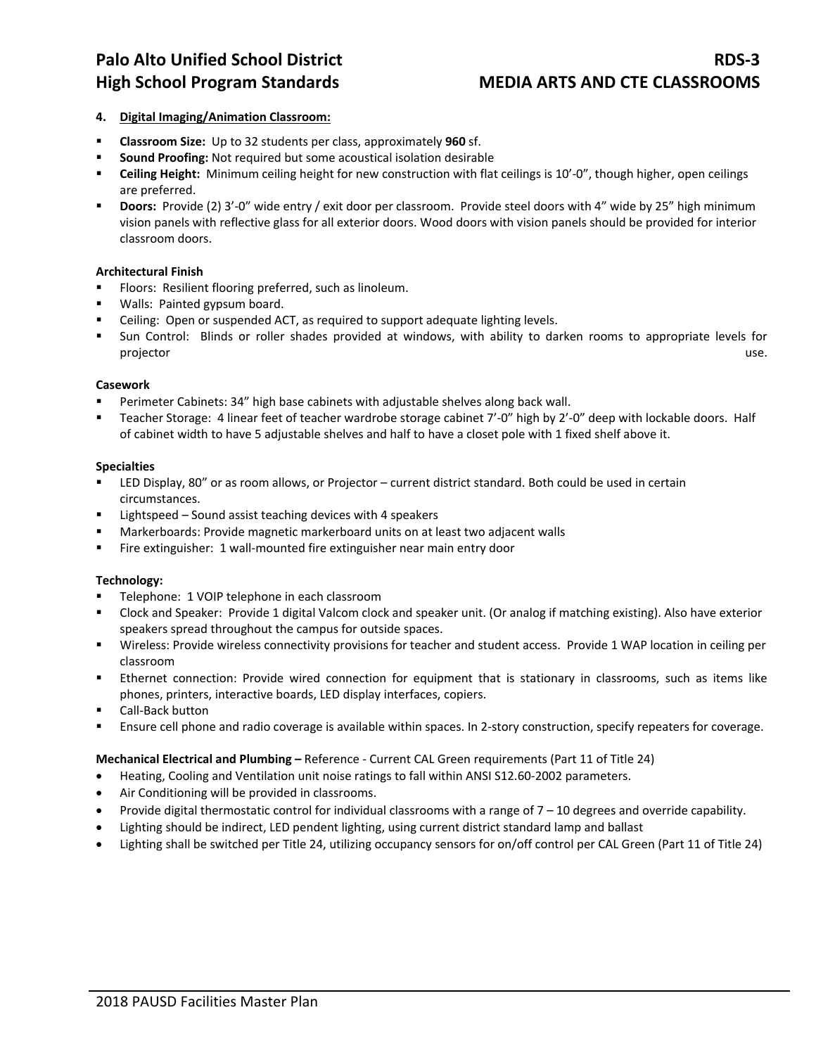**4. Digital Imaging/Animation Classroom:**

- **Classroom Size:** Up to 32 students per class, approximately **960** sf.
- **Sound Proofing:** Not required but some acoustical isolation desirable
- **Ceiling Height:** Minimum ceiling height for new construction with flat ceilings is 10'-0", though higher, open ceilings are preferred.
- **Doors:** Provide (2) 3'-0" wide entry / exit door per classroom. Provide steel doors with 4" wide by 25" high minimum vision panels with reflective glass for all exterior doors. Wood doors with vision panels should be provided for interior classroom doors.

**Architectural Finish**

- Floors: Resilient flooring preferred, such as linoleum.
- Walls: Painted gypsum board.
- Ceiling: Open or suspended ACT, as required to support adequate lighting levels.
- Sun Control: Blinds or roller shades provided at windows, with ability to darken rooms to appropriate levels for projector use.

**Casework**

- Perimeter Cabinets: 34" high base cabinets with adjustable shelves along back wall.
- Teacher Storage: 4 linear feet of teacher wardrobe storage cabinet 7'-0" high by 2'-0" deep with lockable doors. Half of cabinet width to have 5 adjustable shelves and half to have a closet pole with 1 fixed shelf above it.

**Specialties**

- LED Display, 80" or as room allows, or Projector – current district standard. Both could be used in certain circumstances.
- Lightspeed – Sound assist teaching devices with 4 speakers
- Markerboards: Provide magnetic markerboard units on at least two adjacent walls
- Fire extinguisher: 1 wall-mounted fire extinguisher near main entry door

**Technology:**

- Telephone: 1 VOIP telephone in each classroom
- Clock and Speaker: Provide 1 digital Valcom clock and speaker unit. (Or analog if matching existing). Also have exterior speakers spread throughout the campus for outside spaces.
- Wireless: Provide wireless connectivity provisions for teacher and student access. Provide 1 WAP location in ceiling per classroom
- Ethernet connection: Provide wired connection for equipment that is stationary in classrooms, such as items like phones, printers, interactive boards, LED display interfaces, copiers.
- Call-Back button
- Ensure cell phone and radio coverage is available within spaces. In 2-story construction, specify repeaters for coverage.

**Mechanical Electrical and Plumbing –** Reference - Current CAL Green requirements (Part 11 of Title 24)

- Heating, Cooling and Ventilation unit noise ratings to fall within ANSI S12.60-2002 parameters.
- Air Conditioning will be provided in classrooms.
- Provide digital thermostatic control for individual classrooms with a range of 7 – 10 degrees and override capability.
- Lighting should be indirect, LED pendent lighting, using current district standard lamp and ballast
- Lighting shall be switched per Title 24, utilizing occupancy sensors for on/off control per CAL Green (Part 11 of Title 24)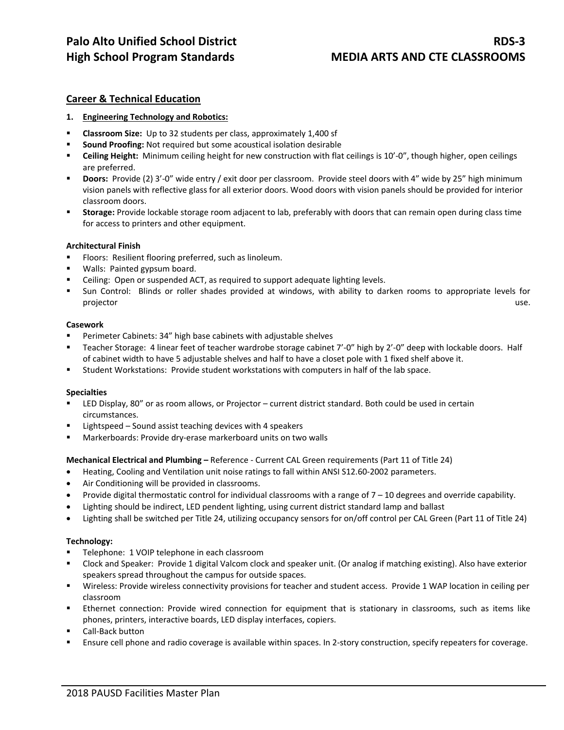## Career & Technical Education

### 1. Engineering Technology and Robotics:

- **Classroom Size:** Up to 32 students per class, approximately 1,400 sf
- **Sound Proofing:** Not required but some acoustical isolation desirable
- **Ceiling Height:** Minimum ceiling height for new construction with flat ceilings is 10'-0", though higher, open ceilings are preferred.
- **Doors:** Provide (2) 3'-0" wide entry / exit door per classroom. Provide steel doors with 4" wide by 25" high minimum vision panels with reflective glass for all exterior doors. Wood doors with vision panels should be provided for interior classroom doors.
- **Storage:** Provide lockable storage room adjacent to lab, preferably with doors that can remain open during class time for access to printers and other equipment.

**Architectural Finish**

- Floors: Resilient flooring preferred, such as linoleum.
- Walls: Painted gypsum board.
- Ceiling: Open or suspended ACT, as required to support adequate lighting levels.
- Sun Control: Blinds or roller shades provided at windows, with ability to darken rooms to appropriate levels for projector use.

**Casework**

- Perimeter Cabinets: 34" high base cabinets with adjustable shelves
- Teacher Storage: 4 linear feet of teacher wardrobe storage cabinet 7'-0" high by 2'-0" deep with lockable doors. Half of cabinet width to have 5 adjustable shelves and half to have a closet pole with 1 fixed shelf above it.
- Student Workstations: Provide student workstations with computers in half of the lab space.

**Specialties**

- LED Display, 80" or as room allows, or Projector – current district standard. Both could be used in certain circumstances.
- Lightspeed – Sound assist teaching devices with 4 speakers
- Markerboards: Provide dry-erase markerboard units on two walls

**Mechanical Electrical and Plumbing –** Reference - Current CAL Green requirements (Part 11 of Title 24)

- Heating, Cooling and Ventilation unit noise ratings to fall within ANSI S12.60-2002 parameters.
- Air Conditioning will be provided in classrooms.
- Provide digital thermostatic control for individual classrooms with a range of 7 – 10 degrees and override capability.
- Lighting should be indirect, LED pendent lighting, using current district standard lamp and ballast
- Lighting shall be switched per Title 24, utilizing occupancy sensors for on/off control per CAL Green (Part 11 of Title 24)

**Technology:**

- Telephone: 1 VOIP telephone in each classroom
- Clock and Speaker: Provide 1 digital Valcom clock and speaker unit. (Or analog if matching existing). Also have exterior speakers spread throughout the campus for outside spaces.
- Wireless: Provide wireless connectivity provisions for teacher and student access. Provide 1 WAP location in ceiling per classroom
- Ethernet connection: Provide wired connection for equipment that is stationary in classrooms, such as items like phones, printers, interactive boards, LED display interfaces, copiers.
- Call-Back button
- Ensure cell phone and radio coverage is available within spaces. In 2-story construction, specify repeaters for coverage.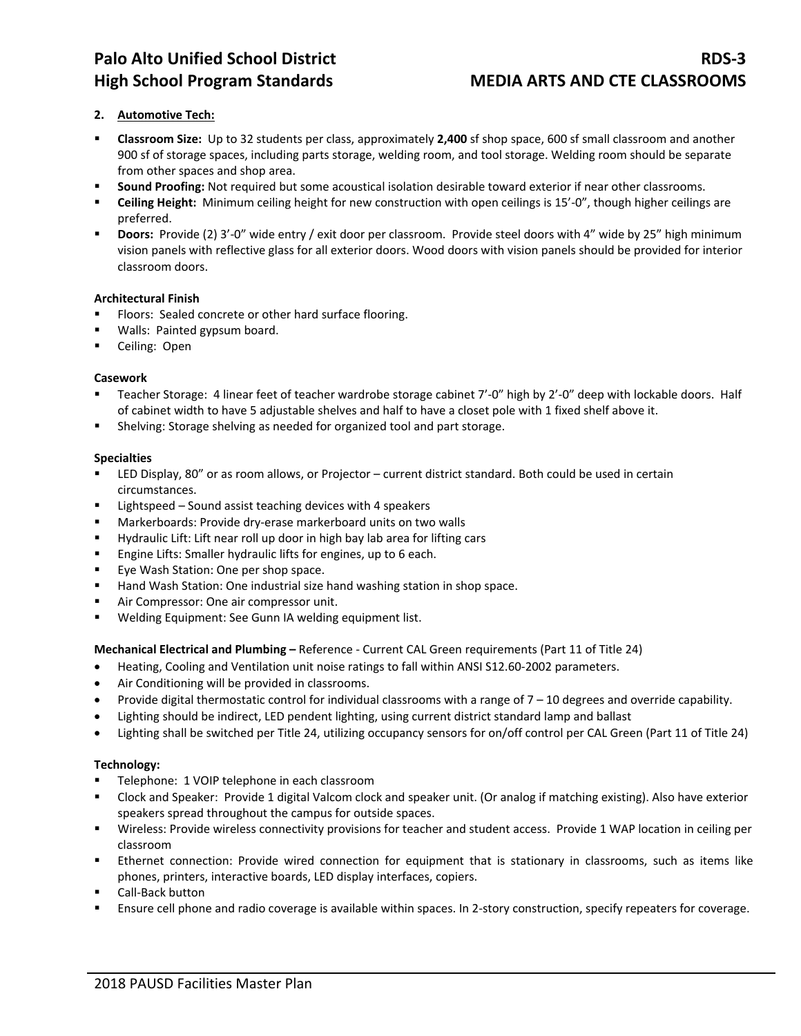**2. Automotive Tech:**

- **Classroom Size:** Up to 32 students per class, approximately **2,400** sf shop space, 600 sf small classroom and another 900 sf of storage spaces, including parts storage, welding room, and tool storage. Welding room should be separate from other spaces and shop area.
- **Sound Proofing:** Not required but some acoustical isolation desirable toward exterior if near other classrooms.
- **Ceiling Height:** Minimum ceiling height for new construction with open ceilings is 15'-0", though higher ceilings are preferred.
- **Doors:** Provide (2) 3'-0" wide entry / exit door per classroom. Provide steel doors with 4" wide by 25" high minimum vision panels with reflective glass for all exterior doors. Wood doors with vision panels should be provided for interior classroom doors.

**Architectural Finish**

- Floors: Sealed concrete or other hard surface flooring.
- Walls: Painted gypsum board.
- Ceiling: Open

**Casework**

- Teacher Storage: 4 linear feet of teacher wardrobe storage cabinet 7'-0" high by 2'-0" deep with lockable doors. Half of cabinet width to have 5 adjustable shelves and half to have a closet pole with 1 fixed shelf above it.
- Shelving: Storage shelving as needed for organized tool and part storage.

**Specialties**

- LED Display, 80" or as room allows, or Projector – current district standard. Both could be used in certain circumstances.
- Lightspeed – Sound assist teaching devices with 4 speakers
- Markerboards: Provide dry-erase markerboard units on two walls
- Hydraulic Lift: Lift near roll up door in high bay lab area for lifting cars
- Engine Lifts: Smaller hydraulic lifts for engines, up to 6 each.
- Eye Wash Station: One per shop space.
- Hand Wash Station: One industrial size hand washing station in shop space.
- Air Compressor: One air compressor unit.
- Welding Equipment: See Gunn IA welding equipment list.

**Mechanical Electrical and Plumbing –** Reference - Current CAL Green requirements (Part 11 of Title 24)

- Heating, Cooling and Ventilation unit noise ratings to fall within ANSI S12.60-2002 parameters.
- Air Conditioning will be provided in classrooms.
- Provide digital thermostatic control for individual classrooms with a range of 7 – 10 degrees and override capability.
- Lighting should be indirect, LED pendent lighting, using current district standard lamp and ballast
- Lighting shall be switched per Title 24, utilizing occupancy sensors for on/off control per CAL Green (Part 11 of Title 24)

**Technology:**

- Telephone: 1 VOIP telephone in each classroom
- Clock and Speaker: Provide 1 digital Valcom clock and speaker unit. (Or analog if matching existing). Also have exterior speakers spread throughout the campus for outside spaces.
- Wireless: Provide wireless connectivity provisions for teacher and student access. Provide 1 WAP location in ceiling per classroom
- Ethernet connection: Provide wired connection for equipment that is stationary in classrooms, such as items like phones, printers, interactive boards, LED display interfaces, copiers.
- Call-Back button
- Ensure cell phone and radio coverage is available within spaces. In 2-story construction, specify repeaters for coverage.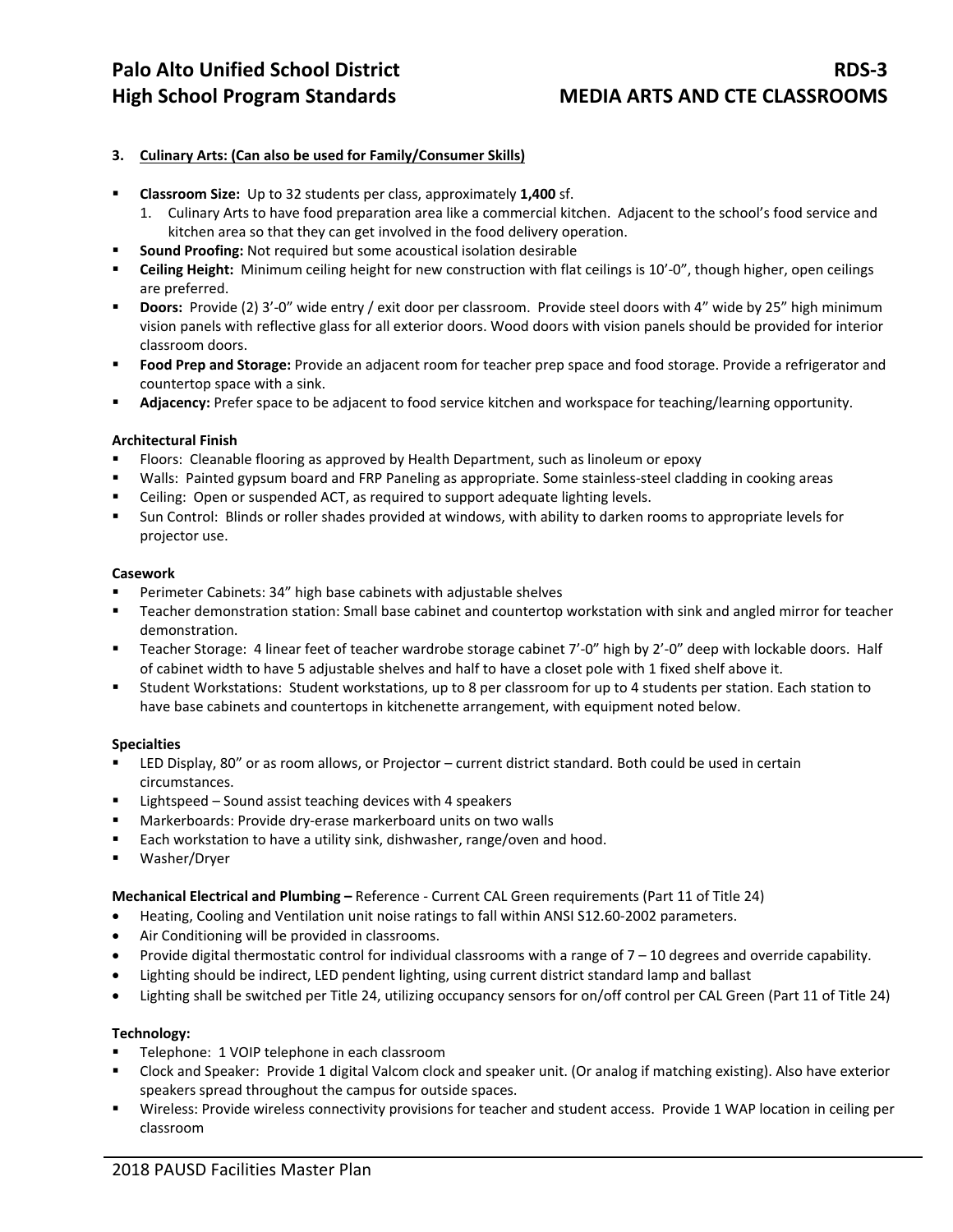### 3. Culinary Arts: (Can also be used for Family/Consumer Skills)

- **Classroom Size:** Up to 32 students per class, approximately **1,400** sf.
  1. Culinary Arts to have food preparation area like a commercial kitchen. Adjacent to the school's food service and kitchen area so that they can get involved in the food delivery operation.
- **Sound Proofing:** Not required but some acoustical isolation desirable
- **Ceiling Height:** Minimum ceiling height for new construction with flat ceilings is 10'-0", though higher, open ceilings are preferred.
- **Doors:** Provide (2) 3'-0" wide entry / exit door per classroom. Provide steel doors with 4" wide by 25" high minimum vision panels with reflective glass for all exterior doors. Wood doors with vision panels should be provided for interior classroom doors.
- **Food Prep and Storage:** Provide an adjacent room for teacher prep space and food storage. Provide a refrigerator and countertop space with a sink.
- **Adjacency:** Prefer space to be adjacent to food service kitchen and workspace for teaching/learning opportunity.

**Architectural Finish**

- Floors: Cleanable flooring as approved by Health Department, such as linoleum or epoxy
- Walls: Painted gypsum board and FRP Paneling as appropriate. Some stainless-steel cladding in cooking areas
- Ceiling: Open or suspended ACT, as required to support adequate lighting levels.
- Sun Control: Blinds or roller shades provided at windows, with ability to darken rooms to appropriate levels for projector use.

**Casework**

- Perimeter Cabinets: 34" high base cabinets with adjustable shelves
- Teacher demonstration station: Small base cabinet and countertop workstation with sink and angled mirror for teacher demonstration.
- Teacher Storage: 4 linear feet of teacher wardrobe storage cabinet 7'-0" high by 2'-0" deep with lockable doors. Half of cabinet width to have 5 adjustable shelves and half to have a closet pole with 1 fixed shelf above it.
- Student Workstations: Student workstations, up to 8 per classroom for up to 4 students per station. Each station to have base cabinets and countertops in kitchenette arrangement, with equipment noted below.

**Specialties**

- LED Display, 80" or as room allows, or Projector – current district standard. Both could be used in certain circumstances.
- Lightspeed – Sound assist teaching devices with 4 speakers
- Markerboards: Provide dry-erase markerboard units on two walls
- Each workstation to have a utility sink, dishwasher, range/oven and hood.
- Washer/Dryer

**Mechanical Electrical and Plumbing –** Reference - Current CAL Green requirements (Part 11 of Title 24)

- Heating, Cooling and Ventilation unit noise ratings to fall within ANSI S12.60-2002 parameters.
- Air Conditioning will be provided in classrooms.
- Provide digital thermostatic control for individual classrooms with a range of 7 – 10 degrees and override capability.
- Lighting should be indirect, LED pendent lighting, using current district standard lamp and ballast
- Lighting shall be switched per Title 24, utilizing occupancy sensors for on/off control per CAL Green (Part 11 of Title 24)

**Technology:**

- Telephone: 1 VOIP telephone in each classroom
- Clock and Speaker: Provide 1 digital Valcom clock and speaker unit. (Or analog if matching existing). Also have exterior speakers spread throughout the campus for outside spaces.
- Wireless: Provide wireless connectivity provisions for teacher and student access. Provide 1 WAP location in ceiling per classroom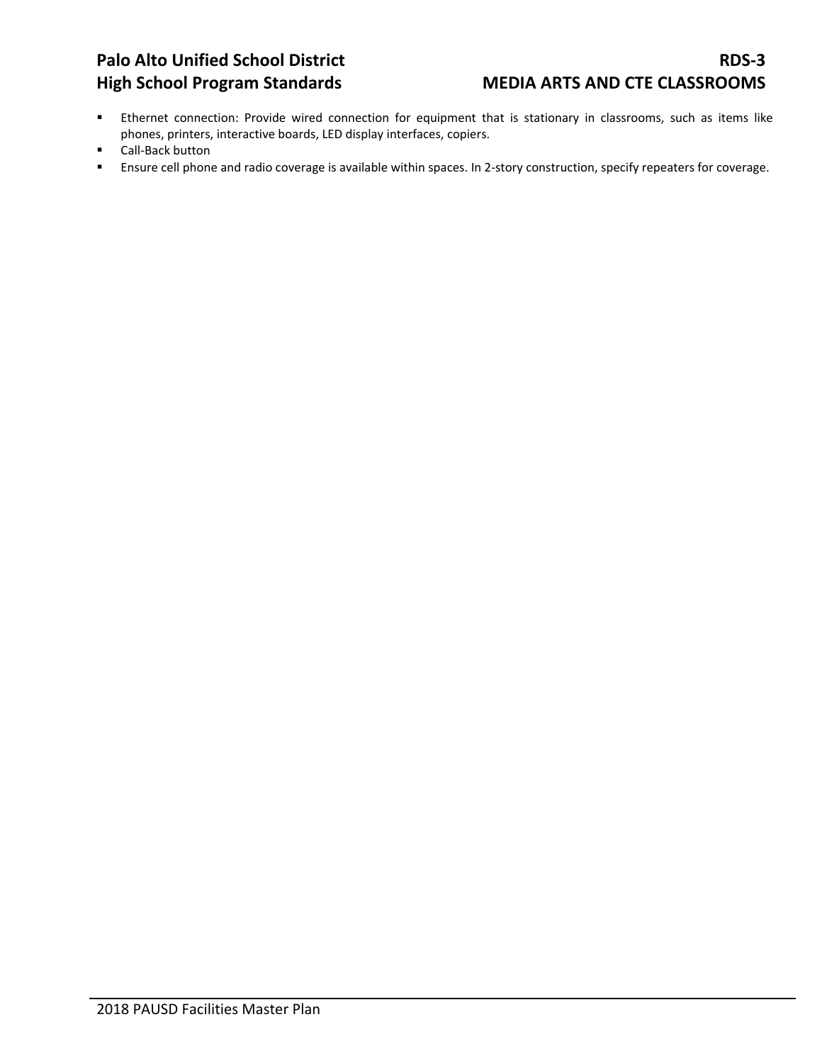- Ethernet connection: Provide wired connection for equipment that is stationary in classrooms, such as items like phones, printers, interactive boards, LED display interfaces, copiers.
- Call-Back button
- Ensure cell phone and radio coverage is available within spaces. In 2-story construction, specify repeaters for coverage.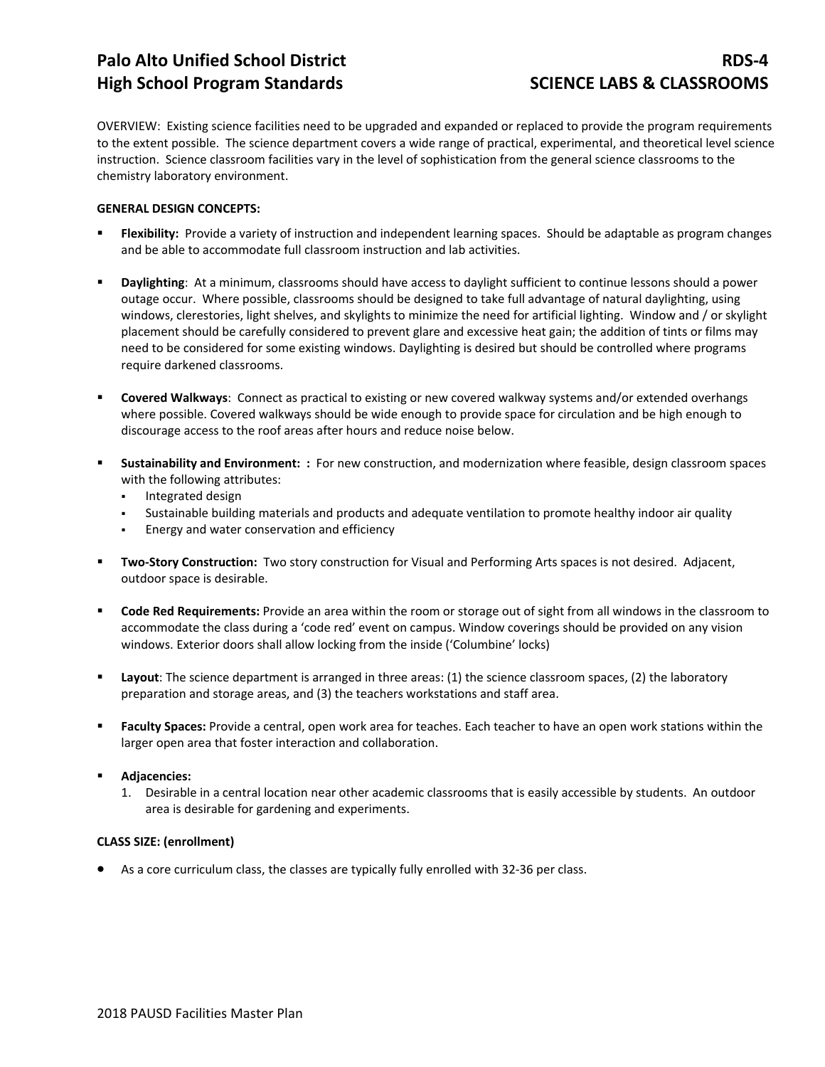# Palo Alto Unified School District — RDS-4
## High School Program Standards — SCIENCE LABS & CLASSROOMS

OVERVIEW: Existing science facilities need to be upgraded and expanded or replaced to provide the program requirements to the extent possible. The science department covers a wide range of practical, experimental, and theoretical level science instruction. Science classroom facilities vary in the level of sophistication from the general science classrooms to the chemistry laboratory environment.

**GENERAL DESIGN CONCEPTS:**

- **Flexibility:** Provide a variety of instruction and independent learning spaces. Should be adaptable as program changes and be able to accommodate full classroom instruction and lab activities.

- **Daylighting**: At a minimum, classrooms should have access to daylight sufficient to continue lessons should a power outage occur. Where possible, classrooms should be designed to take full advantage of natural daylighting, using windows, clerestories, light shelves, and skylights to minimize the need for artificial lighting. Window and / or skylight placement should be carefully considered to prevent glare and excessive heat gain; the addition of tints or films may need to be considered for some existing windows. Daylighting is desired but should be controlled where programs require darkened classrooms.

- **Covered Walkways**: Connect as practical to existing or new covered walkway systems and/or extended overhangs where possible. Covered walkways should be wide enough to provide space for circulation and be high enough to discourage access to the roof areas after hours and reduce noise below.

- **Sustainability and Environment: :** For new construction, and modernization where feasible, design classroom spaces with the following attributes:
  - Integrated design
  - Sustainable building materials and products and adequate ventilation to promote healthy indoor air quality
  - Energy and water conservation and efficiency

- **Two-Story Construction:** Two story construction for Visual and Performing Arts spaces is not desired. Adjacent, outdoor space is desirable.

- **Code Red Requirements:** Provide an area within the room or storage out of sight from all windows in the classroom to accommodate the class during a 'code red' event on campus. Window coverings should be provided on any vision windows. Exterior doors shall allow locking from the inside ('Columbine' locks)

- **Layout**: The science department is arranged in three areas: (1) the science classroom spaces, (2) the laboratory preparation and storage areas, and (3) the teachers workstations and staff area.

- **Faculty Spaces:** Provide a central, open work area for teaches. Each teacher to have an open work stations within the larger open area that foster interaction and collaboration.

- **Adjacencies:**
  1. Desirable in a central location near other academic classrooms that is easily accessible by students. An outdoor area is desirable for gardening and experiments.

**CLASS SIZE: (enrollment)**

- As a core curriculum class, the classes are typically fully enrolled with 32-36 per class.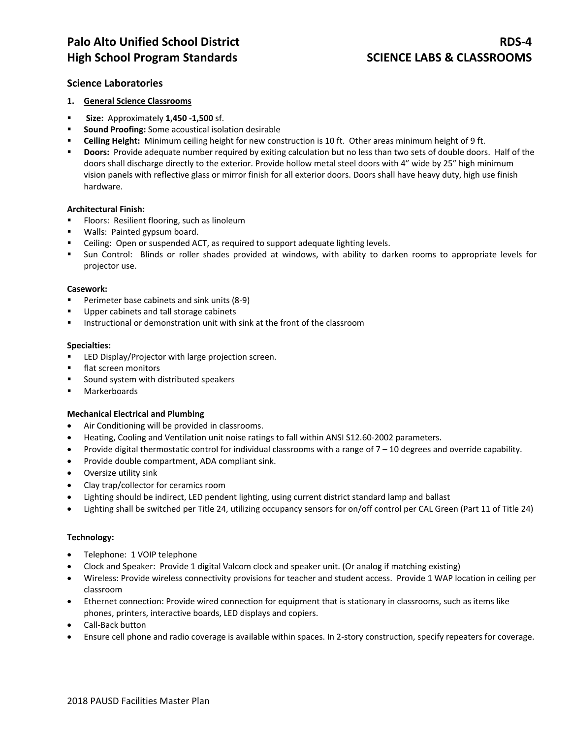# Palo Alto Unified School District — RDS-4
# High School Program Standards — SCIENCE LABS & CLASSROOMS

## Science Laboratories

### 1. General Science Classrooms

- **Size:** Approximately **1,450 -1,500** sf.
- **Sound Proofing:** Some acoustical isolation desirable
- **Ceiling Height:** Minimum ceiling height for new construction is 10 ft. Other areas minimum height of 9 ft.
- **Doors:** Provide adequate number required by exiting calculation but no less than two sets of double doors. Half of the doors shall discharge directly to the exterior. Provide hollow metal steel doors with 4" wide by 25" high minimum vision panels with reflective glass or mirror finish for all exterior doors. Doors shall have heavy duty, high use finish hardware.

**Architectural Finish:**
- Floors: Resilient flooring, such as linoleum
- Walls: Painted gypsum board.
- Ceiling: Open or suspended ACT, as required to support adequate lighting levels.
- Sun Control: Blinds or roller shades provided at windows, with ability to darken rooms to appropriate levels for projector use.

**Casework:**
- Perimeter base cabinets and sink units (8-9)
- Upper cabinets and tall storage cabinets
- Instructional or demonstration unit with sink at the front of the classroom

**Specialties:**
- LED Display/Projector with large projection screen.
- flat screen monitors
- Sound system with distributed speakers
- Markerboards

**Mechanical Electrical and Plumbing**
- Air Conditioning will be provided in classrooms.
- Heating, Cooling and Ventilation unit noise ratings to fall within ANSI S12.60-2002 parameters.
- Provide digital thermostatic control for individual classrooms with a range of 7 – 10 degrees and override capability.
- Provide double compartment, ADA compliant sink.
- Oversize utility sink
- Clay trap/collector for ceramics room
- Lighting should be indirect, LED pendent lighting, using current district standard lamp and ballast
- Lighting shall be switched per Title 24, utilizing occupancy sensors for on/off control per CAL Green (Part 11 of Title 24)

**Technology:**
- Telephone: 1 VOIP telephone
- Clock and Speaker: Provide 1 digital Valcom clock and speaker unit. (Or analog if matching existing)
- Wireless: Provide wireless connectivity provisions for teacher and student access. Provide 1 WAP location in ceiling per classroom
- Ethernet connection: Provide wired connection for equipment that is stationary in classrooms, such as items like phones, printers, interactive boards, LED displays and copiers.
- Call-Back button
- Ensure cell phone and radio coverage is available within spaces. In 2-story construction, specify repeaters for coverage.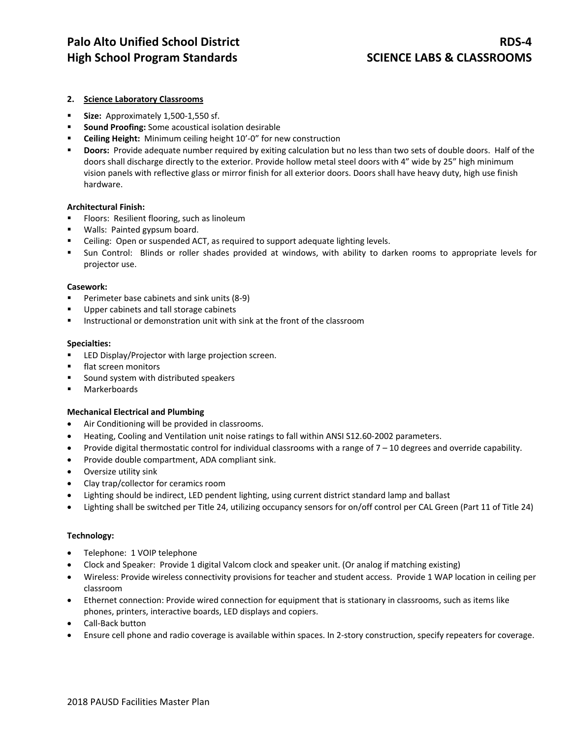## 2. Science Laboratory Classrooms

- **Size:** Approximately 1,500-1,550 sf.
- **Sound Proofing:** Some acoustical isolation desirable
- **Ceiling Height:** Minimum ceiling height 10'-0" for new construction
- **Doors:** Provide adequate number required by exiting calculation but no less than two sets of double doors. Half of the doors shall discharge directly to the exterior. Provide hollow metal steel doors with 4" wide by 25" high minimum vision panels with reflective glass or mirror finish for all exterior doors. Doors shall have heavy duty, high use finish hardware.

**Architectural Finish:**

- Floors: Resilient flooring, such as linoleum
- Walls: Painted gypsum board.
- Ceiling: Open or suspended ACT, as required to support adequate lighting levels.
- Sun Control: Blinds or roller shades provided at windows, with ability to darken rooms to appropriate levels for projector use.

**Casework:**

- Perimeter base cabinets and sink units (8-9)
- Upper cabinets and tall storage cabinets
- Instructional or demonstration unit with sink at the front of the classroom

**Specialties:**

- LED Display/Projector with large projection screen.
- flat screen monitors
- Sound system with distributed speakers
- Markerboards

**Mechanical Electrical and Plumbing**

- Air Conditioning will be provided in classrooms.
- Heating, Cooling and Ventilation unit noise ratings to fall within ANSI S12.60-2002 parameters.
- Provide digital thermostatic control for individual classrooms with a range of 7 – 10 degrees and override capability.
- Provide double compartment, ADA compliant sink.
- Oversize utility sink
- Clay trap/collector for ceramics room
- Lighting should be indirect, LED pendent lighting, using current district standard lamp and ballast
- Lighting shall be switched per Title 24, utilizing occupancy sensors for on/off control per CAL Green (Part 11 of Title 24)

**Technology:**

- Telephone: 1 VOIP telephone
- Clock and Speaker: Provide 1 digital Valcom clock and speaker unit. (Or analog if matching existing)
- Wireless: Provide wireless connectivity provisions for teacher and student access. Provide 1 WAP location in ceiling per classroom
- Ethernet connection: Provide wired connection for equipment that is stationary in classrooms, such as items like phones, printers, interactive boards, LED displays and copiers.
- Call-Back button
- Ensure cell phone and radio coverage is available within spaces. In 2-story construction, specify repeaters for coverage.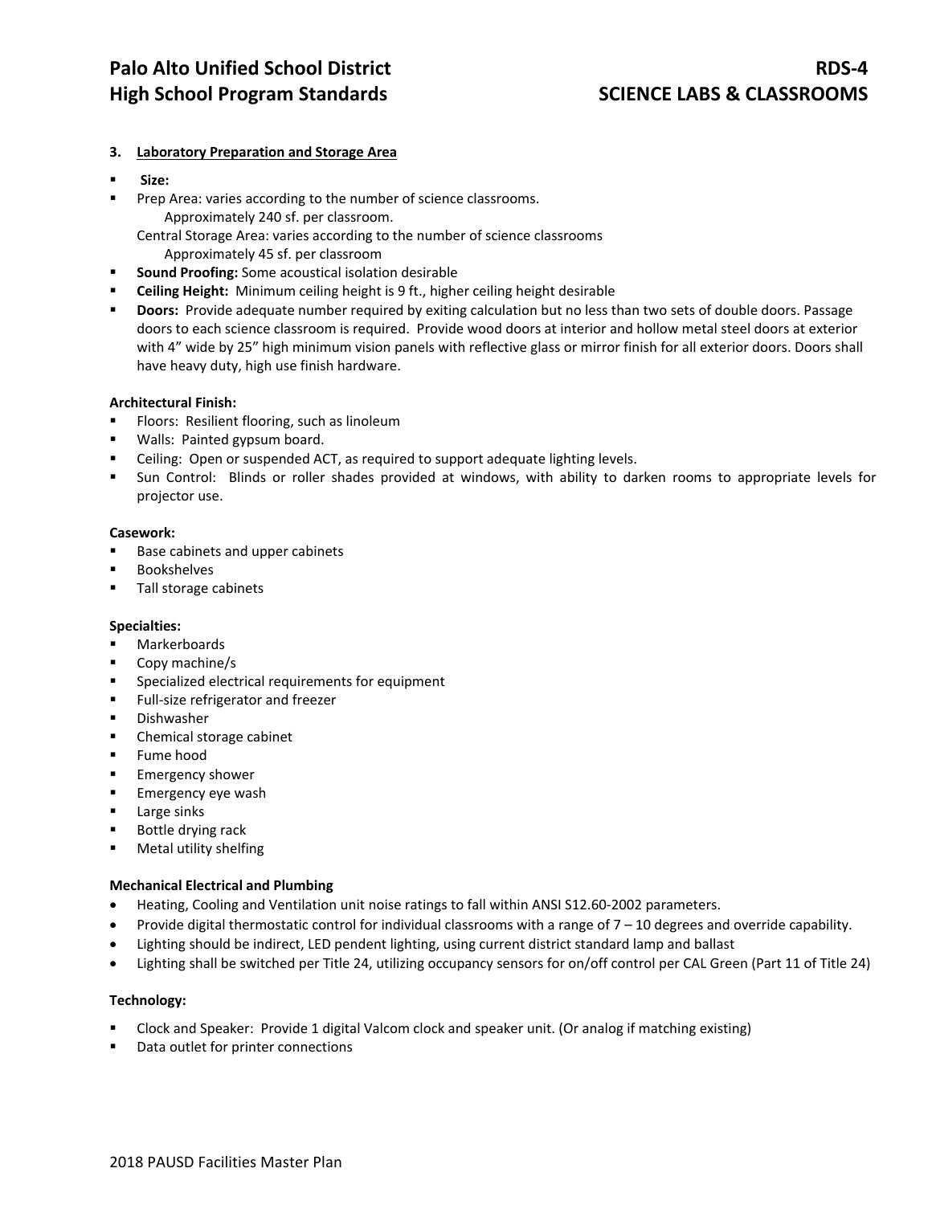### 3. Laboratory Preparation and Storage Area

- **Size:**
- Prep Area: varies according to the number of science classrooms.
  Approximately 240 sf. per classroom.
  Central Storage Area: varies according to the number of science classrooms
  Approximately 45 sf. per classroom
- **Sound Proofing:** Some acoustical isolation desirable
- **Ceiling Height:** Minimum ceiling height is 9 ft., higher ceiling height desirable
- **Doors:** Provide adequate number required by exiting calculation but no less than two sets of double doors. Passage doors to each science classroom is required. Provide wood doors at interior and hollow metal steel doors at exterior with 4" wide by 25" high minimum vision panels with reflective glass or mirror finish for all exterior doors. Doors shall have heavy duty, high use finish hardware.

**Architectural Finish:**

- Floors: Resilient flooring, such as linoleum
- Walls: Painted gypsum board.
- Ceiling: Open or suspended ACT, as required to support adequate lighting levels.
- Sun Control: Blinds or roller shades provided at windows, with ability to darken rooms to appropriate levels for projector use.

**Casework:**

- Base cabinets and upper cabinets
- Bookshelves
- Tall storage cabinets

**Specialties:**

- Markerboards
- Copy machine/s
- Specialized electrical requirements for equipment
- Full-size refrigerator and freezer
- Dishwasher
- Chemical storage cabinet
- Fume hood
- Emergency shower
- Emergency eye wash
- Large sinks
- Bottle drying rack
- Metal utility shelfing

**Mechanical Electrical and Plumbing**

- Heating, Cooling and Ventilation unit noise ratings to fall within ANSI S12.60-2002 parameters.
- Provide digital thermostatic control for individual classrooms with a range of 7 – 10 degrees and override capability.
- Lighting should be indirect, LED pendent lighting, using current district standard lamp and ballast
- Lighting shall be switched per Title 24, utilizing occupancy sensors for on/off control per CAL Green (Part 11 of Title 24)

**Technology:**

- Clock and Speaker: Provide 1 digital Valcom clock and speaker unit. (Or analog if matching existing)
- Data outlet for printer connections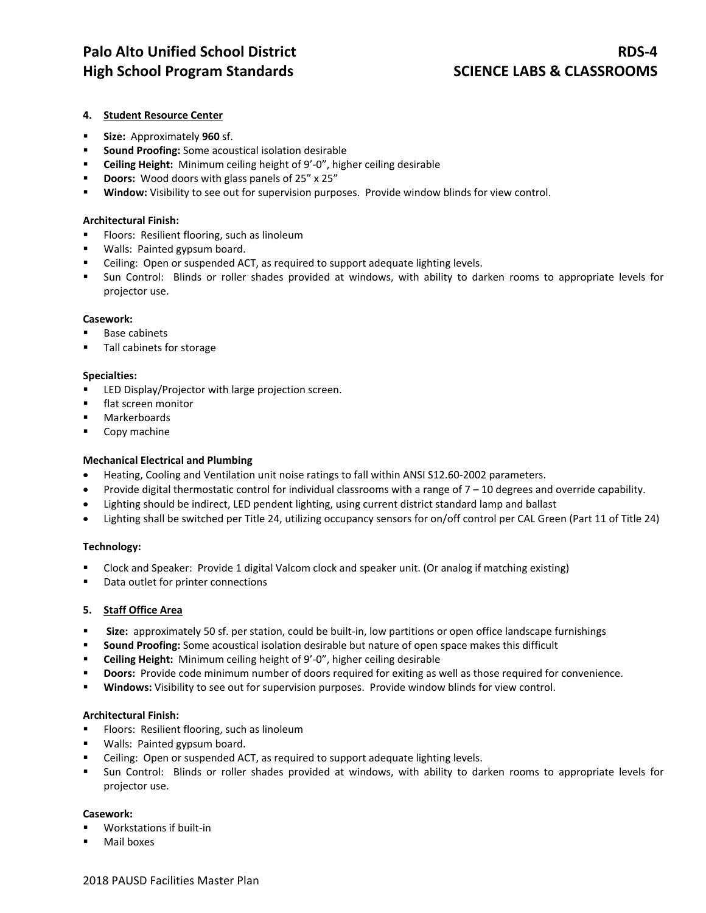4. **Student Resource Center**

- **Size:** Approximately **960** sf.
- **Sound Proofing:** Some acoustical isolation desirable
- **Ceiling Height:** Minimum ceiling height of 9'-0", higher ceiling desirable
- **Doors:** Wood doors with glass panels of 25" x 25"
- **Window:** Visibility to see out for supervision purposes. Provide window blinds for view control.

**Architectural Finish:**

- Floors: Resilient flooring, such as linoleum
- Walls: Painted gypsum board.
- Ceiling: Open or suspended ACT, as required to support adequate lighting levels.
- Sun Control: Blinds or roller shades provided at windows, with ability to darken rooms to appropriate levels for projector use.

**Casework:**

- Base cabinets
- Tall cabinets for storage

**Specialties:**

- LED Display/Projector with large projection screen.
- flat screen monitor
- Markerboards
- Copy machine

**Mechanical Electrical and Plumbing**

- Heating, Cooling and Ventilation unit noise ratings to fall within ANSI S12.60-2002 parameters.
- Provide digital thermostatic control for individual classrooms with a range of 7 – 10 degrees and override capability.
- Lighting should be indirect, LED pendent lighting, using current district standard lamp and ballast
- Lighting shall be switched per Title 24, utilizing occupancy sensors for on/off control per CAL Green (Part 11 of Title 24)

**Technology:**

- Clock and Speaker: Provide 1 digital Valcom clock and speaker unit. (Or analog if matching existing)
- Data outlet for printer connections

5. **Staff Office Area**

- **Size:** approximately 50 sf. per station, could be built-in, low partitions or open office landscape furnishings
- **Sound Proofing:** Some acoustical isolation desirable but nature of open space makes this difficult
- **Ceiling Height:** Minimum ceiling height of 9'-0", higher ceiling desirable
- **Doors:** Provide code minimum number of doors required for exiting as well as those required for convenience.
- **Windows:** Visibility to see out for supervision purposes. Provide window blinds for view control.

**Architectural Finish:**

- Floors: Resilient flooring, such as linoleum
- Walls: Painted gypsum board.
- Ceiling: Open or suspended ACT, as required to support adequate lighting levels.
- Sun Control: Blinds or roller shades provided at windows, with ability to darken rooms to appropriate levels for projector use.

**Casework:**

- Workstations if built-in
- Mail boxes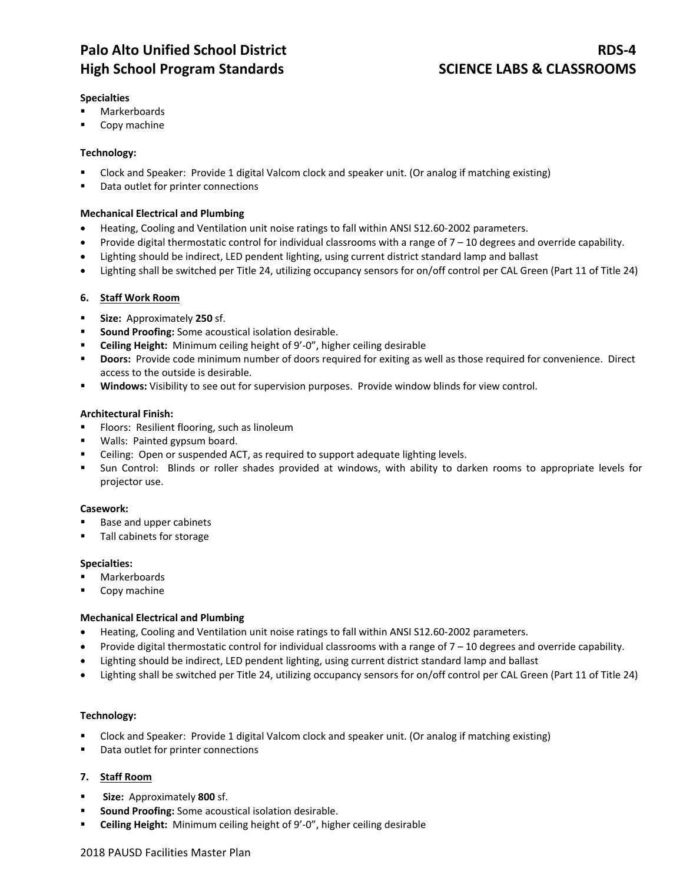**Specialties**

- Markerboards
- Copy machine

**Technology:**

- Clock and Speaker: Provide 1 digital Valcom clock and speaker unit. (Or analog if matching existing)
- Data outlet for printer connections

**Mechanical Electrical and Plumbing**

- Heating, Cooling and Ventilation unit noise ratings to fall within ANSI S12.60-2002 parameters.
- Provide digital thermostatic control for individual classrooms with a range of 7 – 10 degrees and override capability.
- Lighting should be indirect, LED pendent lighting, using current district standard lamp and ballast
- Lighting shall be switched per Title 24, utilizing occupancy sensors for on/off control per CAL Green (Part 11 of Title 24)

## 6. Staff Work Room

- **Size:** Approximately **250** sf.
- **Sound Proofing:** Some acoustical isolation desirable.
- **Ceiling Height:** Minimum ceiling height of 9'-0", higher ceiling desirable
- **Doors:** Provide code minimum number of doors required for exiting as well as those required for convenience. Direct access to the outside is desirable.
- **Windows:** Visibility to see out for supervision purposes. Provide window blinds for view control.

**Architectural Finish:**

- Floors: Resilient flooring, such as linoleum
- Walls: Painted gypsum board.
- Ceiling: Open or suspended ACT, as required to support adequate lighting levels.
- Sun Control: Blinds or roller shades provided at windows, with ability to darken rooms to appropriate levels for projector use.

**Casework:**

- Base and upper cabinets
- Tall cabinets for storage

**Specialties:**

- Markerboards
- Copy machine

**Mechanical Electrical and Plumbing**

- Heating, Cooling and Ventilation unit noise ratings to fall within ANSI S12.60-2002 parameters.
- Provide digital thermostatic control for individual classrooms with a range of 7 – 10 degrees and override capability.
- Lighting should be indirect, LED pendent lighting, using current district standard lamp and ballast
- Lighting shall be switched per Title 24, utilizing occupancy sensors for on/off control per CAL Green (Part 11 of Title 24)

**Technology:**

- Clock and Speaker: Provide 1 digital Valcom clock and speaker unit. (Or analog if matching existing)
- Data outlet for printer connections

## 7. Staff Room

- **Size:** Approximately **800** sf.
- **Sound Proofing:** Some acoustical isolation desirable.
- **Ceiling Height:** Minimum ceiling height of 9'-0", higher ceiling desirable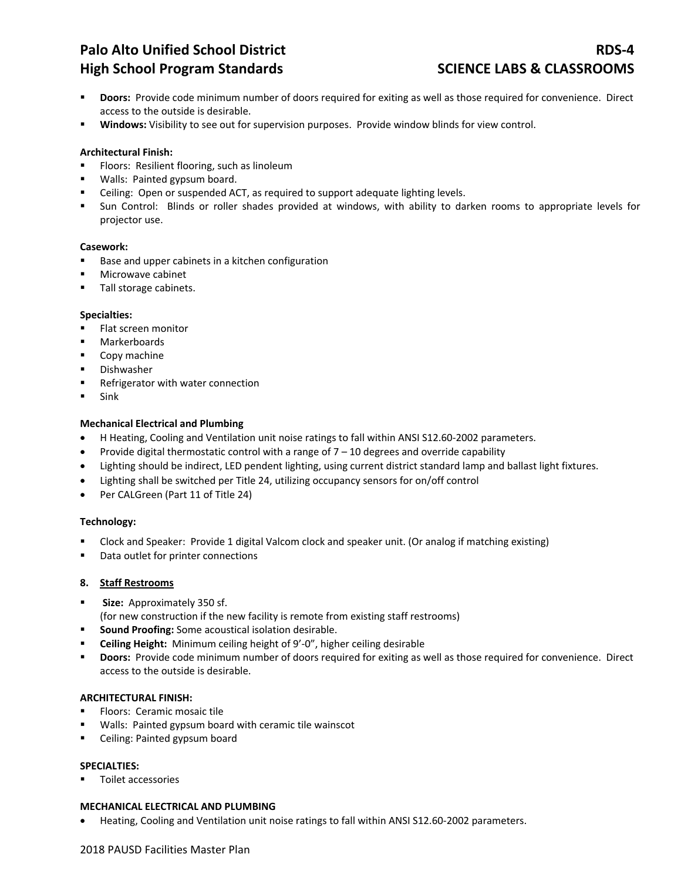- **Doors:** Provide code minimum number of doors required for exiting as well as those required for convenience. Direct access to the outside is desirable.
- **Windows:** Visibility to see out for supervision purposes. Provide window blinds for view control.

**Architectural Finish:**

- Floors: Resilient flooring, such as linoleum
- Walls: Painted gypsum board.
- Ceiling: Open or suspended ACT, as required to support adequate lighting levels.
- Sun Control: Blinds or roller shades provided at windows, with ability to darken rooms to appropriate levels for projector use.

**Casework:**

- Base and upper cabinets in a kitchen configuration
- Microwave cabinet
- Tall storage cabinets.

**Specialties:**

- Flat screen monitor
- Markerboards
- Copy machine
- Dishwasher
- Refrigerator with water connection
- Sink

**Mechanical Electrical and Plumbing**

- H Heating, Cooling and Ventilation unit noise ratings to fall within ANSI S12.60-2002 parameters.
- Provide digital thermostatic control with a range of 7 – 10 degrees and override capability
- Lighting should be indirect, LED pendent lighting, using current district standard lamp and ballast light fixtures.
- Lighting shall be switched per Title 24, utilizing occupancy sensors for on/off control
- Per CALGreen (Part 11 of Title 24)

**Technology:**

- Clock and Speaker: Provide 1 digital Valcom clock and speaker unit. (Or analog if matching existing)
- Data outlet for printer connections

### 8. <u>Staff Restrooms</u>

- **Size:** Approximately 350 sf.
  (for new construction if the new facility is remote from existing staff restrooms)
- **Sound Proofing:** Some acoustical isolation desirable.
- **Ceiling Height:** Minimum ceiling height of 9'-0", higher ceiling desirable
- **Doors:** Provide code minimum number of doors required for exiting as well as those required for convenience. Direct access to the outside is desirable.

**ARCHITECTURAL FINISH:**

- Floors: Ceramic mosaic tile
- Walls: Painted gypsum board with ceramic tile wainscot
- Ceiling: Painted gypsum board

**SPECIALTIES:**

- Toilet accessories

**MECHANICAL ELECTRICAL AND PLUMBING**

- Heating, Cooling and Ventilation unit noise ratings to fall within ANSI S12.60-2002 parameters.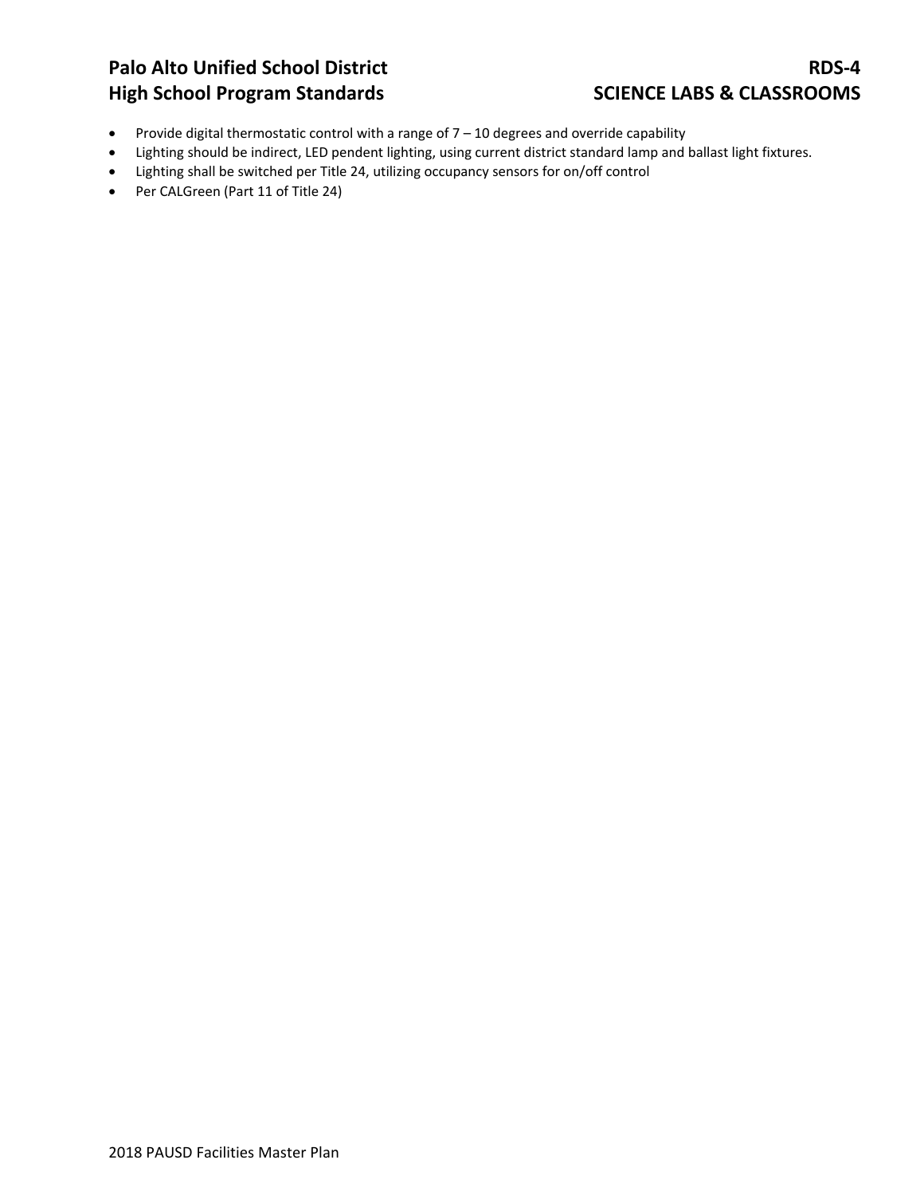- Provide digital thermostatic control with a range of 7 – 10 degrees and override capability
- Lighting should be indirect, LED pendent lighting, using current district standard lamp and ballast light fixtures.
- Lighting shall be switched per Title 24, utilizing occupancy sensors for on/off control
- Per CALGreen (Part 11 of Title 24)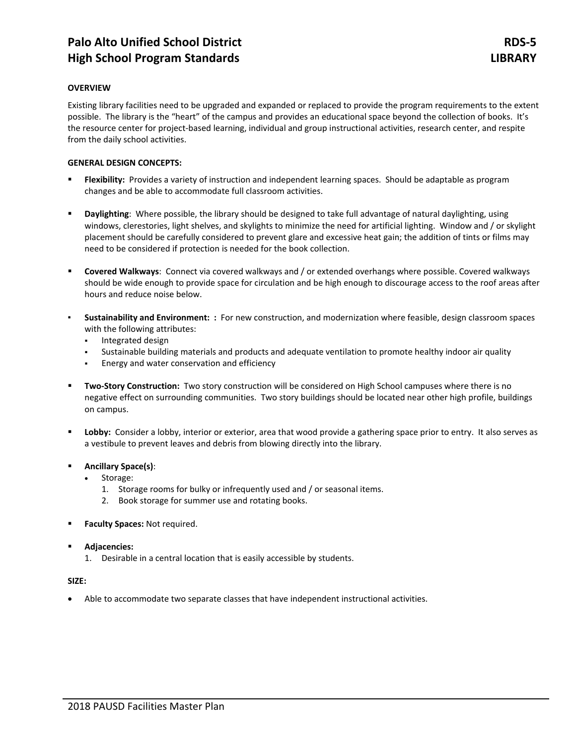# Palo Alto Unified School District — RDS-5
# High School Program Standards — LIBRARY

**OVERVIEW**

Existing library facilities need to be upgraded and expanded or replaced to provide the program requirements to the extent possible. The library is the "heart" of the campus and provides an educational space beyond the collection of books. It's the resource center for project-based learning, individual and group instructional activities, research center, and respite from the daily school activities.

**GENERAL DESIGN CONCEPTS:**

- **Flexibility:** Provides a variety of instruction and independent learning spaces. Should be adaptable as program changes and be able to accommodate full classroom activities.
- **Daylighting**: Where possible, the library should be designed to take full advantage of natural daylighting, using windows, clerestories, light shelves, and skylights to minimize the need for artificial lighting. Window and / or skylight placement should be carefully considered to prevent glare and excessive heat gain; the addition of tints or films may need to be considered if protection is needed for the book collection.
- **Covered Walkways**: Connect via covered walkways and / or extended overhangs where possible. Covered walkways should be wide enough to provide space for circulation and be high enough to discourage access to the roof areas after hours and reduce noise below.
- **Sustainability and Environment: :** For new construction, and modernization where feasible, design classroom spaces with the following attributes:
  - Integrated design
  - Sustainable building materials and products and adequate ventilation to promote healthy indoor air quality
  - Energy and water conservation and efficiency
- **Two-Story Construction:** Two story construction will be considered on High School campuses where there is no negative effect on surrounding communities. Two story buildings should be located near other high profile, buildings on campus.
- **Lobby:** Consider a lobby, interior or exterior, area that wood provide a gathering space prior to entry. It also serves as a vestibule to prevent leaves and debris from blowing directly into the library.
- **Ancillary Space(s)**:
  - Storage:
    1. Storage rooms for bulky or infrequently used and / or seasonal items.
    2. Book storage for summer use and rotating books.
- **Faculty Spaces:** Not required.
- **Adjacencies:**
  1. Desirable in a central location that is easily accessible by students.

**SIZE:**

- Able to accommodate two separate classes that have independent instructional activities.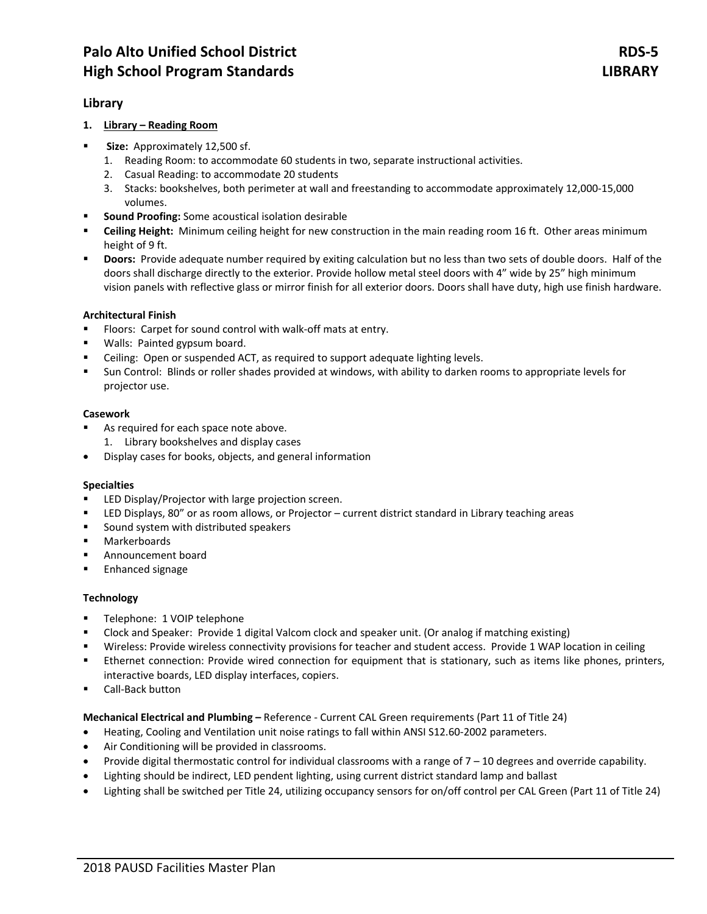## Library

### 1. Library – Reading Room

- **Size:** Approximately 12,500 sf.
  1. Reading Room: to accommodate 60 students in two, separate instructional activities.
  2. Casual Reading: to accommodate 20 students
  3. Stacks: bookshelves, both perimeter at wall and freestanding to accommodate approximately 12,000-15,000 volumes.
- **Sound Proofing:** Some acoustical isolation desirable
- **Ceiling Height:** Minimum ceiling height for new construction in the main reading room 16 ft. Other areas minimum height of 9 ft.
- **Doors:** Provide adequate number required by exiting calculation but no less than two sets of double doors. Half of the doors shall discharge directly to the exterior. Provide hollow metal steel doors with 4" wide by 25" high minimum vision panels with reflective glass or mirror finish for all exterior doors. Doors shall have duty, high use finish hardware.

**Architectural Finish**

- Floors: Carpet for sound control with walk-off mats at entry.
- Walls: Painted gypsum board.
- Ceiling: Open or suspended ACT, as required to support adequate lighting levels.
- Sun Control: Blinds or roller shades provided at windows, with ability to darken rooms to appropriate levels for projector use.

**Casework**

- As required for each space note above.
  1. Library bookshelves and display cases
- Display cases for books, objects, and general information

**Specialties**

- LED Display/Projector with large projection screen.
- LED Displays, 80" or as room allows, or Projector – current district standard in Library teaching areas
- Sound system with distributed speakers
- Markerboards
- Announcement board
- Enhanced signage

**Technology**

- Telephone: 1 VOIP telephone
- Clock and Speaker: Provide 1 digital Valcom clock and speaker unit. (Or analog if matching existing)
- Wireless: Provide wireless connectivity provisions for teacher and student access. Provide 1 WAP location in ceiling
- Ethernet connection: Provide wired connection for equipment that is stationary, such as items like phones, printers, interactive boards, LED display interfaces, copiers.
- Call-Back button

**Mechanical Electrical and Plumbing –** Reference - Current CAL Green requirements (Part 11 of Title 24)

- Heating, Cooling and Ventilation unit noise ratings to fall within ANSI S12.60-2002 parameters.
- Air Conditioning will be provided in classrooms.
- Provide digital thermostatic control for individual classrooms with a range of 7 – 10 degrees and override capability.
- Lighting should be indirect, LED pendent lighting, using current district standard lamp and ballast
- Lighting shall be switched per Title 24, utilizing occupancy sensors for on/off control per CAL Green (Part 11 of Title 24)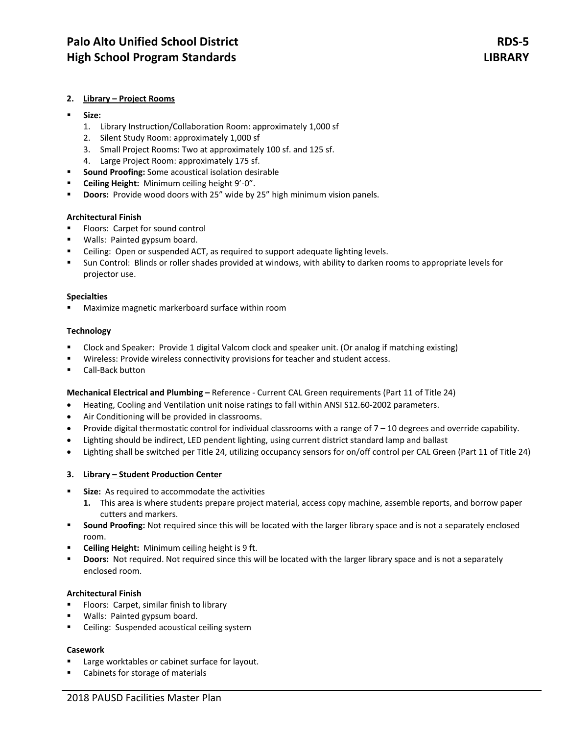## 2. Library – Project Rooms

- **Size:**
  1. Library Instruction/Collaboration Room: approximately 1,000 sf
  2. Silent Study Room: approximately 1,000 sf
  3. Small Project Rooms: Two at approximately 100 sf. and 125 sf.
  4. Large Project Room: approximately 175 sf.
- **Sound Proofing:** Some acoustical isolation desirable
- **Ceiling Height:** Minimum ceiling height 9'-0".
- **Doors:** Provide wood doors with 25" wide by 25" high minimum vision panels.

**Architectural Finish**

- Floors: Carpet for sound control
- Walls: Painted gypsum board.
- Ceiling: Open or suspended ACT, as required to support adequate lighting levels.
- Sun Control: Blinds or roller shades provided at windows, with ability to darken rooms to appropriate levels for projector use.

**Specialties**

- Maximize magnetic markerboard surface within room

**Technology**

- Clock and Speaker: Provide 1 digital Valcom clock and speaker unit. (Or analog if matching existing)
- Wireless: Provide wireless connectivity provisions for teacher and student access.
- Call-Back button

**Mechanical Electrical and Plumbing –** Reference - Current CAL Green requirements (Part 11 of Title 24)

- Heating, Cooling and Ventilation unit noise ratings to fall within ANSI S12.60-2002 parameters.
- Air Conditioning will be provided in classrooms.
- Provide digital thermostatic control for individual classrooms with a range of 7 – 10 degrees and override capability.
- Lighting should be indirect, LED pendent lighting, using current district standard lamp and ballast
- Lighting shall be switched per Title 24, utilizing occupancy sensors for on/off control per CAL Green (Part 11 of Title 24)

## 3. Library – Student Production Center

- **Size:** As required to accommodate the activities
  1. This area is where students prepare project material, access copy machine, assemble reports, and borrow paper cutters and markers.
- **Sound Proofing:** Not required since this will be located with the larger library space and is not a separately enclosed room.
- **Ceiling Height:** Minimum ceiling height is 9 ft.
- **Doors:** Not required. Not required since this will be located with the larger library space and is not a separately enclosed room.

**Architectural Finish**

- Floors: Carpet, similar finish to library
- Walls: Painted gypsum board.
- Ceiling: Suspended acoustical ceiling system

**Casework**

- Large worktables or cabinet surface for layout.
- Cabinets for storage of materials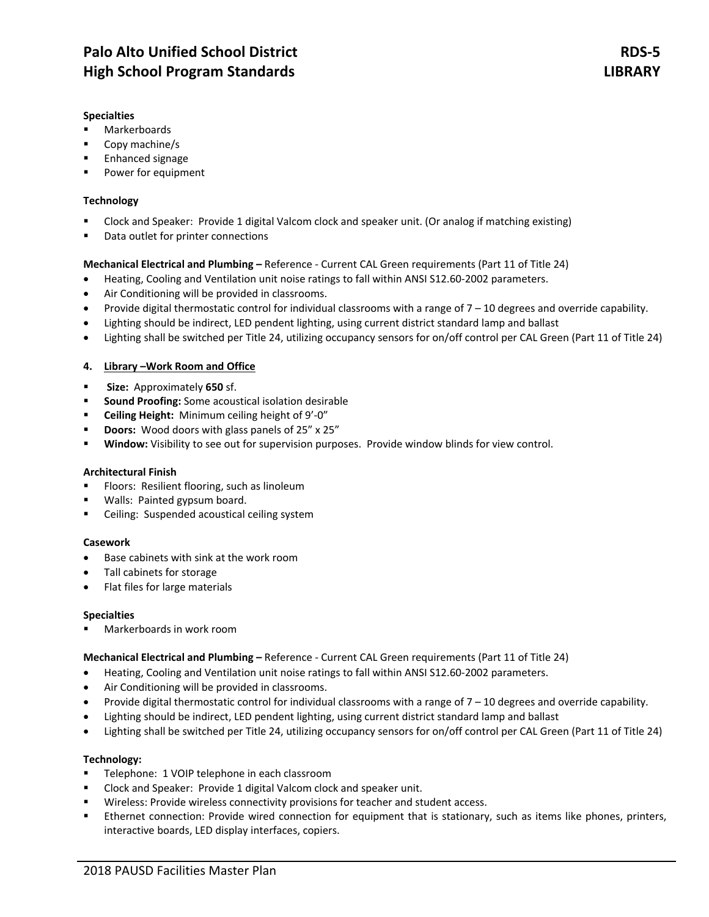**Specialties**

- Markerboards
- Copy machine/s
- Enhanced signage
- Power for equipment

**Technology**

- Clock and Speaker: Provide 1 digital Valcom clock and speaker unit. (Or analog if matching existing)
- Data outlet for printer connections

**Mechanical Electrical and Plumbing –** Reference - Current CAL Green requirements (Part 11 of Title 24)

- Heating, Cooling and Ventilation unit noise ratings to fall within ANSI S12.60-2002 parameters.
- Air Conditioning will be provided in classrooms.
- Provide digital thermostatic control for individual classrooms with a range of 7 – 10 degrees and override capability.
- Lighting should be indirect, LED pendent lighting, using current district standard lamp and ballast
- Lighting shall be switched per Title 24, utilizing occupancy sensors for on/off control per CAL Green (Part 11 of Title 24)

**4. Library –Work Room and Office**

- **Size:** Approximately **650** sf.
- **Sound Proofing:** Some acoustical isolation desirable
- **Ceiling Height:** Minimum ceiling height of 9'-0"
- **Doors:** Wood doors with glass panels of 25" x 25"
- **Window:** Visibility to see out for supervision purposes. Provide window blinds for view control.

**Architectural Finish**

- Floors: Resilient flooring, such as linoleum
- Walls: Painted gypsum board.
- Ceiling: Suspended acoustical ceiling system

**Casework**

- Base cabinets with sink at the work room
- Tall cabinets for storage
- Flat files for large materials

**Specialties**

- Markerboards in work room

**Mechanical Electrical and Plumbing –** Reference - Current CAL Green requirements (Part 11 of Title 24)

- Heating, Cooling and Ventilation unit noise ratings to fall within ANSI S12.60-2002 parameters.
- Air Conditioning will be provided in classrooms.
- Provide digital thermostatic control for individual classrooms with a range of 7 – 10 degrees and override capability.
- Lighting should be indirect, LED pendent lighting, using current district standard lamp and ballast
- Lighting shall be switched per Title 24, utilizing occupancy sensors for on/off control per CAL Green (Part 11 of Title 24)

**Technology:**

- Telephone: 1 VOIP telephone in each classroom
- Clock and Speaker: Provide 1 digital Valcom clock and speaker unit.
- Wireless: Provide wireless connectivity provisions for teacher and student access.
- Ethernet connection: Provide wired connection for equipment that is stationary, such as items like phones, printers, interactive boards, LED display interfaces, copiers.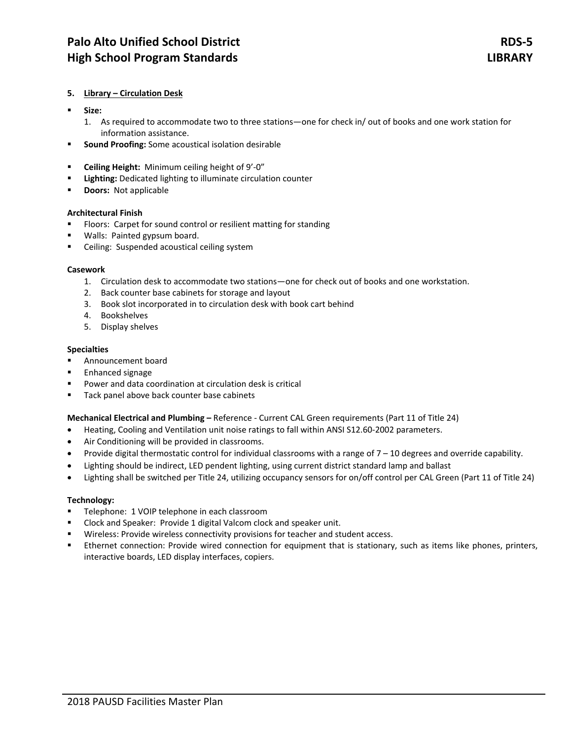**5. Library – Circulation Desk**

- **Size:**
  1. As required to accommodate two to three stations—one for check in/ out of books and one work station for information assistance.
- **Sound Proofing:** Some acoustical isolation desirable
- **Ceiling Height:** Minimum ceiling height of 9'-0"
- **Lighting:** Dedicated lighting to illuminate circulation counter
- **Doors:** Not applicable

**Architectural Finish**

- Floors: Carpet for sound control or resilient matting for standing
- Walls: Painted gypsum board.
- Ceiling: Suspended acoustical ceiling system

**Casework**

1. Circulation desk to accommodate two stations—one for check out of books and one workstation.
2. Back counter base cabinets for storage and layout
3. Book slot incorporated in to circulation desk with book cart behind
4. Bookshelves
5. Display shelves

**Specialties**

- Announcement board
- Enhanced signage
- Power and data coordination at circulation desk is critical
- Tack panel above back counter base cabinets

**Mechanical Electrical and Plumbing –** Reference - Current CAL Green requirements (Part 11 of Title 24)

- Heating, Cooling and Ventilation unit noise ratings to fall within ANSI S12.60-2002 parameters.
- Air Conditioning will be provided in classrooms.
- Provide digital thermostatic control for individual classrooms with a range of 7 – 10 degrees and override capability.
- Lighting should be indirect, LED pendent lighting, using current district standard lamp and ballast
- Lighting shall be switched per Title 24, utilizing occupancy sensors for on/off control per CAL Green (Part 11 of Title 24)

**Technology:**

- Telephone: 1 VOIP telephone in each classroom
- Clock and Speaker: Provide 1 digital Valcom clock and speaker unit.
- Wireless: Provide wireless connectivity provisions for teacher and student access.
- Ethernet connection: Provide wired connection for equipment that is stationary, such as items like phones, printers, interactive boards, LED display interfaces, copiers.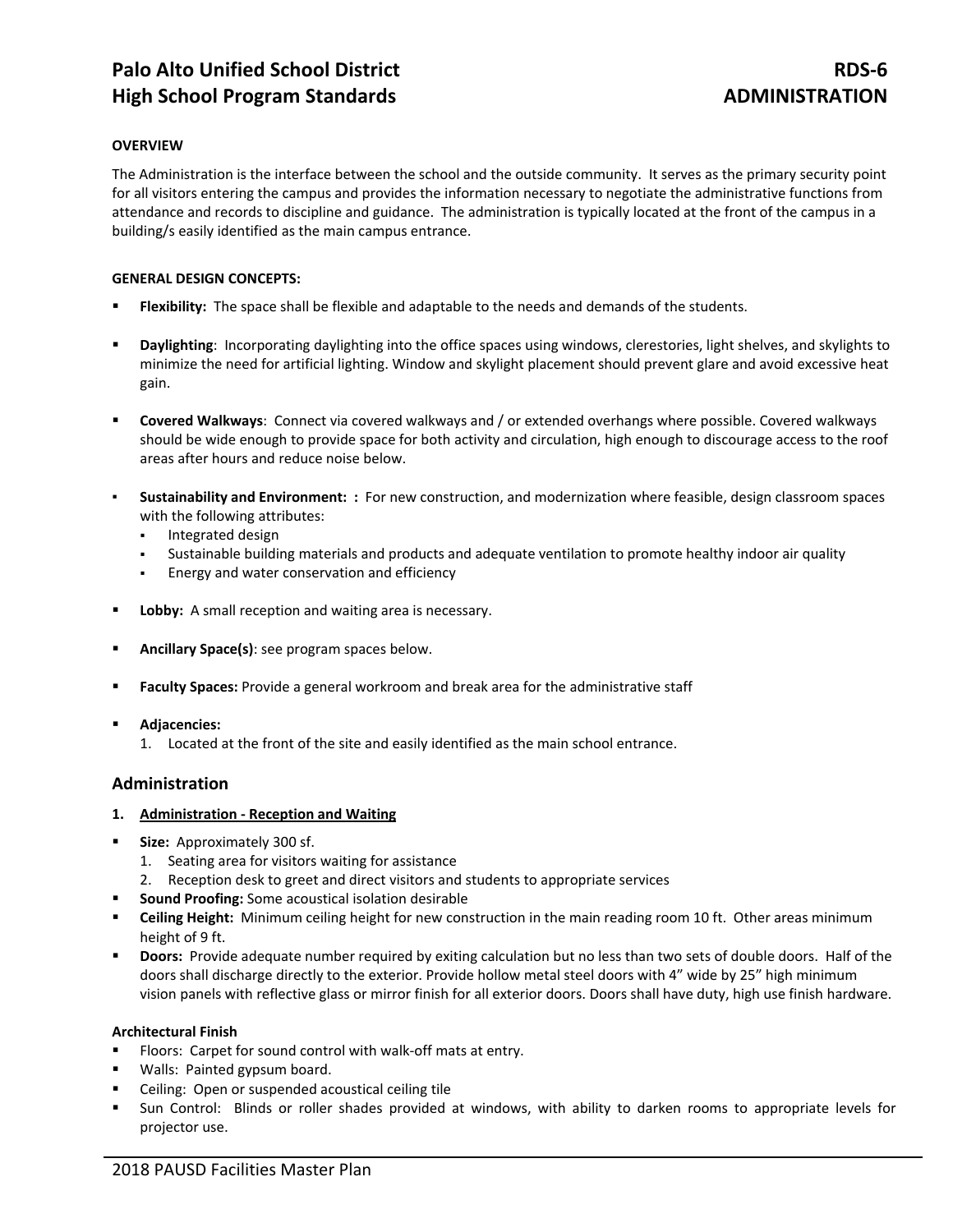## OVERVIEW

The Administration is the interface between the school and the outside community. It serves as the primary security point for all visitors entering the campus and provides the information necessary to negotiate the administrative functions from attendance and records to discipline and guidance. The administration is typically located at the front of the campus in a building/s easily identified as the main campus entrance.

### GENERAL DESIGN CONCEPTS:

- **Flexibility:** The space shall be flexible and adaptable to the needs and demands of the students.
- **Daylighting**: Incorporating daylighting into the office spaces using windows, clerestories, light shelves, and skylights to minimize the need for artificial lighting. Window and skylight placement should prevent glare and avoid excessive heat gain.
- **Covered Walkways**: Connect via covered walkways and / or extended overhangs where possible. Covered walkways should be wide enough to provide space for both activity and circulation, high enough to discourage access to the roof areas after hours and reduce noise below.
- **Sustainability and Environment: :** For new construction, and modernization where feasible, design classroom spaces with the following attributes:
  - Integrated design
  - Sustainable building materials and products and adequate ventilation to promote healthy indoor air quality
  - Energy and water conservation and efficiency
- **Lobby:** A small reception and waiting area is necessary.
- **Ancillary Space(s)**: see program spaces below.
- **Faculty Spaces:** Provide a general workroom and break area for the administrative staff
- **Adjacencies:**
  1. Located at the front of the site and easily identified as the main school entrance.

## Administration

### 1. Administration - Reception and Waiting

- **Size:** Approximately 300 sf.
  1. Seating area for visitors waiting for assistance
  2. Reception desk to greet and direct visitors and students to appropriate services
- **Sound Proofing:** Some acoustical isolation desirable
- **Ceiling Height:** Minimum ceiling height for new construction in the main reading room 10 ft. Other areas minimum height of 9 ft.
- **Doors:** Provide adequate number required by exiting calculation but no less than two sets of double doors. Half of the doors shall discharge directly to the exterior. Provide hollow metal steel doors with 4" wide by 25" high minimum vision panels with reflective glass or mirror finish for all exterior doors. Doors shall have duty, high use finish hardware.

#### Architectural Finish

- Floors: Carpet for sound control with walk-off mats at entry.
- Walls: Painted gypsum board.
- Ceiling: Open or suspended acoustical ceiling tile
- Sun Control: Blinds or roller shades provided at windows, with ability to darken rooms to appropriate levels for projector use.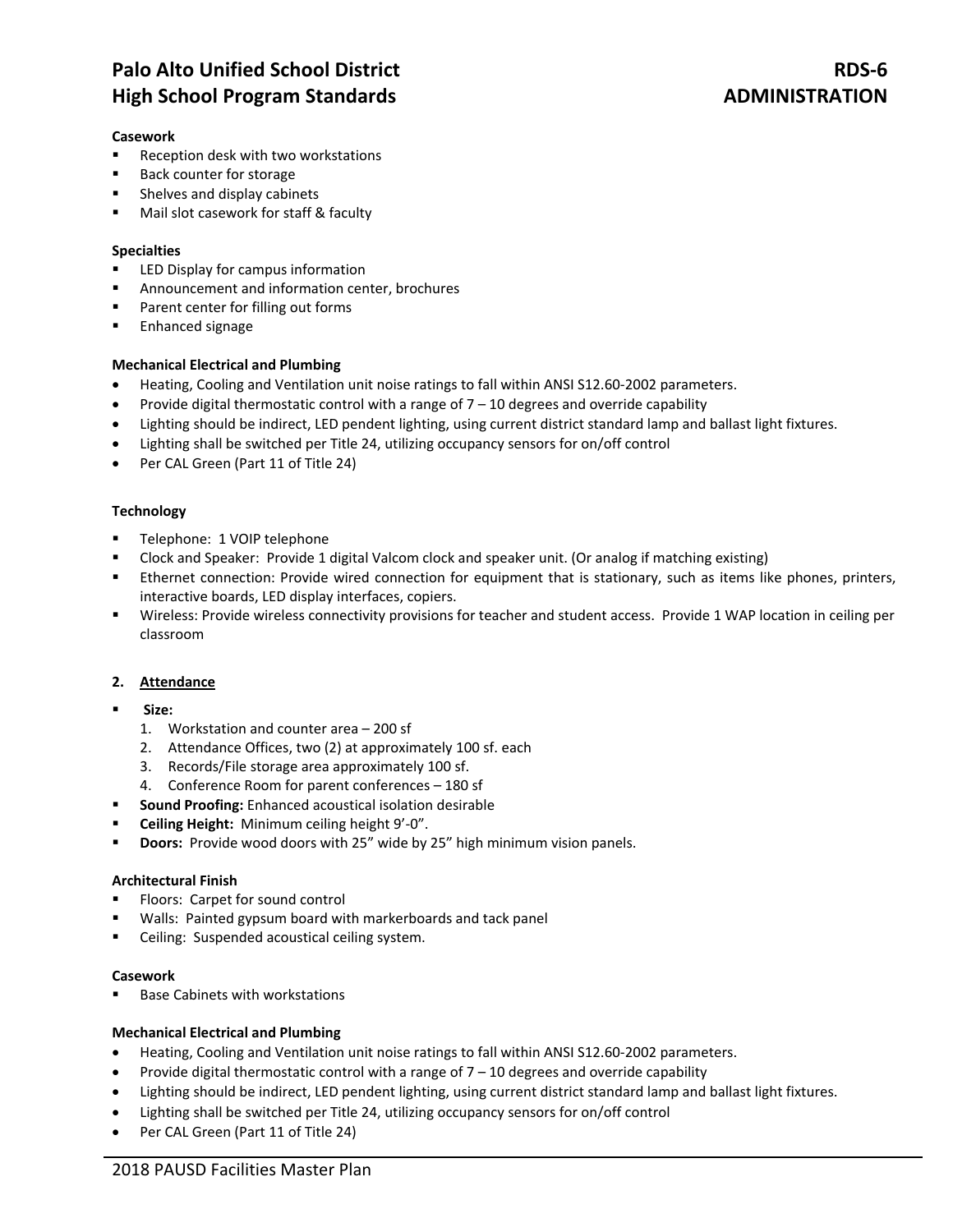**Casework**

- Reception desk with two workstations
- Back counter for storage
- Shelves and display cabinets
- Mail slot casework for staff & faculty

**Specialties**

- LED Display for campus information
- Announcement and information center, brochures
- Parent center for filling out forms
- Enhanced signage

**Mechanical Electrical and Plumbing**

- Heating, Cooling and Ventilation unit noise ratings to fall within ANSI S12.60-2002 parameters.
- Provide digital thermostatic control with a range of 7 – 10 degrees and override capability
- Lighting should be indirect, LED pendent lighting, using current district standard lamp and ballast light fixtures.
- Lighting shall be switched per Title 24, utilizing occupancy sensors for on/off control
- Per CAL Green (Part 11 of Title 24)

**Technology**

- Telephone: 1 VOIP telephone
- Clock and Speaker: Provide 1 digital Valcom clock and speaker unit. (Or analog if matching existing)
- Ethernet connection: Provide wired connection for equipment that is stationary, such as items like phones, printers, interactive boards, LED display interfaces, copiers.
- Wireless: Provide wireless connectivity provisions for teacher and student access. Provide 1 WAP location in ceiling per classroom

**2. Attendance**

- **Size:**
  1. Workstation and counter area – 200 sf
  2. Attendance Offices, two (2) at approximately 100 sf. each
  3. Records/File storage area approximately 100 sf.
  4. Conference Room for parent conferences – 180 sf
- **Sound Proofing:** Enhanced acoustical isolation desirable
- **Ceiling Height:** Minimum ceiling height 9'-0".
- **Doors:** Provide wood doors with 25" wide by 25" high minimum vision panels.

**Architectural Finish**

- Floors: Carpet for sound control
- Walls: Painted gypsum board with markerboards and tack panel
- Ceiling: Suspended acoustical ceiling system.

**Casework**

- Base Cabinets with workstations

**Mechanical Electrical and Plumbing**

- Heating, Cooling and Ventilation unit noise ratings to fall within ANSI S12.60-2002 parameters.
- Provide digital thermostatic control with a range of 7 – 10 degrees and override capability
- Lighting should be indirect, LED pendent lighting, using current district standard lamp and ballast light fixtures.
- Lighting shall be switched per Title 24, utilizing occupancy sensors for on/off control
- Per CAL Green (Part 11 of Title 24)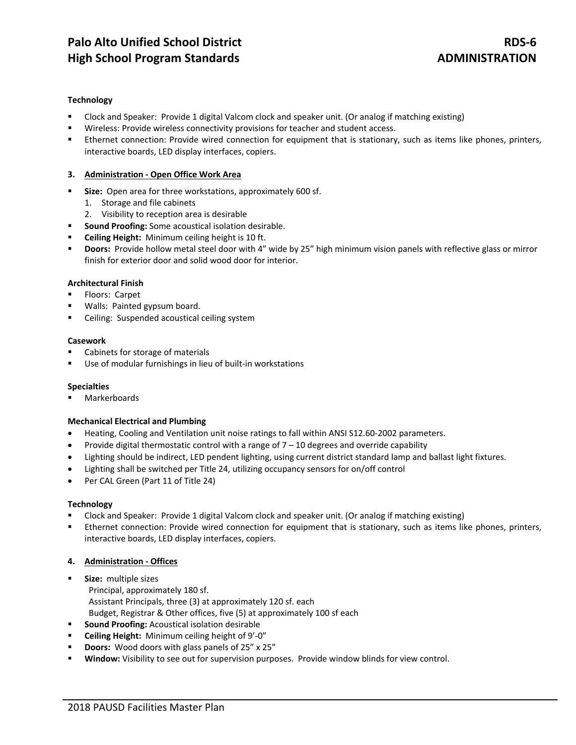**Technology**

- Clock and Speaker: Provide 1 digital Valcom clock and speaker unit. (Or analog if matching existing)
- Wireless: Provide wireless connectivity provisions for teacher and student access.
- Ethernet connection: Provide wired connection for equipment that is stationary, such as items like phones, printers, interactive boards, LED display interfaces, copiers.

### 3. Administration - Open Office Work Area

- **Size:** Open area for three workstations, approximately 600 sf.
  1. Storage and file cabinets
  2. Visibility to reception area is desirable
- **Sound Proofing:** Some acoustical isolation desirable.
- **Ceiling Height:** Minimum ceiling height is 10 ft.
- **Doors:** Provide hollow metal steel door with 4" wide by 25" high minimum vision panels with reflective glass or mirror finish for exterior door and solid wood door for interior.

**Architectural Finish**

- Floors: Carpet
- Walls: Painted gypsum board.
- Ceiling: Suspended acoustical ceiling system

**Casework**

- Cabinets for storage of materials
- Use of modular furnishings in lieu of built-in workstations

**Specialties**

- Markerboards

**Mechanical Electrical and Plumbing**

- Heating, Cooling and Ventilation unit noise ratings to fall within ANSI S12.60-2002 parameters.
- Provide digital thermostatic control with a range of 7 – 10 degrees and override capability
- Lighting should be indirect, LED pendent lighting, using current district standard lamp and ballast light fixtures.
- Lighting shall be switched per Title 24, utilizing occupancy sensors for on/off control
- Per CAL Green (Part 11 of Title 24)

**Technology**

- Clock and Speaker: Provide 1 digital Valcom clock and speaker unit. (Or analog if matching existing)
- Ethernet connection: Provide wired connection for equipment that is stationary, such as items like phones, printers, interactive boards, LED display interfaces, copiers.

### 4. Administration - Offices

- **Size:** multiple sizes
  Principal, approximately 180 sf.
  Assistant Principals, three (3) at approximately 120 sf. each
  Budget, Registrar & Other offices, five (5) at approximately 100 sf each
- **Sound Proofing:** Acoustical isolation desirable
- **Ceiling Height:** Minimum ceiling height of 9'-0"
- **Doors:** Wood doors with glass panels of 25" x 25"
- **Window:** Visibility to see out for supervision purposes. Provide window blinds for view control.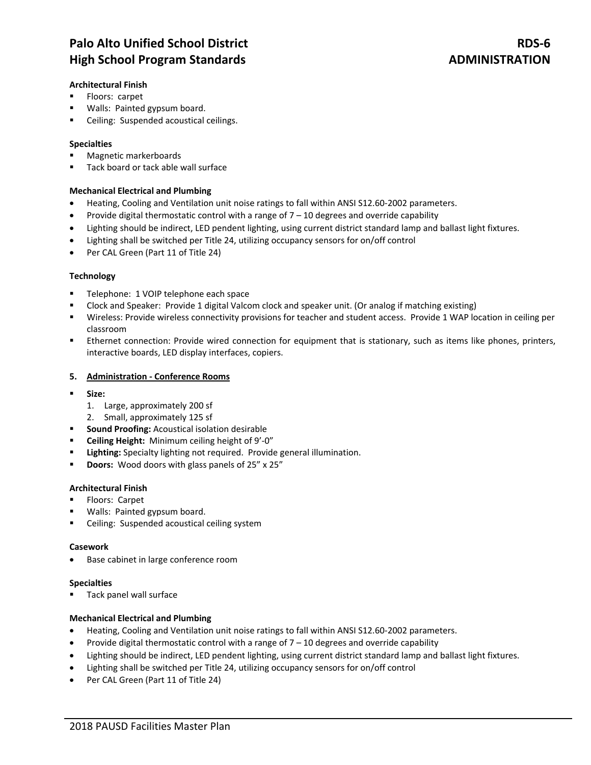**Architectural Finish**

- Floors: carpet
- Walls: Painted gypsum board.
- Ceiling: Suspended acoustical ceilings.

**Specialties**

- Magnetic markerboards
- Tack board or tack able wall surface

**Mechanical Electrical and Plumbing**

- Heating, Cooling and Ventilation unit noise ratings to fall within ANSI S12.60-2002 parameters.
- Provide digital thermostatic control with a range of 7 – 10 degrees and override capability
- Lighting should be indirect, LED pendent lighting, using current district standard lamp and ballast light fixtures.
- Lighting shall be switched per Title 24, utilizing occupancy sensors for on/off control
- Per CAL Green (Part 11 of Title 24)

**Technology**

- Telephone: 1 VOIP telephone each space
- Clock and Speaker: Provide 1 digital Valcom clock and speaker unit. (Or analog if matching existing)
- Wireless: Provide wireless connectivity provisions for teacher and student access. Provide 1 WAP location in ceiling per classroom
- Ethernet connection: Provide wired connection for equipment that is stationary, such as items like phones, printers, interactive boards, LED display interfaces, copiers.

**5. <u>Administration - Conference Rooms</u>**

- **Size:**
  1. Large, approximately 200 sf
  2. Small, approximately 125 sf
- **Sound Proofing:** Acoustical isolation desirable
- **Ceiling Height:** Minimum ceiling height of 9'-0"
- **Lighting:** Specialty lighting not required. Provide general illumination.
- **Doors:** Wood doors with glass panels of 25" x 25"

**Architectural Finish**

- Floors: Carpet
- Walls: Painted gypsum board.
- Ceiling: Suspended acoustical ceiling system

**Casework**

- Base cabinet in large conference room

**Specialties**

- Tack panel wall surface

**Mechanical Electrical and Plumbing**

- Heating, Cooling and Ventilation unit noise ratings to fall within ANSI S12.60-2002 parameters.
- Provide digital thermostatic control with a range of 7 – 10 degrees and override capability
- Lighting should be indirect, LED pendent lighting, using current district standard lamp and ballast light fixtures.
- Lighting shall be switched per Title 24, utilizing occupancy sensors for on/off control
- Per CAL Green (Part 11 of Title 24)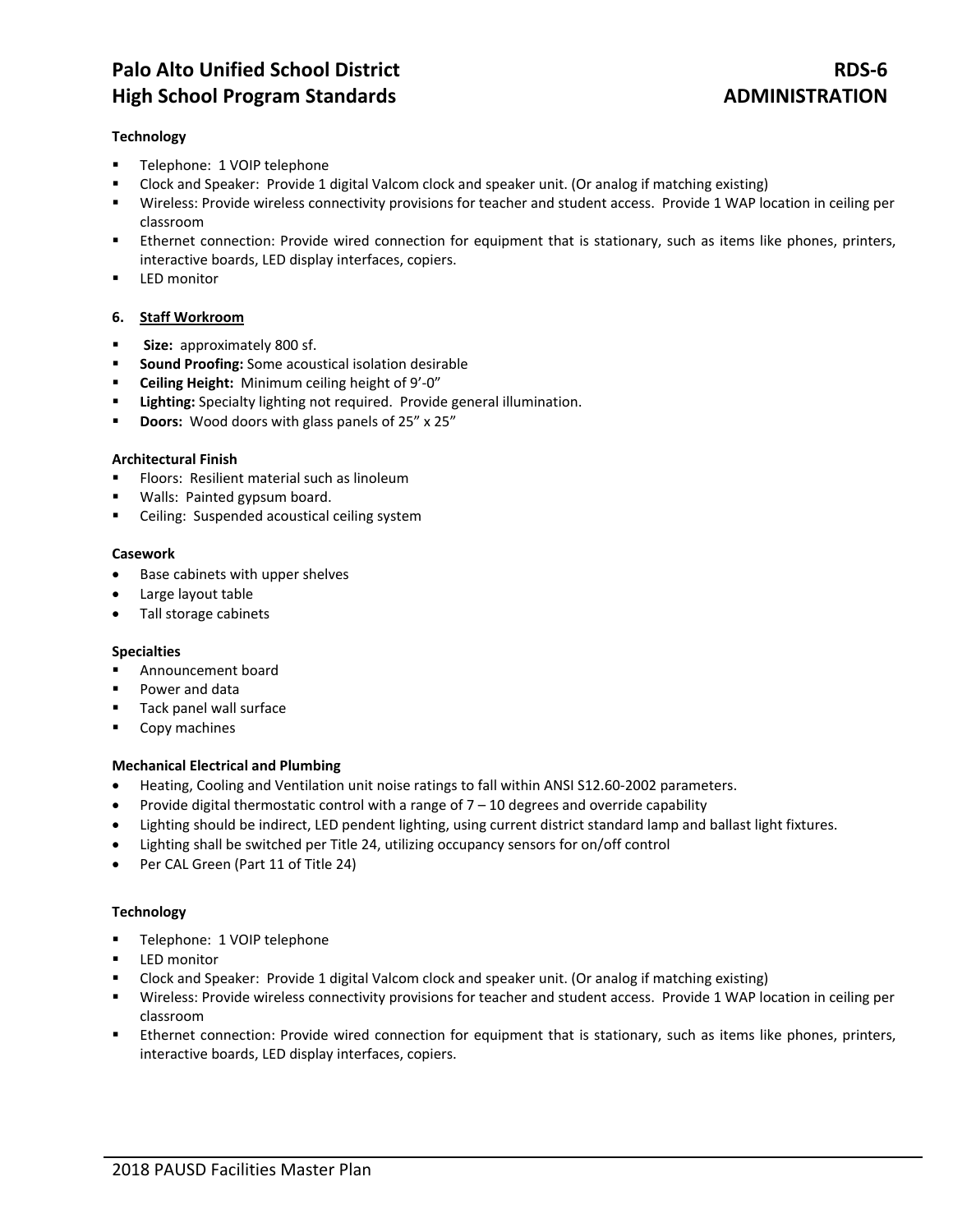**Technology**

- Telephone: 1 VOIP telephone
- Clock and Speaker: Provide 1 digital Valcom clock and speaker unit. (Or analog if matching existing)
- Wireless: Provide wireless connectivity provisions for teacher and student access. Provide 1 WAP location in ceiling per classroom
- Ethernet connection: Provide wired connection for equipment that is stationary, such as items like phones, printers, interactive boards, LED display interfaces, copiers.
- LED monitor

**6. Staff Workroom**

- **Size:** approximately 800 sf.
- **Sound Proofing:** Some acoustical isolation desirable
- **Ceiling Height:** Minimum ceiling height of 9'-0"
- **Lighting:** Specialty lighting not required. Provide general illumination.
- **Doors:** Wood doors with glass panels of 25" x 25"

**Architectural Finish**

- Floors: Resilient material such as linoleum
- Walls: Painted gypsum board.
- Ceiling: Suspended acoustical ceiling system

**Casework**

- Base cabinets with upper shelves
- Large layout table
- Tall storage cabinets

**Specialties**

- Announcement board
- Power and data
- Tack panel wall surface
- Copy machines

**Mechanical Electrical and Plumbing**

- Heating, Cooling and Ventilation unit noise ratings to fall within ANSI S12.60-2002 parameters.
- Provide digital thermostatic control with a range of 7 – 10 degrees and override capability
- Lighting should be indirect, LED pendent lighting, using current district standard lamp and ballast light fixtures.
- Lighting shall be switched per Title 24, utilizing occupancy sensors for on/off control
- Per CAL Green (Part 11 of Title 24)

**Technology**

- Telephone: 1 VOIP telephone
- LED monitor
- Clock and Speaker: Provide 1 digital Valcom clock and speaker unit. (Or analog if matching existing)
- Wireless: Provide wireless connectivity provisions for teacher and student access. Provide 1 WAP location in ceiling per classroom
- Ethernet connection: Provide wired connection for equipment that is stationary, such as items like phones, printers, interactive boards, LED display interfaces, copiers.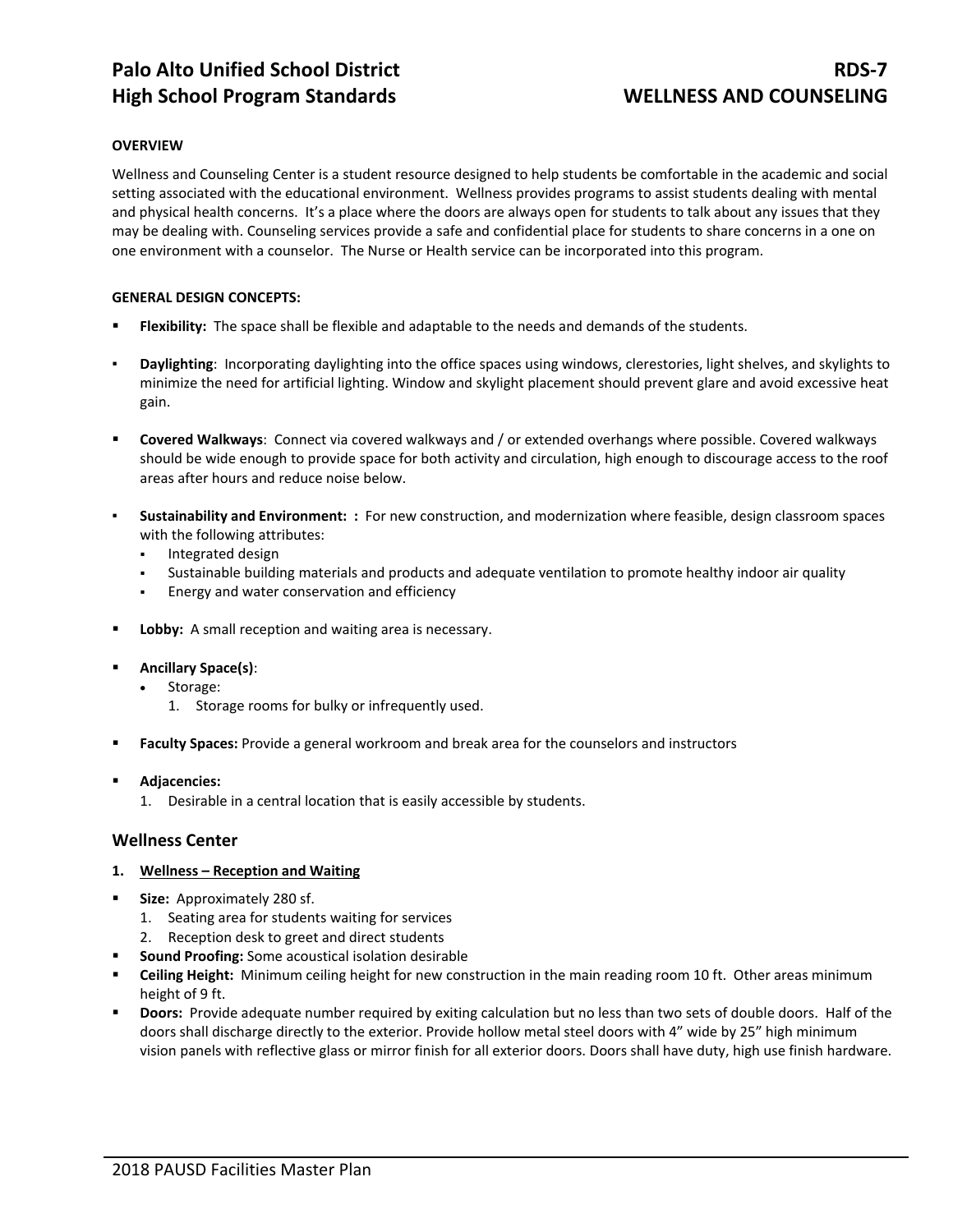# Palo Alto Unified School District
# High School Program Standards

# RDS-7
# WELLNESS AND COUNSELING

**OVERVIEW**

Wellness and Counseling Center is a student resource designed to help students be comfortable in the academic and social setting associated with the educational environment. Wellness provides programs to assist students dealing with mental and physical health concerns. It's a place where the doors are always open for students to talk about any issues that they may be dealing with. Counseling services provide a safe and confidential place for students to share concerns in a one on one environment with a counselor. The Nurse or Health service can be incorporated into this program.

**GENERAL DESIGN CONCEPTS:**

- **Flexibility:** The space shall be flexible and adaptable to the needs and demands of the students.
- **Daylighting**: Incorporating daylighting into the office spaces using windows, clerestories, light shelves, and skylights to minimize the need for artificial lighting. Window and skylight placement should prevent glare and avoid excessive heat gain.
- **Covered Walkways**: Connect via covered walkways and / or extended overhangs where possible. Covered walkways should be wide enough to provide space for both activity and circulation, high enough to discourage access to the roof areas after hours and reduce noise below.
- **Sustainability and Environment: :** For new construction, and modernization where feasible, design classroom spaces with the following attributes:
  - Integrated design
  - Sustainable building materials and products and adequate ventilation to promote healthy indoor air quality
  - Energy and water conservation and efficiency
- **Lobby:** A small reception and waiting area is necessary.
- **Ancillary Space(s)**:
  - Storage:
    1. Storage rooms for bulky or infrequently used.
- **Faculty Spaces:** Provide a general workroom and break area for the counselors and instructors
- **Adjacencies:**
  1. Desirable in a central location that is easily accessible by students.

## Wellness Center

**1. Wellness – Reception and Waiting**

- **Size:** Approximately 280 sf.
  1. Seating area for students waiting for services
  2. Reception desk to greet and direct students
- **Sound Proofing:** Some acoustical isolation desirable
- **Ceiling Height:** Minimum ceiling height for new construction in the main reading room 10 ft. Other areas minimum height of 9 ft.
- **Doors:** Provide adequate number required by exiting calculation but no less than two sets of double doors. Half of the doors shall discharge directly to the exterior. Provide hollow metal steel doors with 4" wide by 25" high minimum vision panels with reflective glass or mirror finish for all exterior doors. Doors shall have duty, high use finish hardware.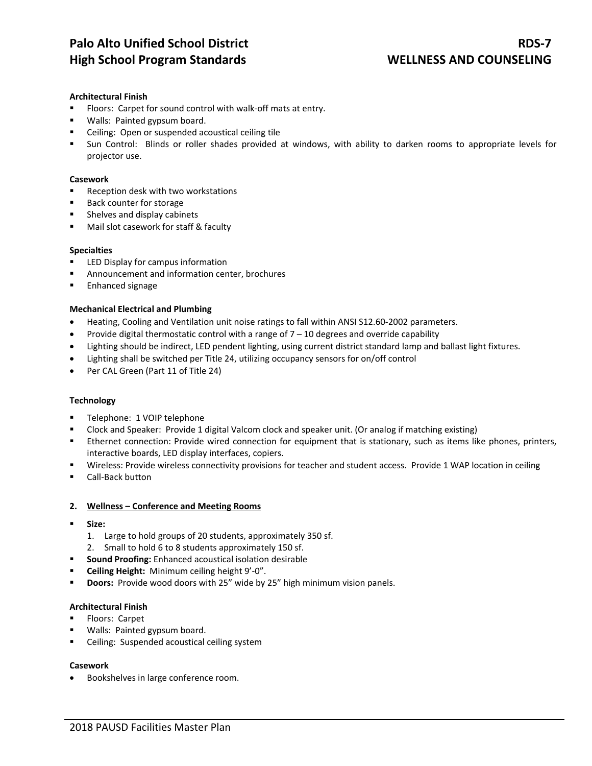**Architectural Finish**

- Floors: Carpet for sound control with walk-off mats at entry.
- Walls: Painted gypsum board.
- Ceiling: Open or suspended acoustical ceiling tile
- Sun Control: Blinds or roller shades provided at windows, with ability to darken rooms to appropriate levels for projector use.

**Casework**

- Reception desk with two workstations
- Back counter for storage
- Shelves and display cabinets
- Mail slot casework for staff & faculty

**Specialties**

- LED Display for campus information
- Announcement and information center, brochures
- Enhanced signage

**Mechanical Electrical and Plumbing**

- Heating, Cooling and Ventilation unit noise ratings to fall within ANSI S12.60-2002 parameters.
- Provide digital thermostatic control with a range of 7 – 10 degrees and override capability
- Lighting should be indirect, LED pendent lighting, using current district standard lamp and ballast light fixtures.
- Lighting shall be switched per Title 24, utilizing occupancy sensors for on/off control
- Per CAL Green (Part 11 of Title 24)

**Technology**

- Telephone: 1 VOIP telephone
- Clock and Speaker: Provide 1 digital Valcom clock and speaker unit. (Or analog if matching existing)
- Ethernet connection: Provide wired connection for equipment that is stationary, such as items like phones, printers, interactive boards, LED display interfaces, copiers.
- Wireless: Provide wireless connectivity provisions for teacher and student access. Provide 1 WAP location in ceiling
- Call-Back button

**2. <u>Wellness – Conference and Meeting Rooms</u>**

- **Size:**
  1. Large to hold groups of 20 students, approximately 350 sf.
  2. Small to hold 6 to 8 students approximately 150 sf.
- **Sound Proofing:** Enhanced acoustical isolation desirable
- **Ceiling Height:** Minimum ceiling height 9'-0".
- **Doors:** Provide wood doors with 25" wide by 25" high minimum vision panels.

**Architectural Finish**

- Floors: Carpet
- Walls: Painted gypsum board.
- Ceiling: Suspended acoustical ceiling system

**Casework**

- Bookshelves in large conference room.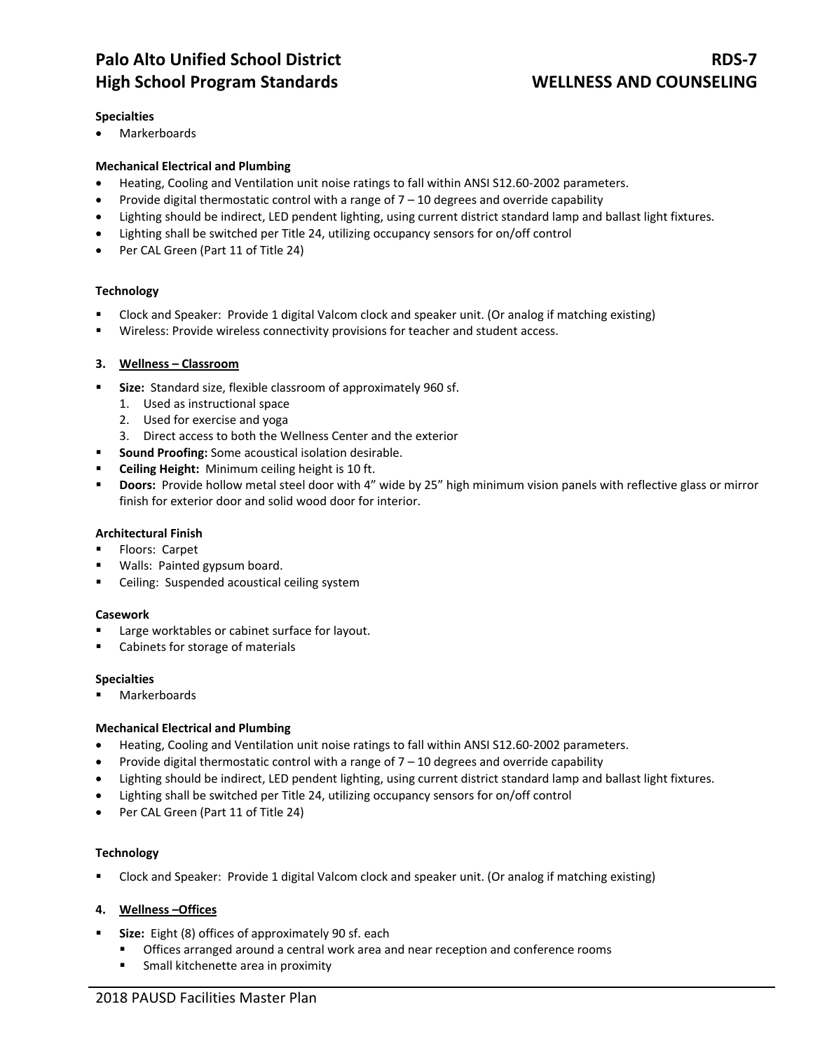**Specialties**

- Markerboards

**Mechanical Electrical and Plumbing**

- Heating, Cooling and Ventilation unit noise ratings to fall within ANSI S12.60-2002 parameters.
- Provide digital thermostatic control with a range of 7 – 10 degrees and override capability
- Lighting should be indirect, LED pendent lighting, using current district standard lamp and ballast light fixtures.
- Lighting shall be switched per Title 24, utilizing occupancy sensors for on/off control
- Per CAL Green (Part 11 of Title 24)

**Technology**

- Clock and Speaker: Provide 1 digital Valcom clock and speaker unit. (Or analog if matching existing)
- Wireless: Provide wireless connectivity provisions for teacher and student access.

**3. <u>Wellness – Classroom</u>**

- **Size:** Standard size, flexible classroom of approximately 960 sf.
  1. Used as instructional space
  2. Used for exercise and yoga
  3. Direct access to both the Wellness Center and the exterior
- **Sound Proofing:** Some acoustical isolation desirable.
- **Ceiling Height:** Minimum ceiling height is 10 ft.
- **Doors:** Provide hollow metal steel door with 4" wide by 25" high minimum vision panels with reflective glass or mirror finish for exterior door and solid wood door for interior.

**Architectural Finish**

- Floors: Carpet
- Walls: Painted gypsum board.
- Ceiling: Suspended acoustical ceiling system

**Casework**

- Large worktables or cabinet surface for layout.
- Cabinets for storage of materials

**Specialties**

- Markerboards

**Mechanical Electrical and Plumbing**

- Heating, Cooling and Ventilation unit noise ratings to fall within ANSI S12.60-2002 parameters.
- Provide digital thermostatic control with a range of 7 – 10 degrees and override capability
- Lighting should be indirect, LED pendent lighting, using current district standard lamp and ballast light fixtures.
- Lighting shall be switched per Title 24, utilizing occupancy sensors for on/off control
- Per CAL Green (Part 11 of Title 24)

**Technology**

- Clock and Speaker: Provide 1 digital Valcom clock and speaker unit. (Or analog if matching existing)

**4. <u>Wellness –Offices</u>**

- **Size:** Eight (8) offices of approximately 90 sf. each
  - Offices arranged around a central work area and near reception and conference rooms
  - Small kitchenette area in proximity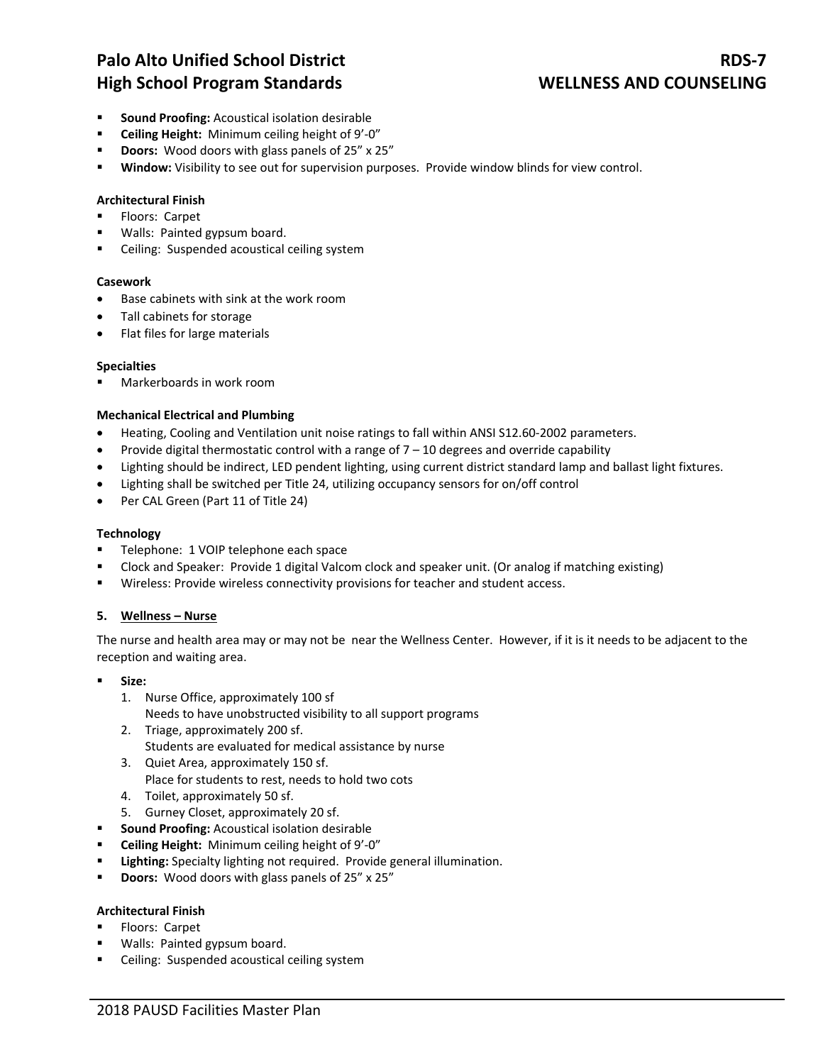- **Sound Proofing:** Acoustical isolation desirable
- **Ceiling Height:** Minimum ceiling height of 9'-0"
- **Doors:** Wood doors with glass panels of 25" x 25"
- **Window:** Visibility to see out for supervision purposes. Provide window blinds for view control.

**Architectural Finish**

- Floors: Carpet
- Walls: Painted gypsum board.
- Ceiling: Suspended acoustical ceiling system

**Casework**

- Base cabinets with sink at the work room
- Tall cabinets for storage
- Flat files for large materials

**Specialties**

- Markerboards in work room

**Mechanical Electrical and Plumbing**

- Heating, Cooling and Ventilation unit noise ratings to fall within ANSI S12.60-2002 parameters.
- Provide digital thermostatic control with a range of 7 – 10 degrees and override capability
- Lighting should be indirect, LED pendent lighting, using current district standard lamp and ballast light fixtures.
- Lighting shall be switched per Title 24, utilizing occupancy sensors for on/off control
- Per CAL Green (Part 11 of Title 24)

**Technology**

- Telephone: 1 VOIP telephone each space
- Clock and Speaker: Provide 1 digital Valcom clock and speaker unit. (Or analog if matching existing)
- Wireless: Provide wireless connectivity provisions for teacher and student access.

**5. <u>Wellness – Nurse</u>**

The nurse and health area may or may not be near the Wellness Center. However, if it is it needs to be adjacent to the reception and waiting area.

- **Size:**
  1. Nurse Office, approximately 100 sf
     Needs to have unobstructed visibility to all support programs
  2. Triage, approximately 200 sf.
     Students are evaluated for medical assistance by nurse
  3. Quiet Area, approximately 150 sf.
     Place for students to rest, needs to hold two cots
  4. Toilet, approximately 50 sf.
  5. Gurney Closet, approximately 20 sf.
- **Sound Proofing:** Acoustical isolation desirable
- **Ceiling Height:** Minimum ceiling height of 9'-0"
- **Lighting:** Specialty lighting not required. Provide general illumination.
- **Doors:** Wood doors with glass panels of 25" x 25"

**Architectural Finish**

- Floors: Carpet
- Walls: Painted gypsum board.
- Ceiling: Suspended acoustical ceiling system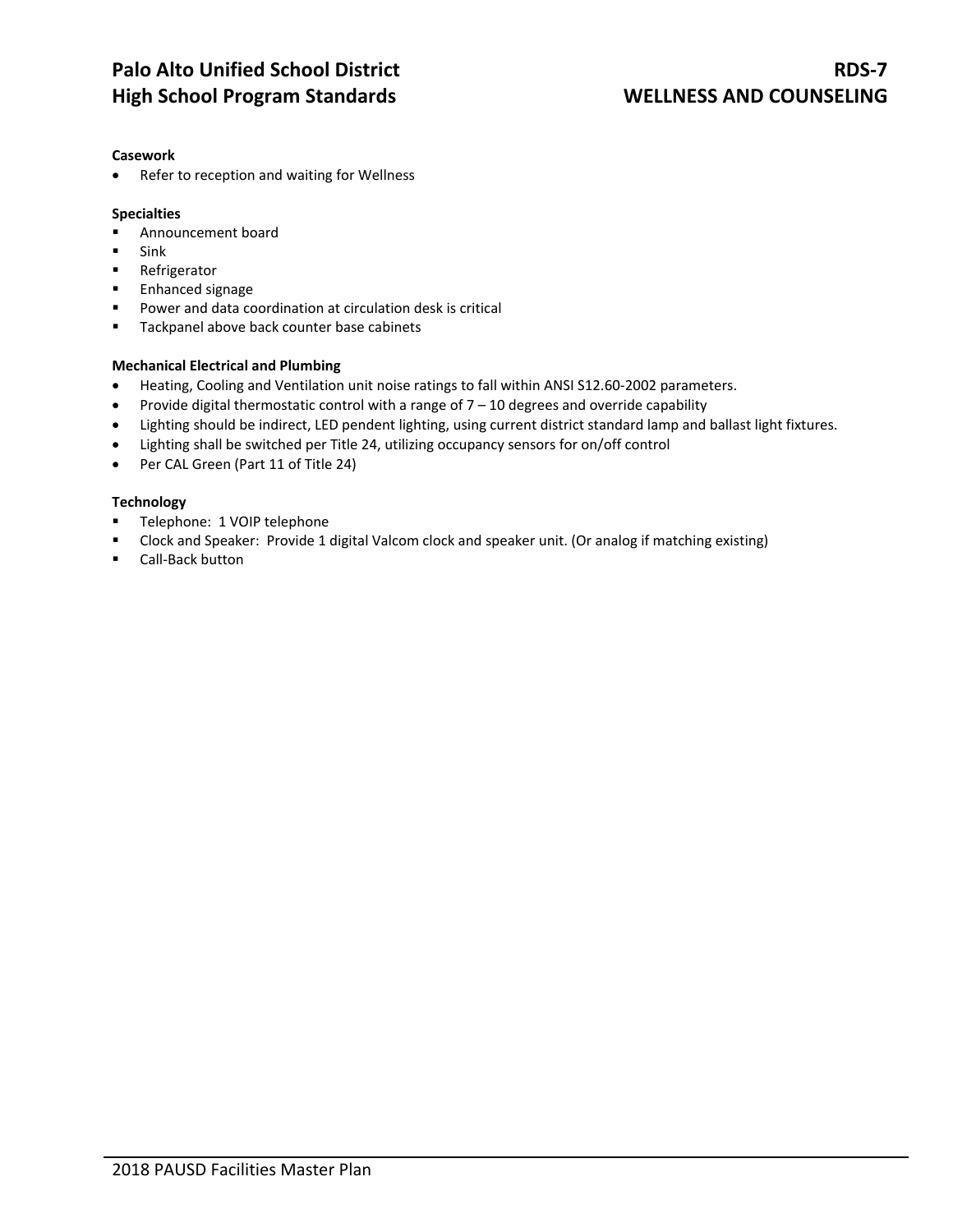**Casework**

- Refer to reception and waiting for Wellness

**Specialties**

- Announcement board
- Sink
- Refrigerator
- Enhanced signage
- Power and data coordination at circulation desk is critical
- Tackpanel above back counter base cabinets

**Mechanical Electrical and Plumbing**

- Heating, Cooling and Ventilation unit noise ratings to fall within ANSI S12.60-2002 parameters.
- Provide digital thermostatic control with a range of 7 – 10 degrees and override capability
- Lighting should be indirect, LED pendent lighting, using current district standard lamp and ballast light fixtures.
- Lighting shall be switched per Title 24, utilizing occupancy sensors for on/off control
- Per CAL Green (Part 11 of Title 24)

**Technology**

- Telephone: 1 VOIP telephone
- Clock and Speaker: Provide 1 digital Valcom clock and speaker unit. (Or analog if matching existing)
- Call-Back button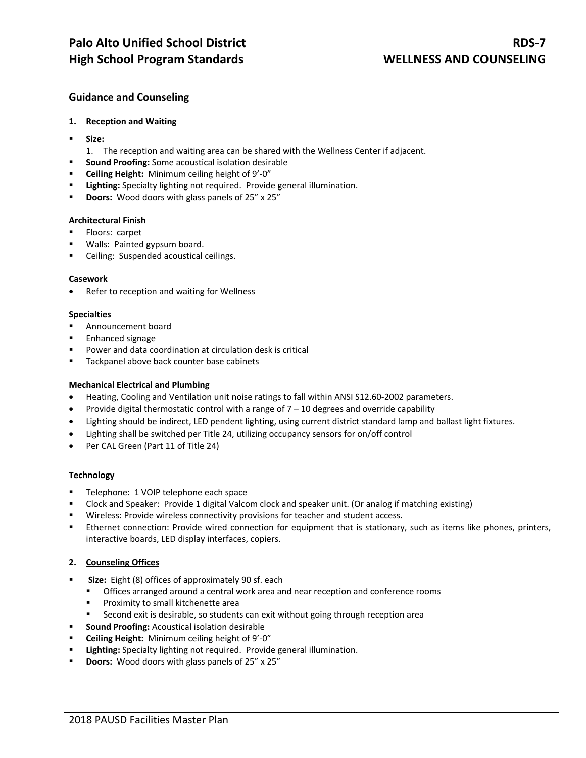## Guidance and Counseling

### 1. Reception and Waiting

- **Size:**
  1. The reception and waiting area can be shared with the Wellness Center if adjacent.
- **Sound Proofing:** Some acoustical isolation desirable
- **Ceiling Height:** Minimum ceiling height of 9'-0"
- **Lighting:** Specialty lighting not required. Provide general illumination.
- **Doors:** Wood doors with glass panels of 25" x 25"

**Architectural Finish**

- Floors: carpet
- Walls: Painted gypsum board.
- Ceiling: Suspended acoustical ceilings.

**Casework**

- Refer to reception and waiting for Wellness

**Specialties**

- Announcement board
- Enhanced signage
- Power and data coordination at circulation desk is critical
- Tackpanel above back counter base cabinets

**Mechanical Electrical and Plumbing**

- Heating, Cooling and Ventilation unit noise ratings to fall within ANSI S12.60-2002 parameters.
- Provide digital thermostatic control with a range of 7 – 10 degrees and override capability
- Lighting should be indirect, LED pendent lighting, using current district standard lamp and ballast light fixtures.
- Lighting shall be switched per Title 24, utilizing occupancy sensors for on/off control
- Per CAL Green (Part 11 of Title 24)

**Technology**

- Telephone: 1 VOIP telephone each space
- Clock and Speaker: Provide 1 digital Valcom clock and speaker unit. (Or analog if matching existing)
- Wireless: Provide wireless connectivity provisions for teacher and student access.
- Ethernet connection: Provide wired connection for equipment that is stationary, such as items like phones, printers, interactive boards, LED display interfaces, copiers.

### 2. Counseling Offices

- **Size:** Eight (8) offices of approximately 90 sf. each
  - Offices arranged around a central work area and near reception and conference rooms
  - Proximity to small kitchenette area
  - Second exit is desirable, so students can exit without going through reception area
- **Sound Proofing:** Acoustical isolation desirable
- **Ceiling Height:** Minimum ceiling height of 9'-0"
- **Lighting:** Specialty lighting not required. Provide general illumination.
- **Doors:** Wood doors with glass panels of 25" x 25"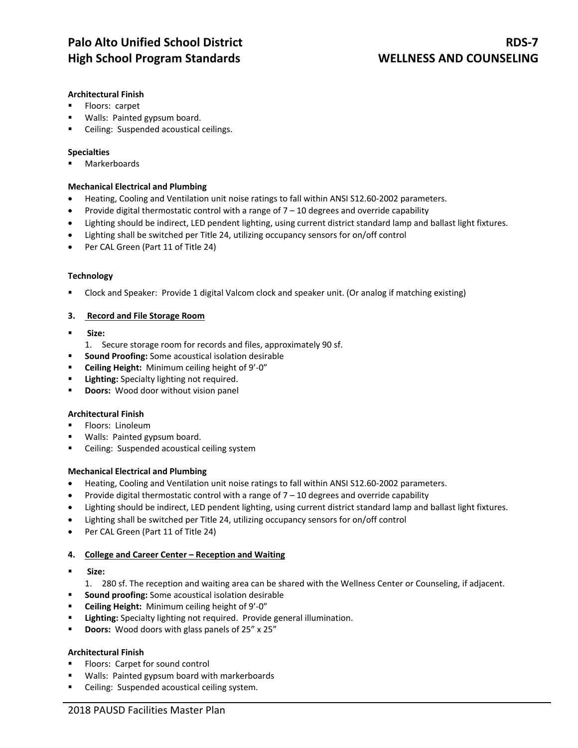**Architectural Finish**

- Floors: carpet
- Walls: Painted gypsum board.
- Ceiling: Suspended acoustical ceilings.

**Specialties**

- Markerboards

**Mechanical Electrical and Plumbing**

- Heating, Cooling and Ventilation unit noise ratings to fall within ANSI S12.60-2002 parameters.
- Provide digital thermostatic control with a range of 7 – 10 degrees and override capability
- Lighting should be indirect, LED pendent lighting, using current district standard lamp and ballast light fixtures.
- Lighting shall be switched per Title 24, utilizing occupancy sensors for on/off control
- Per CAL Green (Part 11 of Title 24)

**Technology**

- Clock and Speaker: Provide 1 digital Valcom clock and speaker unit. (Or analog if matching existing)

**3. Record and File Storage Room**

- **Size:**
  1. Secure storage room for records and files, approximately 90 sf.
- **Sound Proofing:** Some acoustical isolation desirable
- **Ceiling Height:** Minimum ceiling height of 9'-0"
- **Lighting:** Specialty lighting not required.
- **Doors:** Wood door without vision panel

**Architectural Finish**

- Floors: Linoleum
- Walls: Painted gypsum board.
- Ceiling: Suspended acoustical ceiling system

**Mechanical Electrical and Plumbing**

- Heating, Cooling and Ventilation unit noise ratings to fall within ANSI S12.60-2002 parameters.
- Provide digital thermostatic control with a range of 7 – 10 degrees and override capability
- Lighting should be indirect, LED pendent lighting, using current district standard lamp and ballast light fixtures.
- Lighting shall be switched per Title 24, utilizing occupancy sensors for on/off control
- Per CAL Green (Part 11 of Title 24)

**4. College and Career Center – Reception and Waiting**

- **Size:**
  1. 280 sf. The reception and waiting area can be shared with the Wellness Center or Counseling, if adjacent.
- **Sound proofing:** Some acoustical isolation desirable
- **Ceiling Height:** Minimum ceiling height of 9'-0"
- **Lighting:** Specialty lighting not required. Provide general illumination.
- **Doors:** Wood doors with glass panels of 25" x 25"

**Architectural Finish**

- Floors: Carpet for sound control
- Walls: Painted gypsum board with markerboards
- Ceiling: Suspended acoustical ceiling system.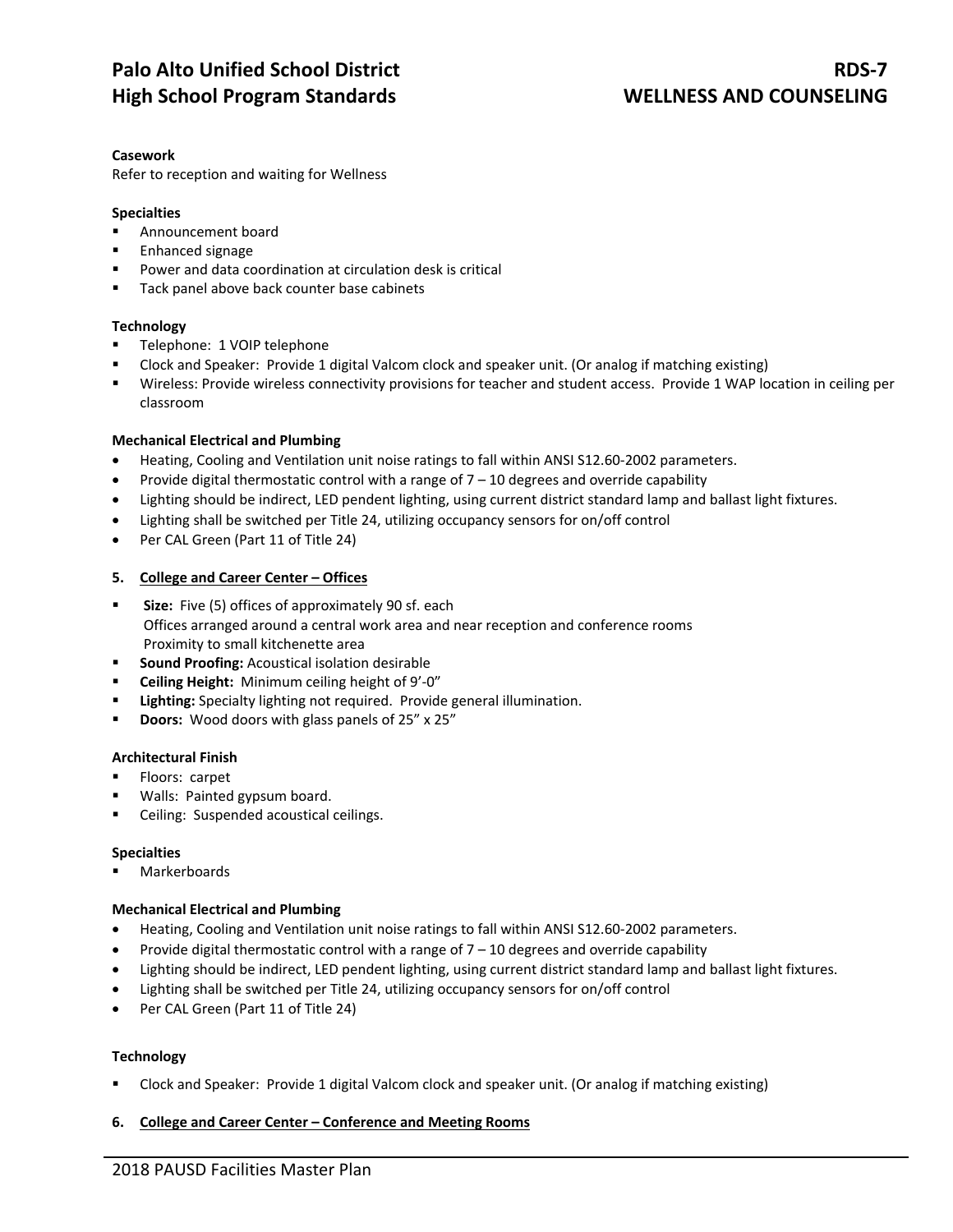**Casework**
Refer to reception and waiting for Wellness

**Specialties**
- Announcement board
- Enhanced signage
- Power and data coordination at circulation desk is critical
- Tack panel above back counter base cabinets

**Technology**
- Telephone: 1 VOIP telephone
- Clock and Speaker: Provide 1 digital Valcom clock and speaker unit. (Or analog if matching existing)
- Wireless: Provide wireless connectivity provisions for teacher and student access. Provide 1 WAP location in ceiling per classroom

**Mechanical Electrical and Plumbing**
- Heating, Cooling and Ventilation unit noise ratings to fall within ANSI S12.60-2002 parameters.
- Provide digital thermostatic control with a range of 7 – 10 degrees and override capability
- Lighting should be indirect, LED pendent lighting, using current district standard lamp and ballast light fixtures.
- Lighting shall be switched per Title 24, utilizing occupancy sensors for on/off control
- Per CAL Green (Part 11 of Title 24)

**5. College and Career Center – Offices**

- **Size:** Five (5) offices of approximately 90 sf. each
  Offices arranged around a central work area and near reception and conference rooms
  Proximity to small kitchenette area
- **Sound Proofing:** Acoustical isolation desirable
- **Ceiling Height:** Minimum ceiling height of 9'-0"
- **Lighting:** Specialty lighting not required. Provide general illumination.
- **Doors:** Wood doors with glass panels of 25" x 25"

**Architectural Finish**
- Floors: carpet
- Walls: Painted gypsum board.
- Ceiling: Suspended acoustical ceilings.

**Specialties**
- Markerboards

**Mechanical Electrical and Plumbing**
- Heating, Cooling and Ventilation unit noise ratings to fall within ANSI S12.60-2002 parameters.
- Provide digital thermostatic control with a range of 7 – 10 degrees and override capability
- Lighting should be indirect, LED pendent lighting, using current district standard lamp and ballast light fixtures.
- Lighting shall be switched per Title 24, utilizing occupancy sensors for on/off control
- Per CAL Green (Part 11 of Title 24)

**Technology**

- Clock and Speaker: Provide 1 digital Valcom clock and speaker unit. (Or analog if matching existing)

**6. College and Career Center – Conference and Meeting Rooms**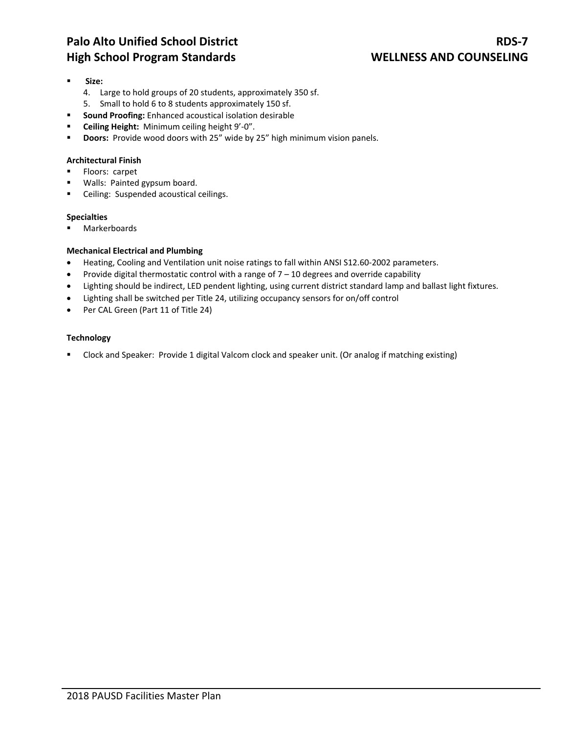- **Size:**
  4. Large to hold groups of 20 students, approximately 350 sf.
  5. Small to hold 6 to 8 students approximately 150 sf.
- **Sound Proofing:** Enhanced acoustical isolation desirable
- **Ceiling Height:** Minimum ceiling height 9'-0".
- **Doors:** Provide wood doors with 25" wide by 25" high minimum vision panels.

**Architectural Finish**

- Floors: carpet
- Walls: Painted gypsum board.
- Ceiling: Suspended acoustical ceilings.

**Specialties**

- Markerboards

**Mechanical Electrical and Plumbing**

- Heating, Cooling and Ventilation unit noise ratings to fall within ANSI S12.60-2002 parameters.
- Provide digital thermostatic control with a range of 7 – 10 degrees and override capability
- Lighting should be indirect, LED pendent lighting, using current district standard lamp and ballast light fixtures.
- Lighting shall be switched per Title 24, utilizing occupancy sensors for on/off control
- Per CAL Green (Part 11 of Title 24)

**Technology**

- Clock and Speaker: Provide 1 digital Valcom clock and speaker unit. (Or analog if matching existing)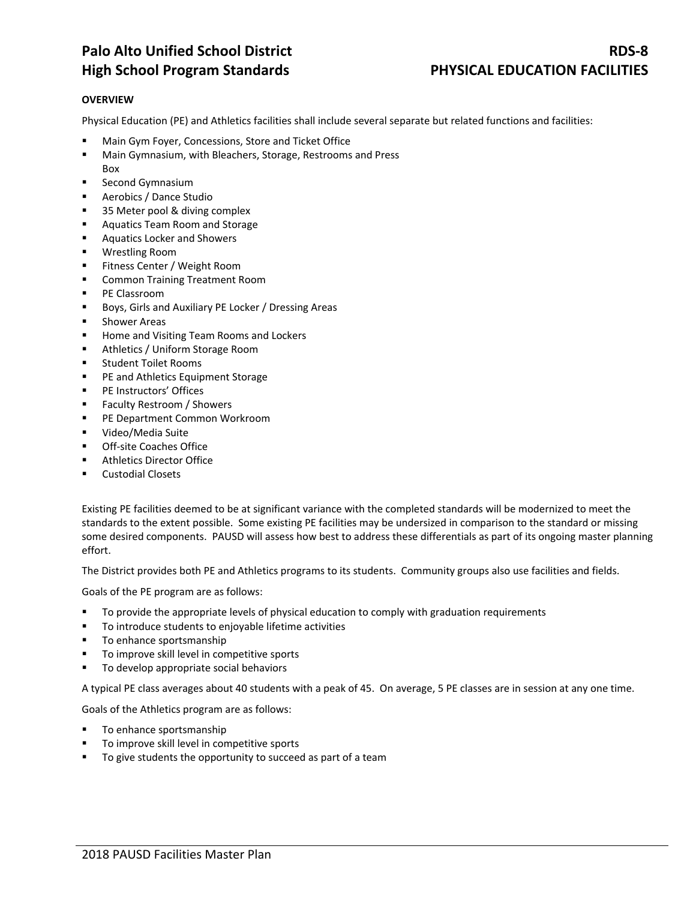# Palo Alto Unified School District — RDS-8
## High School Program Standards — PHYSICAL EDUCATION FACILITIES

**OVERVIEW**

Physical Education (PE) and Athletics facilities shall include several separate but related functions and facilities:

- Main Gym Foyer, Concessions, Store and Ticket Office
- Main Gymnasium, with Bleachers, Storage, Restrooms and Press Box
- Second Gymnasium
- Aerobics / Dance Studio
- 35 Meter pool & diving complex
- Aquatics Team Room and Storage
- Aquatics Locker and Showers
- Wrestling Room
- Fitness Center / Weight Room
- Common Training Treatment Room
- PE Classroom
- Boys, Girls and Auxiliary PE Locker / Dressing Areas
- Shower Areas
- Home and Visiting Team Rooms and Lockers
- Athletics / Uniform Storage Room
- Student Toilet Rooms
- PE and Athletics Equipment Storage
- PE Instructors' Offices
- Faculty Restroom / Showers
- PE Department Common Workroom
- Video/Media Suite
- Off-site Coaches Office
- Athletics Director Office
- Custodial Closets

Existing PE facilities deemed to be at significant variance with the completed standards will be modernized to meet the standards to the extent possible. Some existing PE facilities may be undersized in comparison to the standard or missing some desired components. PAUSD will assess how best to address these differentials as part of its ongoing master planning effort.

The District provides both PE and Athletics programs to its students. Community groups also use facilities and fields.

Goals of the PE program are as follows:

- To provide the appropriate levels of physical education to comply with graduation requirements
- To introduce students to enjoyable lifetime activities
- To enhance sportsmanship
- To improve skill level in competitive sports
- To develop appropriate social behaviors

A typical PE class averages about 40 students with a peak of 45. On average, 5 PE classes are in session at any one time.

Goals of the Athletics program are as follows:

- To enhance sportsmanship
- To improve skill level in competitive sports
- To give students the opportunity to succeed as part of a team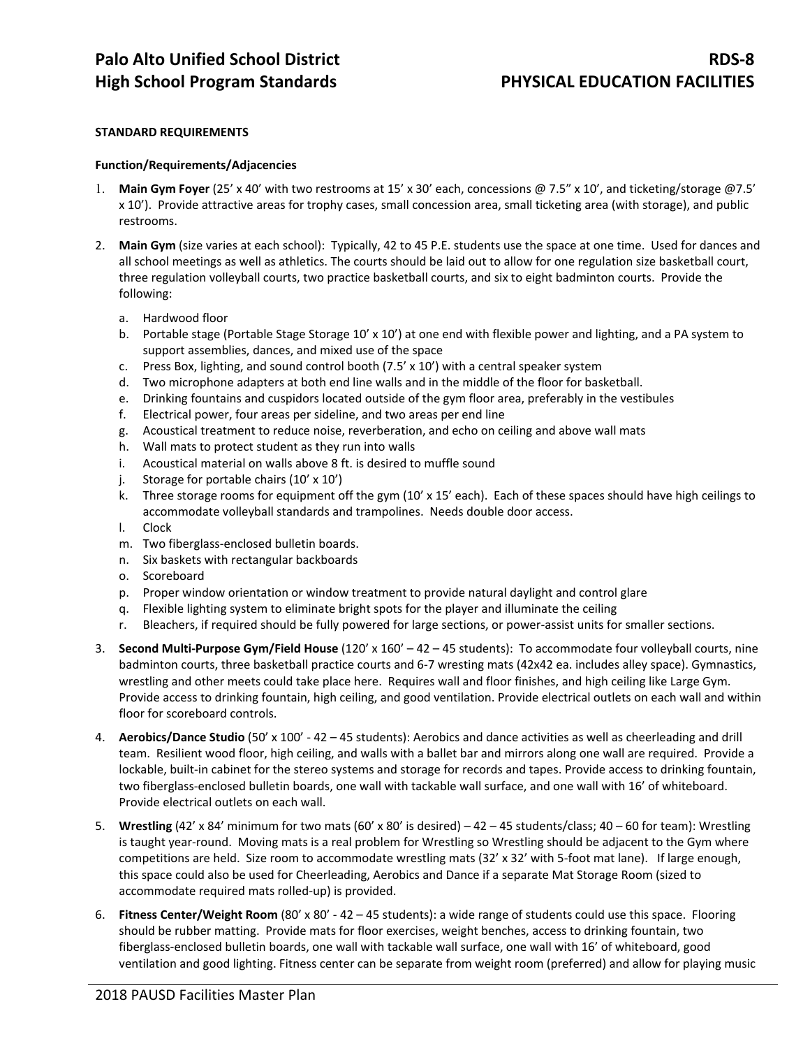# Palo Alto Unified School District — RDS-8
## High School Program Standards — PHYSICAL EDUCATION FACILITIES

**STANDARD REQUIREMENTS**

**Function/Requirements/Adjacencies**

1. **Main Gym Foyer** (25' x 40' with two restrooms at 15' x 30' each, concessions @ 7.5" x 10', and ticketing/storage @7.5' x 10'). Provide attractive areas for trophy cases, small concession area, small ticketing area (with storage), and public restrooms.

2. **Main Gym** (size varies at each school): Typically, 42 to 45 P.E. students use the space at one time. Used for dances and all school meetings as well as athletics. The courts should be laid out to allow for one regulation size basketball court, three regulation volleyball courts, two practice basketball courts, and six to eight badminton courts. Provide the following:

   a. Hardwood floor
   b. Portable stage (Portable Stage Storage 10' x 10') at one end with flexible power and lighting, and a PA system to support assemblies, dances, and mixed use of the space
   c. Press Box, lighting, and sound control booth (7.5' x 10') with a central speaker system
   d. Two microphone adapters at both end line walls and in the middle of the floor for basketball.
   e. Drinking fountains and cuspidors located outside of the gym floor area, preferably in the vestibules
   f. Electrical power, four areas per sideline, and two areas per end line
   g. Acoustical treatment to reduce noise, reverberation, and echo on ceiling and above wall mats
   h. Wall mats to protect student as they run into walls
   i. Acoustical material on walls above 8 ft. is desired to muffle sound
   j. Storage for portable chairs (10' x 10')
   k. Three storage rooms for equipment off the gym (10' x 15' each). Each of these spaces should have high ceilings to accommodate volleyball standards and trampolines. Needs double door access.
   l. Clock
   m. Two fiberglass-enclosed bulletin boards.
   n. Six baskets with rectangular backboards
   o. Scoreboard
   p. Proper window orientation or window treatment to provide natural daylight and control glare
   q. Flexible lighting system to eliminate bright spots for the player and illuminate the ceiling
   r. Bleachers, if required should be fully powered for large sections, or power-assist units for smaller sections.

3. **Second Multi-Purpose Gym/Field House** (120' x 160' – 42 – 45 students): To accommodate four volleyball courts, nine badminton courts, three basketball practice courts and 6-7 wresting mats (42x42 ea. includes alley space). Gymnastics, wrestling and other meets could take place here. Requires wall and floor finishes, and high ceiling like Large Gym. Provide access to drinking fountain, high ceiling, and good ventilation. Provide electrical outlets on each wall and within floor for scoreboard controls.

4. **Aerobics/Dance Studio** (50' x 100' - 42 – 45 students): Aerobics and dance activities as well as cheerleading and drill team. Resilient wood floor, high ceiling, and walls with a ballet bar and mirrors along one wall are required. Provide a lockable, built-in cabinet for the stereo systems and storage for records and tapes. Provide access to drinking fountain, two fiberglass-enclosed bulletin boards, one wall with tackable wall surface, and one wall with 16' of whiteboard. Provide electrical outlets on each wall.

5. **Wrestling** (42' x 84' minimum for two mats (60' x 80' is desired) – 42 – 45 students/class; 40 – 60 for team): Wrestling is taught year-round. Moving mats is a real problem for Wrestling so Wrestling should be adjacent to the Gym where competitions are held. Size room to accommodate wrestling mats (32' x 32' with 5-foot mat lane). If large enough, this space could also be used for Cheerleading, Aerobics and Dance if a separate Mat Storage Room (sized to accommodate required mats rolled-up) is provided.

6. **Fitness Center/Weight Room** (80' x 80' - 42 – 45 students): a wide range of students could use this space. Flooring should be rubber matting. Provide mats for floor exercises, weight benches, access to drinking fountain, two fiberglass-enclosed bulletin boards, one wall with tackable wall surface, one wall with 16' of whiteboard, good ventilation and good lighting. Fitness center can be separate from weight room (preferred) and allow for playing music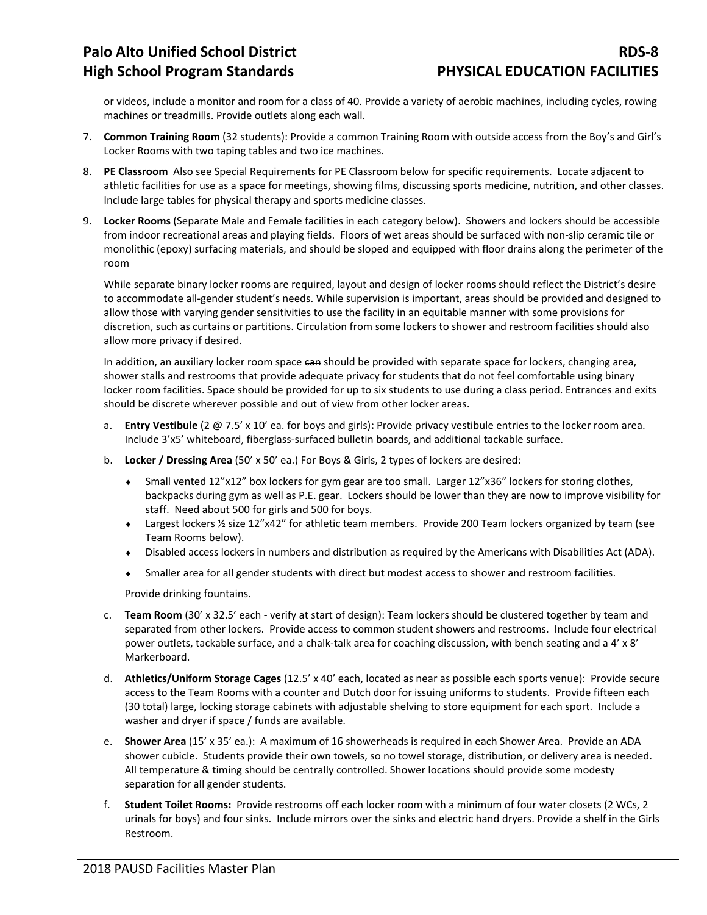or videos, include a monitor and room for a class of 40. Provide a variety of aerobic machines, including cycles, rowing machines or treadmills. Provide outlets along each wall.

7. **Common Training Room** (32 students): Provide a common Training Room with outside access from the Boy's and Girl's Locker Rooms with two taping tables and two ice machines.

8. **PE Classroom** Also see Special Requirements for PE Classroom below for specific requirements. Locate adjacent to athletic facilities for use as a space for meetings, showing films, discussing sports medicine, nutrition, and other classes. Include large tables for physical therapy and sports medicine classes.

9. **Locker Rooms** (Separate Male and Female facilities in each category below). Showers and lockers should be accessible from indoor recreational areas and playing fields. Floors of wet areas should be surfaced with non-slip ceramic tile or monolithic (epoxy) surfacing materials, and should be sloped and equipped with floor drains along the perimeter of the room

   While separate binary locker rooms are required, layout and design of locker rooms should reflect the District's desire to accommodate all-gender student's needs. While supervision is important, areas should be provided and designed to allow those with varying gender sensitivities to use the facility in an equitable manner with some provisions for discretion, such as curtains or partitions. Circulation from some lockers to shower and restroom facilities should also allow more privacy if desired.

   In addition, an auxiliary locker room space ~~can~~ should be provided with separate space for lockers, changing area, shower stalls and restrooms that provide adequate privacy for students that do not feel comfortable using binary locker room facilities. Space should be provided for up to six students to use during a class period. Entrances and exits should be discrete wherever possible and out of view from other locker areas.

   a. **Entry Vestibule** (2 @ 7.5' x 10' ea. for boys and girls)**:** Provide privacy vestibule entries to the locker room area. Include 3'x5' whiteboard, fiberglass-surfaced bulletin boards, and additional tackable surface.

   b. **Locker / Dressing Area** (50' x 50' ea.) For Boys & Girls, 2 types of lockers are desired:

      - Small vented 12"x12" box lockers for gym gear are too small. Larger 12"x36" lockers for storing clothes, backpacks during gym as well as P.E. gear. Lockers should be lower than they are now to improve visibility for staff. Need about 500 for girls and 500 for boys.
      - Largest lockers ½ size 12"x42" for athletic team members. Provide 200 Team lockers organized by team (see Team Rooms below).
      - Disabled access lockers in numbers and distribution as required by the Americans with Disabilities Act (ADA).
      - Smaller area for all gender students with direct but modest access to shower and restroom facilities.

      Provide drinking fountains.

   c. **Team Room** (30' x 32.5' each - verify at start of design): Team lockers should be clustered together by team and separated from other lockers. Provide access to common student showers and restrooms. Include four electrical power outlets, tackable surface, and a chalk-talk area for coaching discussion, with bench seating and a 4' x 8' Markerboard.

   d. **Athletics/Uniform Storage Cages** (12.5' x 40' each, located as near as possible each sports venue): Provide secure access to the Team Rooms with a counter and Dutch door for issuing uniforms to students. Provide fifteen each (30 total) large, locking storage cabinets with adjustable shelving to store equipment for each sport. Include a washer and dryer if space / funds are available.

   e. **Shower Area** (15' x 35' ea.): A maximum of 16 showerheads is required in each Shower Area. Provide an ADA shower cubicle. Students provide their own towels, so no towel storage, distribution, or delivery area is needed. All temperature & timing should be centrally controlled. Shower locations should provide some modesty separation for all gender students.

   f. **Student Toilet Rooms:** Provide restrooms off each locker room with a minimum of four water closets (2 WCs, 2 urinals for boys) and four sinks. Include mirrors over the sinks and electric hand dryers. Provide a shelf in the Girls Restroom.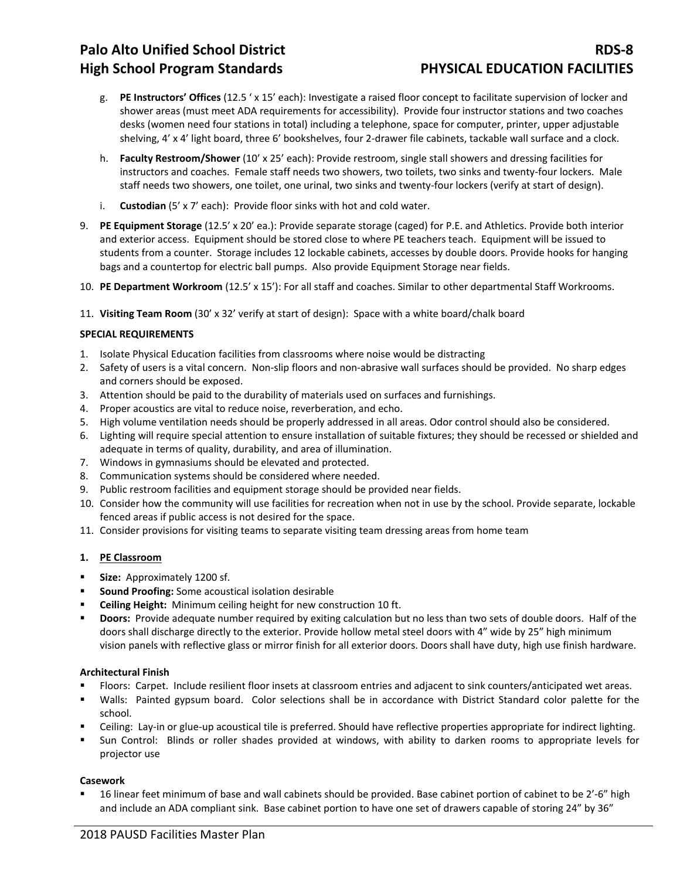g. **PE Instructors' Offices** (12.5 ' x 15' each): Investigate a raised floor concept to facilitate supervision of locker and shower areas (must meet ADA requirements for accessibility). Provide four instructor stations and two coaches desks (women need four stations in total) including a telephone, space for computer, printer, upper adjustable shelving, 4' x 4' light board, three 6' bookshelves, four 2-drawer file cabinets, tackable wall surface and a clock.

h. **Faculty Restroom/Shower** (10' x 25' each): Provide restroom, single stall showers and dressing facilities for instructors and coaches. Female staff needs two showers, two toilets, two sinks and twenty-four lockers. Male staff needs two showers, one toilet, one urinal, two sinks and twenty-four lockers (verify at start of design).

i. **Custodian** (5' x 7' each): Provide floor sinks with hot and cold water.

9. **PE Equipment Storage** (12.5' x 20' ea.): Provide separate storage (caged) for P.E. and Athletics. Provide both interior and exterior access. Equipment should be stored close to where PE teachers teach. Equipment will be issued to students from a counter. Storage includes 12 lockable cabinets, accesses by double doors. Provide hooks for hanging bags and a countertop for electric ball pumps. Also provide Equipment Storage near fields.

10. **PE Department Workroom** (12.5' x 15'): For all staff and coaches. Similar to other departmental Staff Workrooms.

11. **Visiting Team Room** (30' x 32' verify at start of design): Space with a white board/chalk board

**SPECIAL REQUIREMENTS**

1. Isolate Physical Education facilities from classrooms where noise would be distracting
2. Safety of users is a vital concern. Non-slip floors and non-abrasive wall surfaces should be provided. No sharp edges and corners should be exposed.
3. Attention should be paid to the durability of materials used on surfaces and furnishings.
4. Proper acoustics are vital to reduce noise, reverberation, and echo.
5. High volume ventilation needs should be properly addressed in all areas. Odor control should also be considered.
6. Lighting will require special attention to ensure installation of suitable fixtures; they should be recessed or shielded and adequate in terms of quality, durability, and area of illumination.
7. Windows in gymnasiums should be elevated and protected.
8. Communication systems should be considered where needed.
9. Public restroom facilities and equipment storage should be provided near fields.
10. Consider how the community will use facilities for recreation when not in use by the school. Provide separate, lockable fenced areas if public access is not desired for the space.
11. Consider provisions for visiting teams to separate visiting team dressing areas from home team

**1. <u>PE Classroom</u>**

- **Size:** Approximately 1200 sf.
- **Sound Proofing:** Some acoustical isolation desirable
- **Ceiling Height:** Minimum ceiling height for new construction 10 ft.
- **Doors:** Provide adequate number required by exiting calculation but no less than two sets of double doors. Half of the doors shall discharge directly to the exterior. Provide hollow metal steel doors with 4" wide by 25" high minimum vision panels with reflective glass or mirror finish for all exterior doors. Doors shall have duty, high use finish hardware.

**Architectural Finish**

- Floors: Carpet. Include resilient floor insets at classroom entries and adjacent to sink counters/anticipated wet areas.
- Walls: Painted gypsum board. Color selections shall be in accordance with District Standard color palette for the school.
- Ceiling: Lay-in or glue-up acoustical tile is preferred. Should have reflective properties appropriate for indirect lighting.
- Sun Control: Blinds or roller shades provided at windows, with ability to darken rooms to appropriate levels for projector use

**Casework**

- 16 linear feet minimum of base and wall cabinets should be provided. Base cabinet portion of cabinet to be 2'-6" high and include an ADA compliant sink. Base cabinet portion to have one set of drawers capable of storing 24" by 36"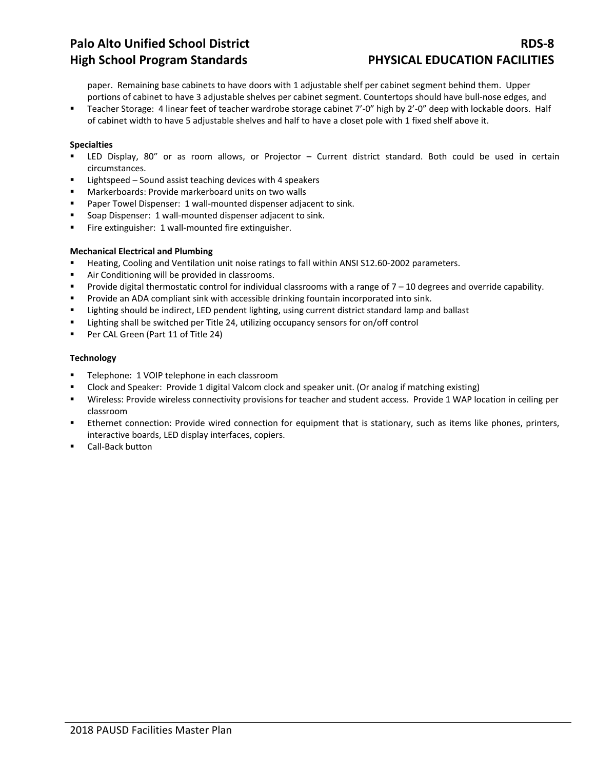paper. Remaining base cabinets to have doors with 1 adjustable shelf per cabinet segment behind them. Upper portions of cabinet to have 3 adjustable shelves per cabinet segment. Countertops should have bull-nose edges, and

- Teacher Storage: 4 linear feet of teacher wardrobe storage cabinet 7'-0" high by 2'-0" deep with lockable doors. Half of cabinet width to have 5 adjustable shelves and half to have a closet pole with 1 fixed shelf above it.

**Specialties**

- LED Display, 80" or as room allows, or Projector – Current district standard. Both could be used in certain circumstances.
- Lightspeed – Sound assist teaching devices with 4 speakers
- Markerboards: Provide markerboard units on two walls
- Paper Towel Dispenser: 1 wall-mounted dispenser adjacent to sink.
- Soap Dispenser: 1 wall-mounted dispenser adjacent to sink.
- Fire extinguisher: 1 wall-mounted fire extinguisher.

**Mechanical Electrical and Plumbing**

- Heating, Cooling and Ventilation unit noise ratings to fall within ANSI S12.60-2002 parameters.
- Air Conditioning will be provided in classrooms.
- Provide digital thermostatic control for individual classrooms with a range of 7 – 10 degrees and override capability.
- Provide an ADA compliant sink with accessible drinking fountain incorporated into sink.
- Lighting should be indirect, LED pendent lighting, using current district standard lamp and ballast
- Lighting shall be switched per Title 24, utilizing occupancy sensors for on/off control
- Per CAL Green (Part 11 of Title 24)

**Technology**

- Telephone: 1 VOIP telephone in each classroom
- Clock and Speaker: Provide 1 digital Valcom clock and speaker unit. (Or analog if matching existing)
- Wireless: Provide wireless connectivity provisions for teacher and student access. Provide 1 WAP location in ceiling per classroom
- Ethernet connection: Provide wired connection for equipment that is stationary, such as items like phones, printers, interactive boards, LED display interfaces, copiers.
- Call-Back button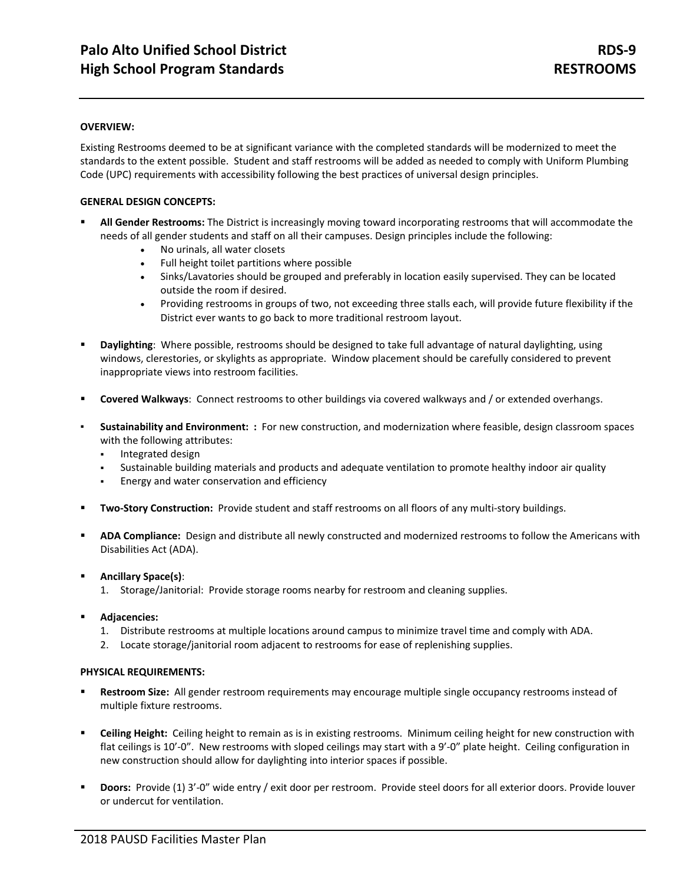**OVERVIEW:**

Existing Restrooms deemed to be at significant variance with the completed standards will be modernized to meet the standards to the extent possible. Student and staff restrooms will be added as needed to comply with Uniform Plumbing Code (UPC) requirements with accessibility following the best practices of universal design principles.

**GENERAL DESIGN CONCEPTS:**

- **All Gender Restrooms:** The District is increasingly moving toward incorporating restrooms that will accommodate the needs of all gender students and staff on all their campuses. Design principles include the following:
  - No urinals, all water closets
  - Full height toilet partitions where possible
  - Sinks/Lavatories should be grouped and preferably in location easily supervised. They can be located outside the room if desired.
  - Providing restrooms in groups of two, not exceeding three stalls each, will provide future flexibility if the District ever wants to go back to more traditional restroom layout.
- **Daylighting**: Where possible, restrooms should be designed to take full advantage of natural daylighting, using windows, clerestories, or skylights as appropriate. Window placement should be carefully considered to prevent inappropriate views into restroom facilities.
- **Covered Walkways**: Connect restrooms to other buildings via covered walkways and / or extended overhangs.
- **Sustainability and Environment: :** For new construction, and modernization where feasible, design classroom spaces with the following attributes:
  - Integrated design
  - Sustainable building materials and products and adequate ventilation to promote healthy indoor air quality
  - Energy and water conservation and efficiency
- **Two-Story Construction:** Provide student and staff restrooms on all floors of any multi-story buildings.
- **ADA Compliance:** Design and distribute all newly constructed and modernized restrooms to follow the Americans with Disabilities Act (ADA).
- **Ancillary Space(s)**:
  1. Storage/Janitorial: Provide storage rooms nearby for restroom and cleaning supplies.
- **Adjacencies:**
  1. Distribute restrooms at multiple locations around campus to minimize travel time and comply with ADA.
  2. Locate storage/janitorial room adjacent to restrooms for ease of replenishing supplies.

**PHYSICAL REQUIREMENTS:**

- **Restroom Size:** All gender restroom requirements may encourage multiple single occupancy restrooms instead of multiple fixture restrooms.
- **Ceiling Height:** Ceiling height to remain as is in existing restrooms. Minimum ceiling height for new construction with flat ceilings is 10'-0". New restrooms with sloped ceilings may start with a 9'-0" plate height. Ceiling configuration in new construction should allow for daylighting into interior spaces if possible.
- **Doors:** Provide (1) 3'-0" wide entry / exit door per restroom. Provide steel doors for all exterior doors. Provide louver or undercut for ventilation.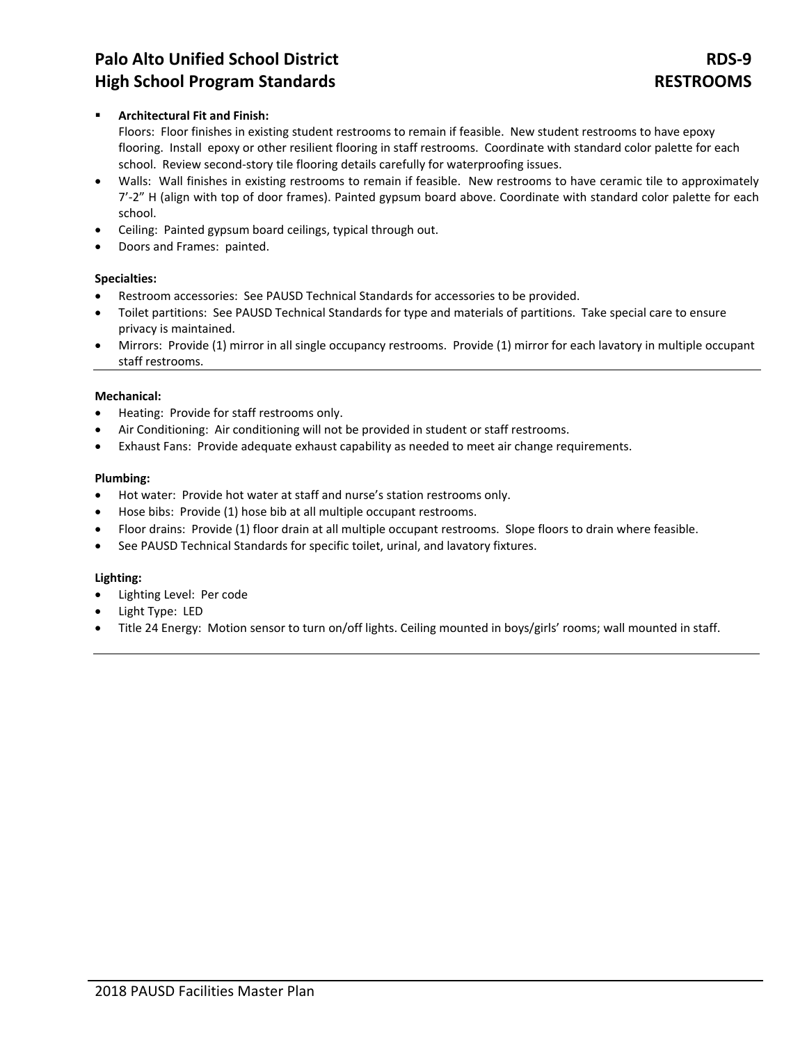- **Architectural Fit and Finish:**
  Floors: Floor finishes in existing student restrooms to remain if feasible. New student restrooms to have epoxy flooring. Install epoxy or other resilient flooring in staff restrooms. Coordinate with standard color palette for each school. Review second-story tile flooring details carefully for waterproofing issues.
- Walls: Wall finishes in existing restrooms to remain if feasible. New restrooms to have ceramic tile to approximately 7'-2" H (align with top of door frames). Painted gypsum board above. Coordinate with standard color palette for each school.
- Ceiling: Painted gypsum board ceilings, typical through out.
- Doors and Frames: painted.

**Specialties:**

- Restroom accessories: See PAUSD Technical Standards for accessories to be provided.
- Toilet partitions: See PAUSD Technical Standards for type and materials of partitions. Take special care to ensure privacy is maintained.
- Mirrors: Provide (1) mirror in all single occupancy restrooms. Provide (1) mirror for each lavatory in multiple occupant staff restrooms.

**Mechanical:**

- Heating: Provide for staff restrooms only.
- Air Conditioning: Air conditioning will not be provided in student or staff restrooms.
- Exhaust Fans: Provide adequate exhaust capability as needed to meet air change requirements.

**Plumbing:**

- Hot water: Provide hot water at staff and nurse's station restrooms only.
- Hose bibs: Provide (1) hose bib at all multiple occupant restrooms.
- Floor drains: Provide (1) floor drain at all multiple occupant restrooms. Slope floors to drain where feasible.
- See PAUSD Technical Standards for specific toilet, urinal, and lavatory fixtures.

**Lighting:**

- Lighting Level: Per code
- Light Type: LED
- Title 24 Energy: Motion sensor to turn on/off lights. Ceiling mounted in boys/girls' rooms; wall mounted in staff.